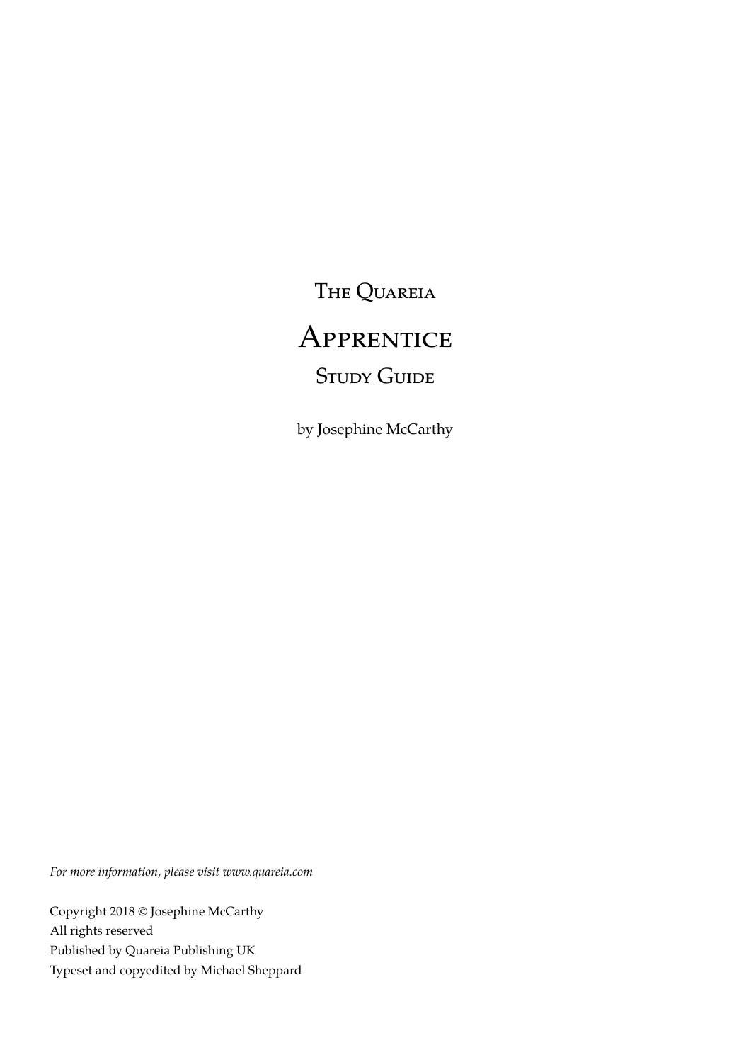# The Quareia

# Apprentice

## Study Guide

by Josephine McCarthy

*For more information, please visit www.quareia.com*

Copyright 2018 © Josephine McCarthy
All rights reserved
Published by Quareia Publishing UK
Typeset and copyedited by Michael Sheppard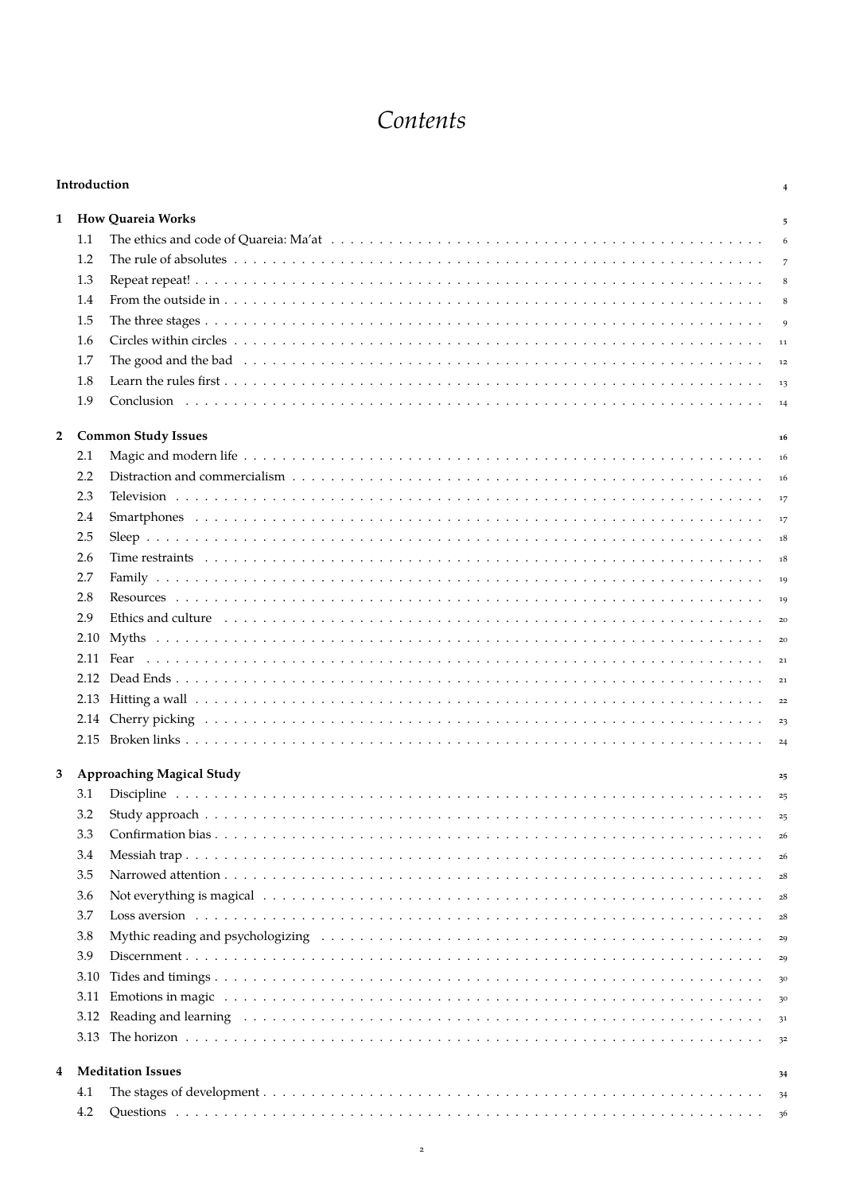# Contents

**Introduction** 4

**1 How Quareia Works** 5

- 1.1 The ethics and code of Quareia: Ma'at . . . 6
- 1.2 The rule of absolutes . . . 7
- 1.3 Repeat repeat! . . . 8
- 1.4 From the outside in . . . 8
- 1.5 The three stages . . . 9
- 1.6 Circles within circles . . . 11
- 1.7 The good and the bad . . . 12
- 1.8 Learn the rules first . . . 13
- 1.9 Conclusion . . . 14

**2 Common Study Issues** 16

- 2.1 Magic and modern life . . . 16
- 2.2 Distraction and commercialism . . . 16
- 2.3 Television . . . 17
- 2.4 Smartphones . . . 17
- 2.5 Sleep . . . 18
- 2.6 Time restraints . . . 18
- 2.7 Family . . . 19
- 2.8 Resources . . . 19
- 2.9 Ethics and culture . . . 20
- 2.10 Myths . . . 20
- 2.11 Fear . . . 21
- 2.12 Dead Ends . . . 21
- 2.13 Hitting a wall . . . 22
- 2.14 Cherry picking . . . 23
- 2.15 Broken links . . . 24

**3 Approaching Magical Study** 25

- 3.1 Discipline . . . 25
- 3.2 Study approach . . . 25
- 3.3 Confirmation bias . . . 26
- 3.4 Messiah trap . . . 26
- 3.5 Narrowed attention . . . 28
- 3.6 Not everything is magical . . . 28
- 3.7 Loss aversion . . . 28
- 3.8 Mythic reading and psychologizing . . . 29
- 3.9 Discernment . . . 29
- 3.10 Tides and timings . . . 30
- 3.11 Emotions in magic . . . 30
- 3.12 Reading and learning . . . 31
- 3.13 The horizon . . . 32

**4 Meditation Issues** 34

- 4.1 The stages of development . . . 34
- 4.2 Questions . . . 36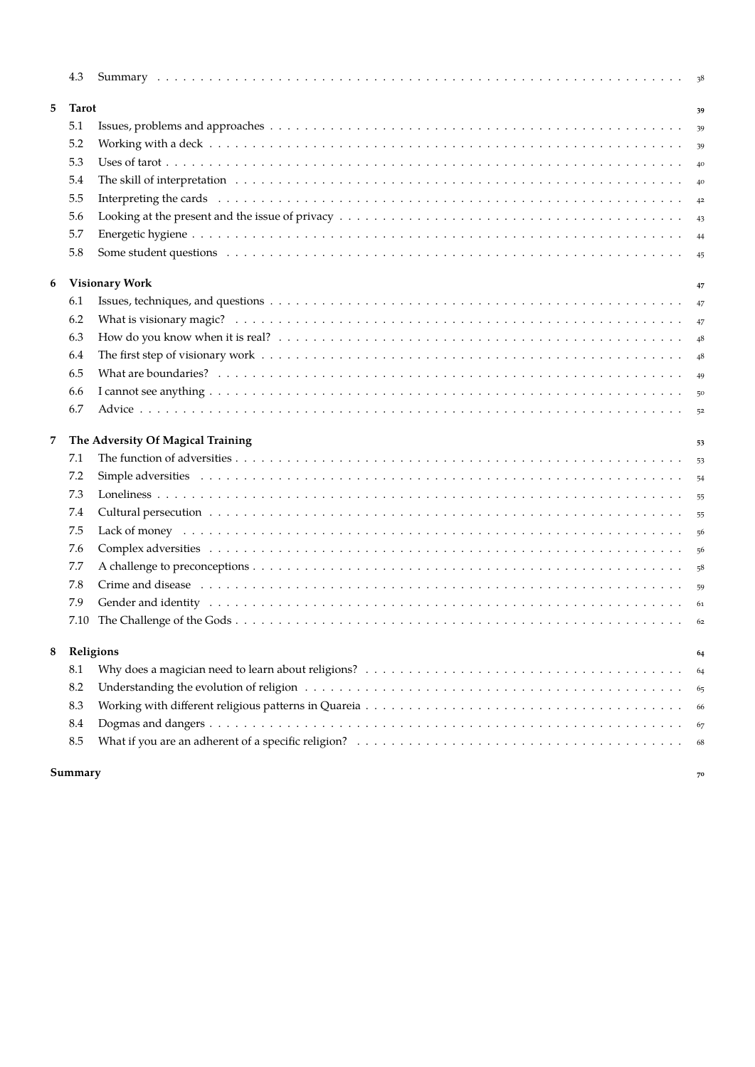- 4.3 Summary . . . 38

**5 Tarot** 39

- 5.1 Issues, problems and approaches . . . 39
- 5.2 Working with a deck . . . 39
- 5.3 Uses of tarot . . . 40
- 5.4 The skill of interpretation . . . 40
- 5.5 Interpreting the cards . . . 42
- 5.6 Looking at the present and the issue of privacy . . . 43
- 5.7 Energetic hygiene . . . 44
- 5.8 Some student questions . . . 45

**6 Visionary Work** 47

- 6.1 Issues, techniques, and questions . . . 47
- 6.2 What is visionary magic? . . . 47
- 6.3 How do you know when it is real? . . . 48
- 6.4 The first step of visionary work . . . 48
- 6.5 What are boundaries? . . . 49
- 6.6 I cannot see anything . . . 50
- 6.7 Advice . . . 52

**7 The Adversity Of Magical Training** 53

- 7.1 The function of adversities . . . 53
- 7.2 Simple adversities . . . 54
- 7.3 Loneliness . . . 55
- 7.4 Cultural persecution . . . 55
- 7.5 Lack of money . . . 56
- 7.6 Complex adversities . . . 56
- 7.7 A challenge to preconceptions . . . 58
- 7.8 Crime and disease . . . 59
- 7.9 Gender and identity . . . 61
- 7.10 The Challenge of the Gods . . . 62

**8 Religions** 64

- 8.1 Why does a magician need to learn about religions? . . . 64
- 8.2 Understanding the evolution of religion . . . 65
- 8.3 Working with different religious patterns in Quareia . . . 66
- 8.4 Dogmas and dangers . . . 67
- 8.5 What if you are an adherent of a specific religion? . . . 68

**Summary** 70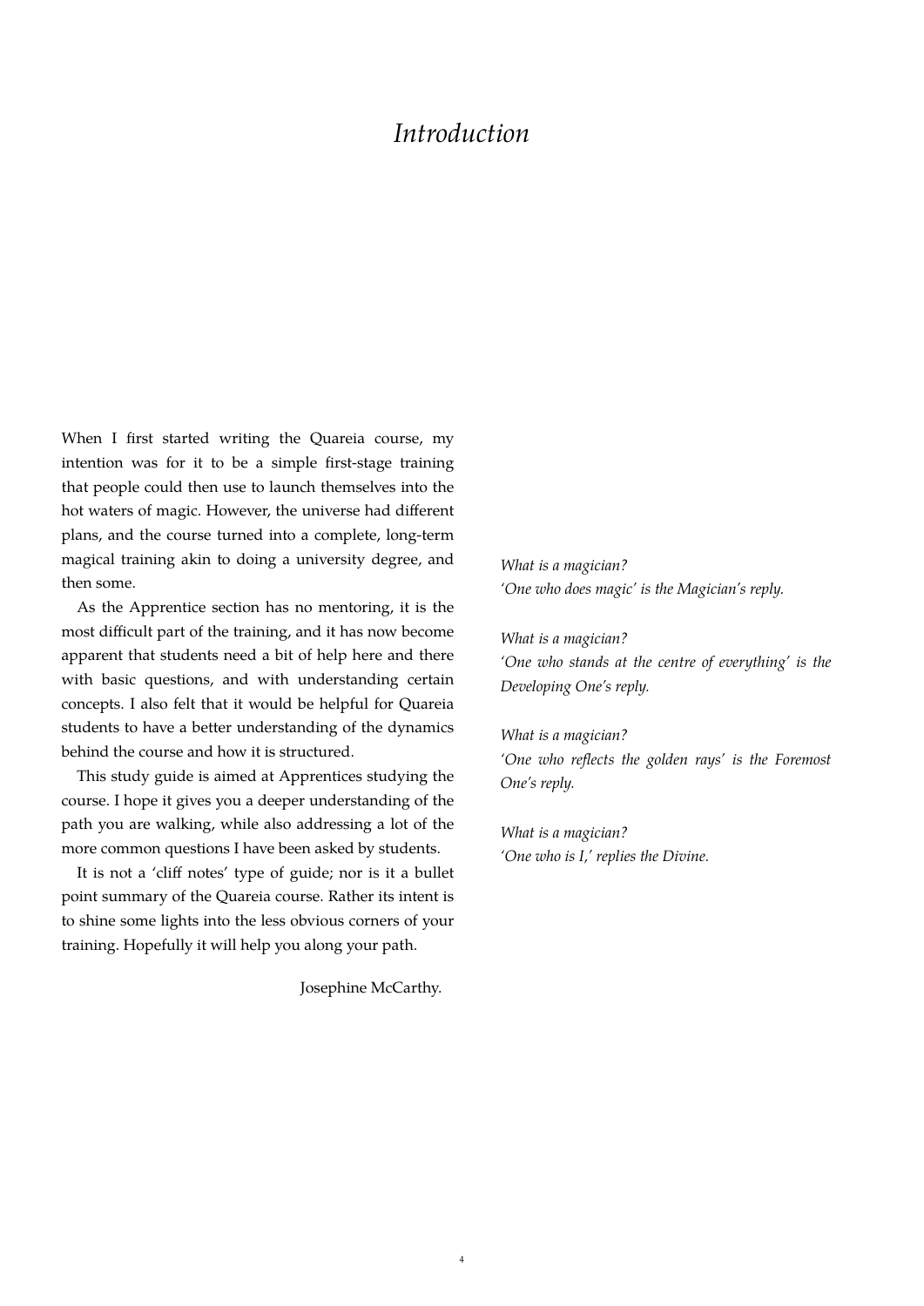# *Introduction*

When I first started writing the Quareia course, my intention was for it to be a simple first-stage training that people could then use to launch themselves into the hot waters of magic. However, the universe had different plans, and the course turned into a complete, long-term magical training akin to doing a university degree, and then some.

As the Apprentice section has no mentoring, it is the most difficult part of the training, and it has now become apparent that students need a bit of help here and there with basic questions, and with understanding certain concepts. I also felt that it would be helpful for Quareia students to have a better understanding of the dynamics behind the course and how it is structured.

This study guide is aimed at Apprentices studying the course. I hope it gives you a deeper understanding of the path you are walking, while also addressing a lot of the more common questions I have been asked by students.

It is not a 'cliff notes' type of guide; nor is it a bullet point summary of the Quareia course. Rather its intent is to shine some lights into the less obvious corners of your training. Hopefully it will help you along your path.

Josephine McCarthy.

*What is a magician?*
*'One who does magic' is the Magician's reply.*

*What is a magician?*
*'One who stands at the centre of everything' is the Developing One's reply.*

*What is a magician?*
*'One who reflects the golden rays' is the Foremost One's reply.*

*What is a magician?*
*'One who is I,' replies the Divine.*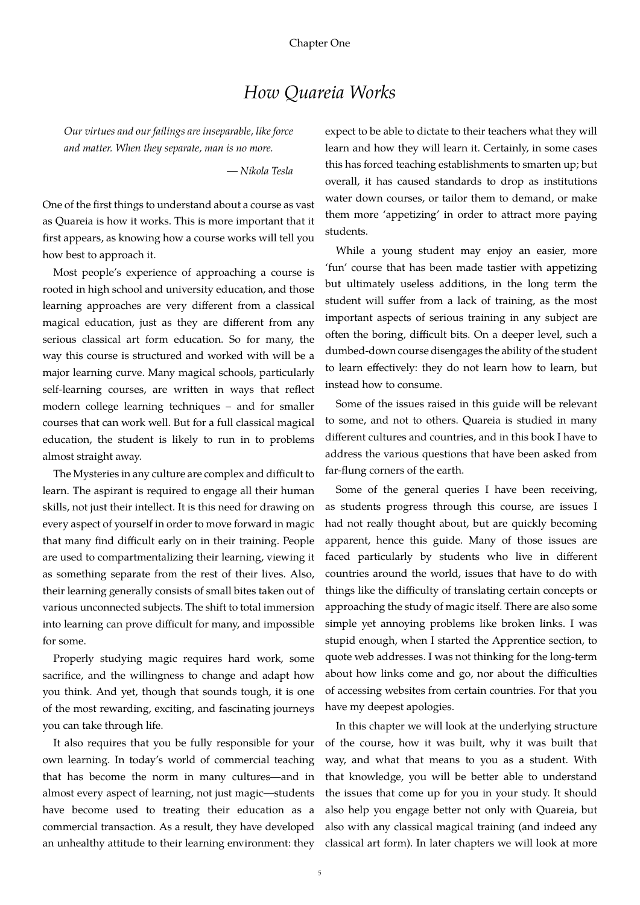Chapter One

# *How Quareia Works*

> *Our virtues and our failings are inseparable, like force and matter. When they separate, man is no more.*
>
> — *Nikola Tesla*

One of the first things to understand about a course as vast as Quareia is how it works. This is more important that it first appears, as knowing how a course works will tell you how best to approach it.

Most people's experience of approaching a course is rooted in high school and university education, and those learning approaches are very different from a classical magical education, just as they are different from any serious classical art form education. So for many, the way this course is structured and worked with will be a major learning curve. Many magical schools, particularly self-learning courses, are written in ways that reflect modern college learning techniques – and for smaller courses that can work well. But for a full classical magical education, the student is likely to run in to problems almost straight away.

The Mysteries in any culture are complex and difficult to learn. The aspirant is required to engage all their human skills, not just their intellect. It is this need for drawing on every aspect of yourself in order to move forward in magic that many find difficult early on in their training. People are used to compartmentalizing their learning, viewing it as something separate from the rest of their lives. Also, their learning generally consists of small bites taken out of various unconnected subjects. The shift to total immersion into learning can prove difficult for many, and impossible for some.

Properly studying magic requires hard work, some sacrifice, and the willingness to change and adapt how you think. And yet, though that sounds tough, it is one of the most rewarding, exciting, and fascinating journeys you can take through life.

It also requires that you be fully responsible for your own learning. In today's world of commercial teaching that has become the norm in many cultures—and in almost every aspect of learning, not just magic—students have become used to treating their education as a commercial transaction. As a result, they have developed an unhealthy attitude to their learning environment: they expect to be able to dictate to their teachers what they will learn and how they will learn it. Certainly, in some cases this has forced teaching establishments to smarten up; but overall, it has caused standards to drop as institutions water down courses, or tailor them to demand, or make them more 'appetizing' in order to attract more paying students.

While a young student may enjoy an easier, more 'fun' course that has been made tastier with appetizing but ultimately useless additions, in the long term the student will suffer from a lack of training, as the most important aspects of serious training in any subject are often the boring, difficult bits. On a deeper level, such a dumbed-down course disengages the ability of the student to learn effectively: they do not learn how to learn, but instead how to consume.

Some of the issues raised in this guide will be relevant to some, and not to others. Quareia is studied in many different cultures and countries, and in this book I have to address the various questions that have been asked from far-flung corners of the earth.

Some of the general queries I have been receiving, as students progress through this course, are issues I had not really thought about, but are quickly becoming apparent, hence this guide. Many of those issues are faced particularly by students who live in different countries around the world, issues that have to do with things like the difficulty of translating certain concepts or approaching the study of magic itself. There are also some simple yet annoying problems like broken links. I was stupid enough, when I started the Apprentice section, to quote web addresses. I was not thinking for the long-term about how links come and go, nor about the difficulties of accessing websites from certain countries. For that you have my deepest apologies.

In this chapter we will look at the underlying structure of the course, how it was built, why it was built that way, and what that means to you as a student. With that knowledge, you will be better able to understand the issues that come up for you in your study. It should also help you engage better not only with Quareia, but also with any classical magical training (and indeed any classical art form). In later chapters we will look at more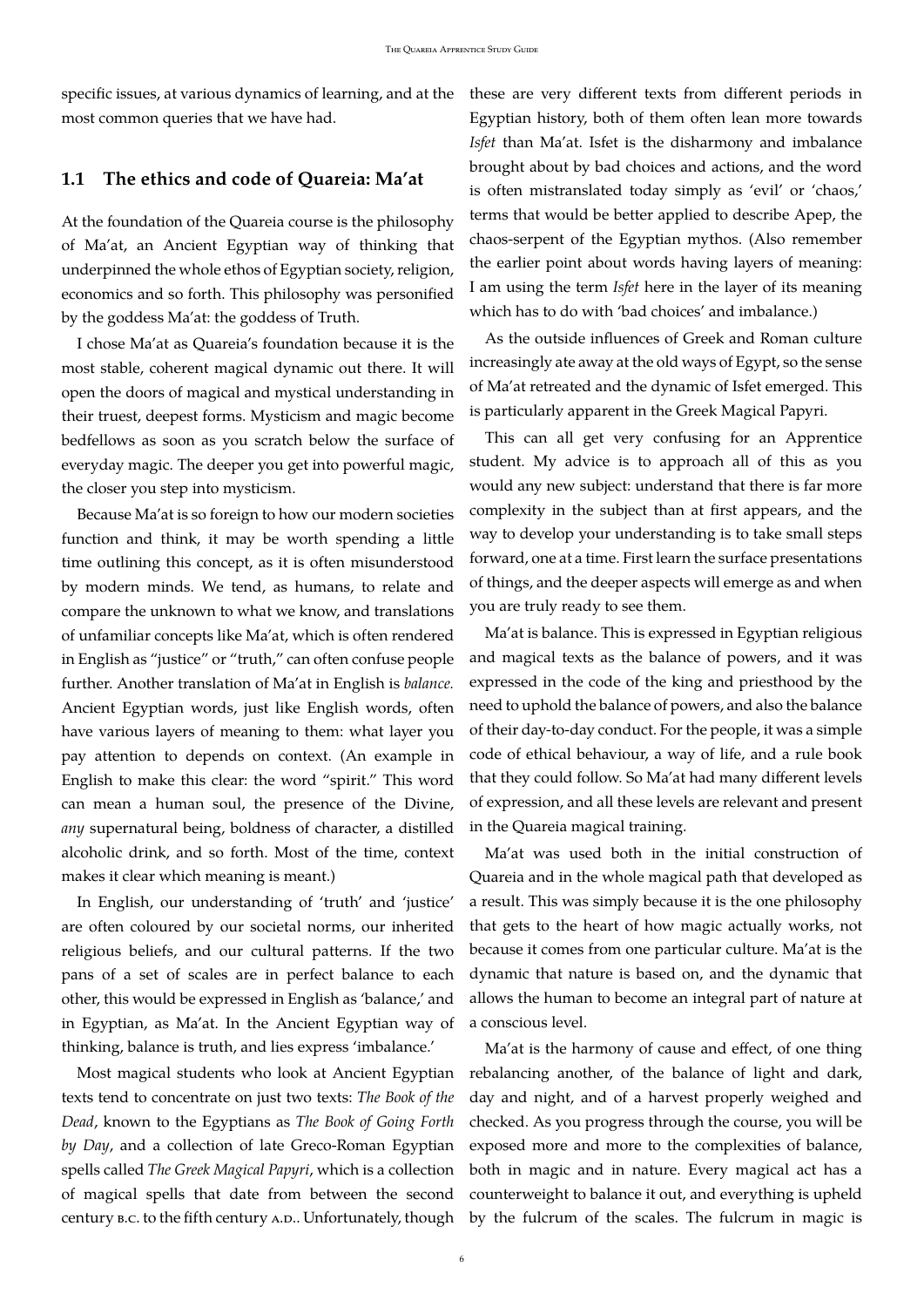specific issues, at various dynamics of learning, and at the most common queries that we have had.

## 1.1 The ethics and code of Quareia: Ma'at

At the foundation of the Quareia course is the philosophy of Ma'at, an Ancient Egyptian way of thinking that underpinned the whole ethos of Egyptian society, religion, economics and so forth. This philosophy was personified by the goddess Ma'at: the goddess of Truth.

I chose Ma'at as Quareia's foundation because it is the most stable, coherent magical dynamic out there. It will open the doors of magical and mystical understanding in their truest, deepest forms. Mysticism and magic become bedfellows as soon as you scratch below the surface of everyday magic. The deeper you get into powerful magic, the closer you step into mysticism.

Because Ma'at is so foreign to how our modern societies function and think, it may be worth spending a little time outlining this concept, as it is often misunderstood by modern minds. We tend, as humans, to relate and compare the unknown to what we know, and translations of unfamiliar concepts like Ma'at, which is often rendered in English as "justice" or "truth," can often confuse people further. Another translation of Ma'at in English is *balance.* Ancient Egyptian words, just like English words, often have various layers of meaning to them: what layer you pay attention to depends on context. (An example in English to make this clear: the word "spirit." This word can mean a human soul, the presence of the Divine, *any* supernatural being, boldness of character, a distilled alcoholic drink, and so forth. Most of the time, context makes it clear which meaning is meant.)

In English, our understanding of 'truth' and 'justice' are often coloured by our societal norms, our inherited religious beliefs, and our cultural patterns. If the two pans of a set of scales are in perfect balance to each other, this would be expressed in English as 'balance,' and in Egyptian, as Ma'at. In the Ancient Egyptian way of thinking, balance is truth, and lies express 'imbalance.'

Most magical students who look at Ancient Egyptian texts tend to concentrate on just two texts: *The Book of the Dead*, known to the Egyptians as *The Book of Going Forth by Day*, and a collection of late Greco-Roman Egyptian spells called *The Greek Magical Papyri*, which is a collection of magical spells that date from between the second century B.C. to the fifth century A.D.. Unfortunately, though these are very different texts from different periods in Egyptian history, both of them often lean more towards *Isfet* than Ma'at. Isfet is the disharmony and imbalance brought about by bad choices and actions, and the word is often mistranslated today simply as 'evil' or 'chaos,' terms that would be better applied to describe Apep, the chaos-serpent of the Egyptian mythos. (Also remember the earlier point about words having layers of meaning: I am using the term *Isfet* here in the layer of its meaning which has to do with 'bad choices' and imbalance.)

As the outside influences of Greek and Roman culture increasingly ate away at the old ways of Egypt, so the sense of Ma'at retreated and the dynamic of Isfet emerged. This is particularly apparent in the Greek Magical Papyri.

This can all get very confusing for an Apprentice student. My advice is to approach all of this as you would any new subject: understand that there is far more complexity in the subject than at first appears, and the way to develop your understanding is to take small steps forward, one at a time. First learn the surface presentations of things, and the deeper aspects will emerge as and when you are truly ready to see them.

Ma'at is balance. This is expressed in Egyptian religious and magical texts as the balance of powers, and it was expressed in the code of the king and priesthood by the need to uphold the balance of powers, and also the balance of their day-to-day conduct. For the people, it was a simple code of ethical behaviour, a way of life, and a rule book that they could follow. So Ma'at had many different levels of expression, and all these levels are relevant and present in the Quareia magical training.

Ma'at was used both in the initial construction of Quareia and in the whole magical path that developed as a result. This was simply because it is the one philosophy that gets to the heart of how magic actually works, not because it comes from one particular culture. Ma'at is the dynamic that nature is based on, and the dynamic that allows the human to become an integral part of nature at a conscious level.

Ma'at is the harmony of cause and effect, of one thing rebalancing another, of the balance of light and dark, day and night, and of a harvest properly weighed and checked. As you progress through the course, you will be exposed more and more to the complexities of balance, both in magic and in nature. Every magical act has a counterweight to balance it out, and everything is upheld by the fulcrum of the scales. The fulcrum in magic is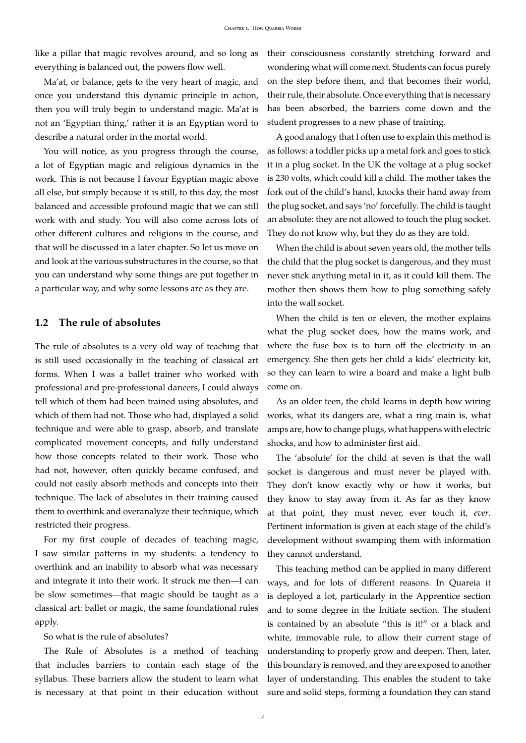like a pillar that magic revolves around, and so long as everything is balanced out, the powers flow well.

Ma'at, or balance, gets to the very heart of magic, and once you understand this dynamic principle in action, then you will truly begin to understand magic. Ma'at is not an 'Egyptian thing,' rather it is an Egyptian word to describe a natural order in the mortal world.

You will notice, as you progress through the course, a lot of Egyptian magic and religious dynamics in the work. This is not because I favour Egyptian magic above all else, but simply because it is still, to this day, the most balanced and accessible profound magic that we can still work with and study. You will also come across lots of other different cultures and religions in the course, and that will be discussed in a later chapter. So let us move on and look at the various substructures in the course, so that you can understand why some things are put together in a particular way, and why some lessons are as they are.

## 1.2 The rule of absolutes

The rule of absolutes is a very old way of teaching that is still used occasionally in the teaching of classical art forms. When I was a ballet trainer who worked with professional and pre-professional dancers, I could always tell which of them had been trained using absolutes, and which of them had not. Those who had, displayed a solid technique and were able to grasp, absorb, and translate complicated movement concepts, and fully understand how those concepts related to their work. Those who had not, however, often quickly became confused, and could not easily absorb methods and concepts into their technique. The lack of absolutes in their training caused them to overthink and overanalyze their technique, which restricted their progress.

For my first couple of decades of teaching magic, I saw similar patterns in my students: a tendency to overthink and an inability to absorb what was necessary and integrate it into their work. It struck me then—I can be slow sometimes—that magic should be taught as a classical art: ballet or magic, the same foundational rules apply.

So what is the rule of absolutes?

The Rule of Absolutes is a method of teaching that includes barriers to contain each stage of the syllabus. These barriers allow the student to learn what is necessary at that point in their education without their consciousness constantly stretching forward and wondering what will come next. Students can focus purely on the step before them, and that becomes their world, their rule, their absolute. Once everything that is necessary has been absorbed, the barriers come down and the student progresses to a new phase of training.

A good analogy that I often use to explain this method is as follows: a toddler picks up a metal fork and goes to stick it in a plug socket. In the UK the voltage at a plug socket is 230 volts, which could kill a child. The mother takes the fork out of the child's hand, knocks their hand away from the plug socket, and says 'no' forcefully. The child is taught an absolute: they are not allowed to touch the plug socket. They do not know why, but they do as they are told.

When the child is about seven years old, the mother tells the child that the plug socket is dangerous, and they must never stick anything metal in it, as it could kill them. The mother then shows them how to plug something safely into the wall socket.

When the child is ten or eleven, the mother explains what the plug socket does, how the mains work, and where the fuse box is to turn off the electricity in an emergency. She then gets her child a kids' electricity kit, so they can learn to wire a board and make a light bulb come on.

As an older teen, the child learns in depth how wiring works, what its dangers are, what a ring main is, what amps are, how to change plugs, what happens with electric shocks, and how to administer first aid.

The 'absolute' for the child at seven is that the wall socket is dangerous and must never be played with. They don't know exactly why or how it works, but they know to stay away from it. As far as they know at that point, they must never, ever touch it, *ever*. Pertinent information is given at each stage of the child's development without swamping them with information they cannot understand.

This teaching method can be applied in many different ways, and for lots of different reasons. In Quareia it is deployed a lot, particularly in the Apprentice section and to some degree in the Initiate section. The student is contained by an absolute "this is it!" or a black and white, immovable rule, to allow their current stage of understanding to properly grow and deepen. Then, later, this boundary is removed, and they are exposed to another layer of understanding. This enables the student to take sure and solid steps, forming a foundation they can stand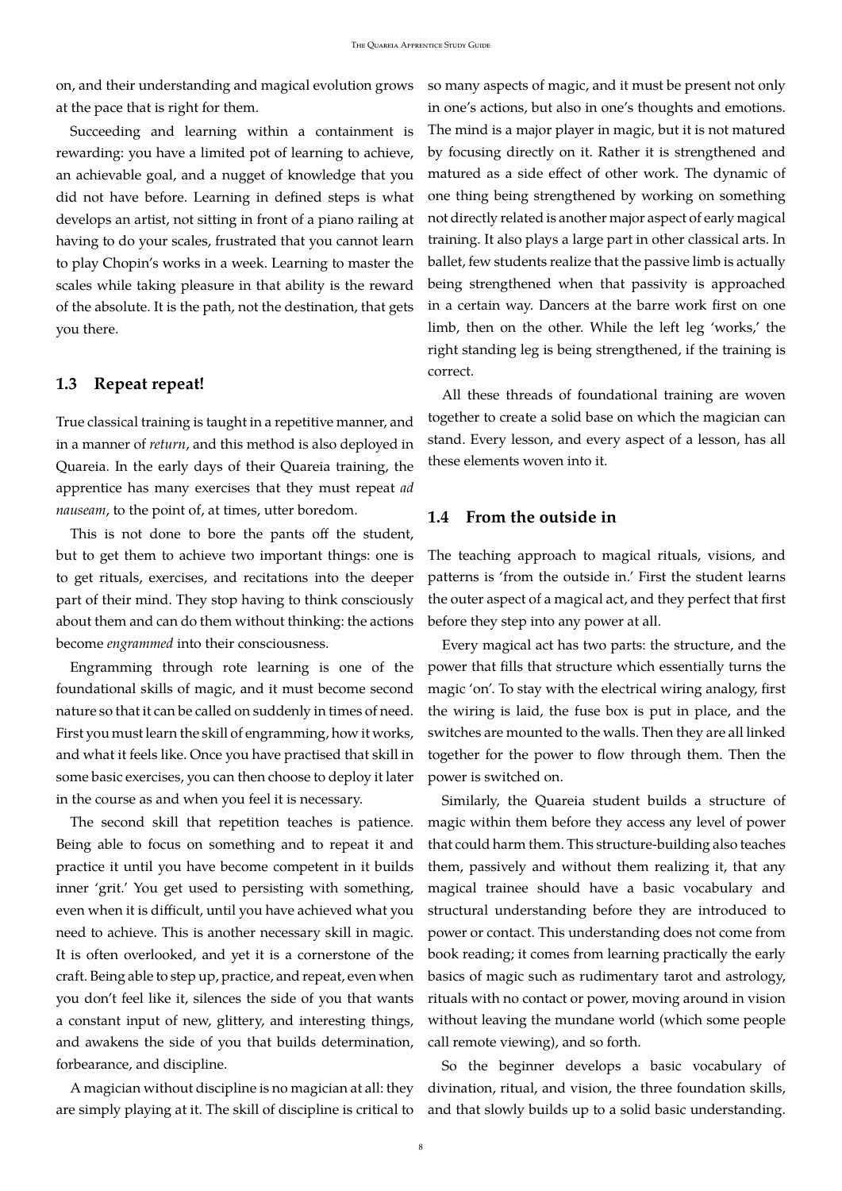on, and their understanding and magical evolution grows at the pace that is right for them.

Succeeding and learning within a containment is rewarding: you have a limited pot of learning to achieve, an achievable goal, and a nugget of knowledge that you did not have before. Learning in defined steps is what develops an artist, not sitting in front of a piano railing at having to do your scales, frustrated that you cannot learn to play Chopin's works in a week. Learning to master the scales while taking pleasure in that ability is the reward of the absolute. It is the path, not the destination, that gets you there.

## 1.3 Repeat repeat!

True classical training is taught in a repetitive manner, and in a manner of *return*, and this method is also deployed in Quareia. In the early days of their Quareia training, the apprentice has many exercises that they must repeat *ad nauseam*, to the point of, at times, utter boredom.

This is not done to bore the pants off the student, but to get them to achieve two important things: one is to get rituals, exercises, and recitations into the deeper part of their mind. They stop having to think consciously about them and can do them without thinking: the actions become *engrammed* into their consciousness.

Engramming through rote learning is one of the foundational skills of magic, and it must become second nature so that it can be called on suddenly in times of need. First you must learn the skill of engramming, how it works, and what it feels like. Once you have practised that skill in some basic exercises, you can then choose to deploy it later in the course as and when you feel it is necessary.

The second skill that repetition teaches is patience. Being able to focus on something and to repeat it and practice it until you have become competent in it builds inner 'grit.' You get used to persisting with something, even when it is difficult, until you have achieved what you need to achieve. This is another necessary skill in magic. It is often overlooked, and yet it is a cornerstone of the craft. Being able to step up, practice, and repeat, even when you don't feel like it, silences the side of you that wants a constant input of new, glittery, and interesting things, and awakens the side of you that builds determination, forbearance, and discipline.

A magician without discipline is no magician at all: they are simply playing at it. The skill of discipline is critical to so many aspects of magic, and it must be present not only in one's actions, but also in one's thoughts and emotions. The mind is a major player in magic, but it is not matured by focusing directly on it. Rather it is strengthened and matured as a side effect of other work. The dynamic of one thing being strengthened by working on something not directly related is another major aspect of early magical training. It also plays a large part in other classical arts. In ballet, few students realize that the passive limb is actually being strengthened when that passivity is approached in a certain way. Dancers at the barre work first on one limb, then on the other. While the left leg 'works,' the right standing leg is being strengthened, if the training is correct.

All these threads of foundational training are woven together to create a solid base on which the magician can stand. Every lesson, and every aspect of a lesson, has all these elements woven into it.

## 1.4 From the outside in

The teaching approach to magical rituals, visions, and patterns is 'from the outside in.' First the student learns the outer aspect of a magical act, and they perfect that first before they step into any power at all.

Every magical act has two parts: the structure, and the power that fills that structure which essentially turns the magic 'on'. To stay with the electrical wiring analogy, first the wiring is laid, the fuse box is put in place, and the switches are mounted to the walls. Then they are all linked together for the power to flow through them. Then the power is switched on.

Similarly, the Quareia student builds a structure of magic within them before they access any level of power that could harm them. This structure-building also teaches them, passively and without them realizing it, that any magical trainee should have a basic vocabulary and structural understanding before they are introduced to power or contact. This understanding does not come from book reading; it comes from learning practically the early basics of magic such as rudimentary tarot and astrology, rituals with no contact or power, moving around in vision without leaving the mundane world (which some people call remote viewing), and so forth.

So the beginner develops a basic vocabulary of divination, ritual, and vision, the three foundation skills, and that slowly builds up to a solid basic understanding.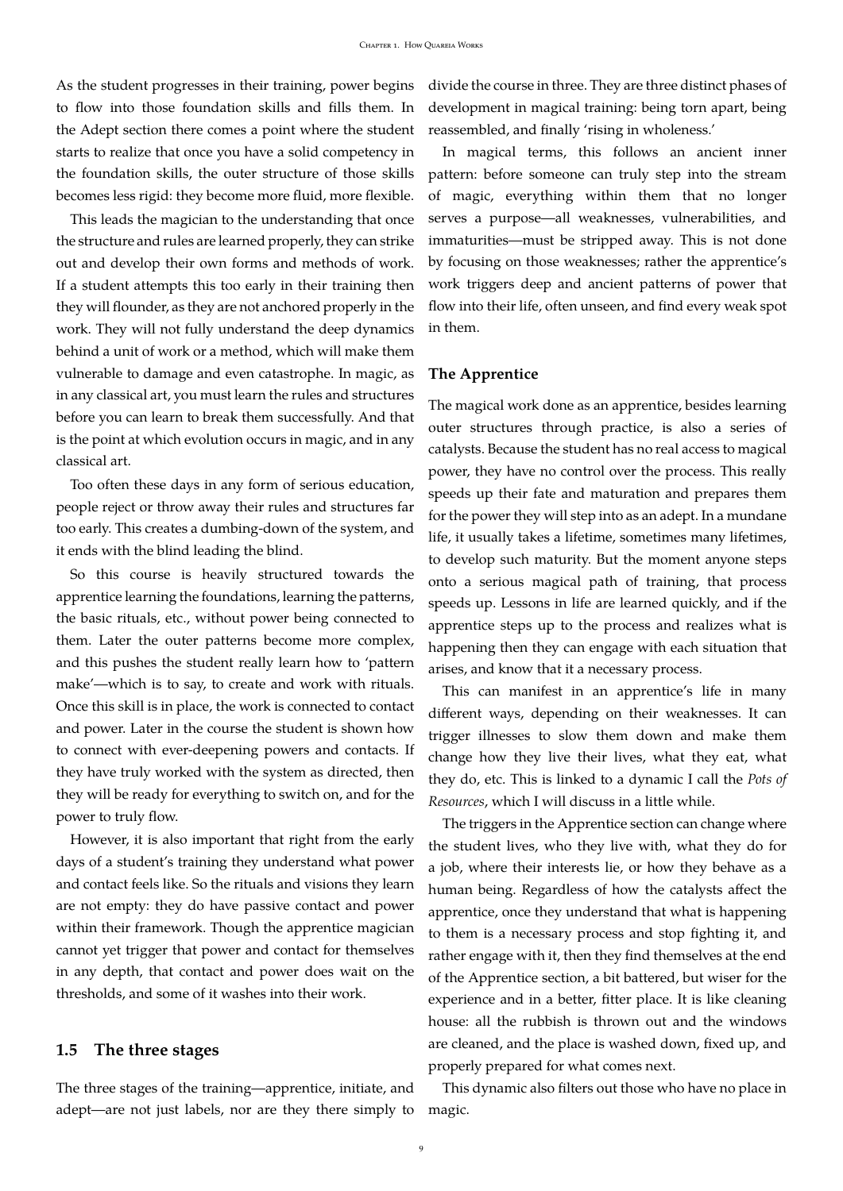As the student progresses in their training, power begins to flow into those foundation skills and fills them. In the Adept section there comes a point where the student starts to realize that once you have a solid competency in the foundation skills, the outer structure of those skills becomes less rigid: they become more fluid, more flexible.

This leads the magician to the understanding that once the structure and rules are learned properly, they can strike out and develop their own forms and methods of work. If a student attempts this too early in their training then they will flounder, as they are not anchored properly in the work. They will not fully understand the deep dynamics behind a unit of work or a method, which will make them vulnerable to damage and even catastrophe. In magic, as in any classical art, you must learn the rules and structures before you can learn to break them successfully. And that is the point at which evolution occurs in magic, and in any classical art.

Too often these days in any form of serious education, people reject or throw away their rules and structures far too early. This creates a dumbing-down of the system, and it ends with the blind leading the blind.

So this course is heavily structured towards the apprentice learning the foundations, learning the patterns, the basic rituals, etc., without power being connected to them. Later the outer patterns become more complex, and this pushes the student really learn how to 'pattern make'—which is to say, to create and work with rituals. Once this skill is in place, the work is connected to contact and power. Later in the course the student is shown how to connect with ever-deepening powers and contacts. If they have truly worked with the system as directed, then they will be ready for everything to switch on, and for the power to truly flow.

However, it is also important that right from the early days of a student's training they understand what power and contact feels like. So the rituals and visions they learn are not empty: they do have passive contact and power within their framework. Though the apprentice magician cannot yet trigger that power and contact for themselves in any depth, that contact and power does wait on the thresholds, and some of it washes into their work.

## 1.5 The three stages

The three stages of the training—apprentice, initiate, and adept—are not just labels, nor are they there simply to divide the course in three. They are three distinct phases of development in magical training: being torn apart, being reassembled, and finally 'rising in wholeness.'

In magical terms, this follows an ancient inner pattern: before someone can truly step into the stream of magic, everything within them that no longer serves a purpose—all weaknesses, vulnerabilities, and immaturities—must be stripped away. This is not done by focusing on those weaknesses; rather the apprentice's work triggers deep and ancient patterns of power that flow into their life, often unseen, and find every weak spot in them.

### The Apprentice

The magical work done as an apprentice, besides learning outer structures through practice, is also a series of catalysts. Because the student has no real access to magical power, they have no control over the process. This really speeds up their fate and maturation and prepares them for the power they will step into as an adept. In a mundane life, it usually takes a lifetime, sometimes many lifetimes, to develop such maturity. But the moment anyone steps onto a serious magical path of training, that process speeds up. Lessons in life are learned quickly, and if the apprentice steps up to the process and realizes what is happening then they can engage with each situation that arises, and know that it a necessary process.

This can manifest in an apprentice's life in many different ways, depending on their weaknesses. It can trigger illnesses to slow them down and make them change how they live their lives, what they eat, what they do, etc. This is linked to a dynamic I call the *Pots of Resources*, which I will discuss in a little while.

The triggers in the Apprentice section can change where the student lives, who they live with, what they do for a job, where their interests lie, or how they behave as a human being. Regardless of how the catalysts affect the apprentice, once they understand that what is happening to them is a necessary process and stop fighting it, and rather engage with it, then they find themselves at the end of the Apprentice section, a bit battered, but wiser for the experience and in a better, fitter place. It is like cleaning house: all the rubbish is thrown out and the windows are cleaned, and the place is washed down, fixed up, and properly prepared for what comes next.

This dynamic also filters out those who have no place in magic.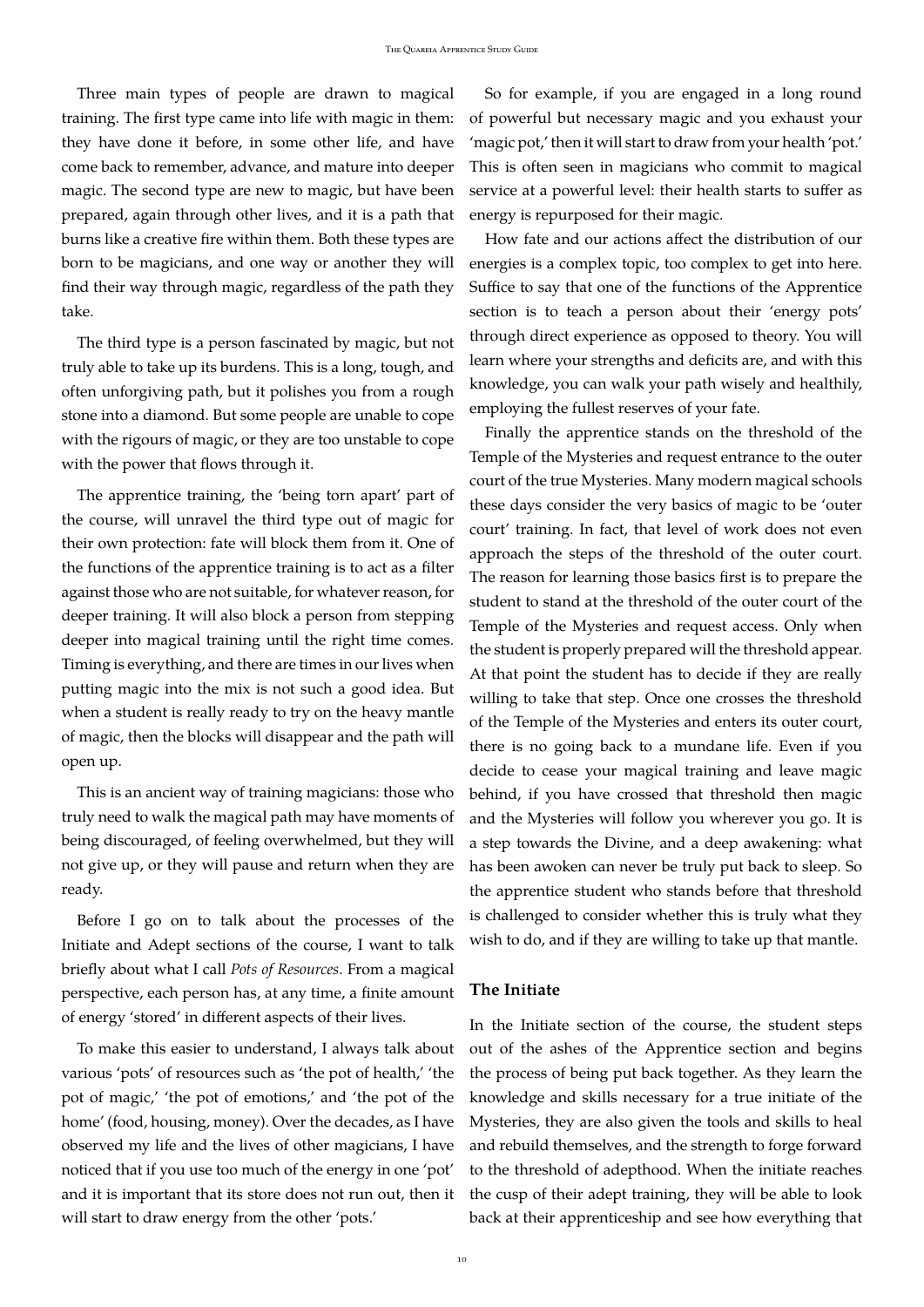Three main types of people are drawn to magical training. The first type came into life with magic in them: they have done it before, in some other life, and have come back to remember, advance, and mature into deeper magic. The second type are new to magic, but have been prepared, again through other lives, and it is a path that burns like a creative fire within them. Both these types are born to be magicians, and one way or another they will find their way through magic, regardless of the path they take.

The third type is a person fascinated by magic, but not truly able to take up its burdens. This is a long, tough, and often unforgiving path, but it polishes you from a rough stone into a diamond. But some people are unable to cope with the rigours of magic, or they are too unstable to cope with the power that flows through it.

The apprentice training, the 'being torn apart' part of the course, will unravel the third type out of magic for their own protection: fate will block them from it. One of the functions of the apprentice training is to act as a filter against those who are not suitable, for whatever reason, for deeper training. It will also block a person from stepping deeper into magical training until the right time comes. Timing is everything, and there are times in our lives when putting magic into the mix is not such a good idea. But when a student is really ready to try on the heavy mantle of magic, then the blocks will disappear and the path will open up.

This is an ancient way of training magicians: those who truly need to walk the magical path may have moments of being discouraged, of feeling overwhelmed, but they will not give up, or they will pause and return when they are ready.

Before I go on to talk about the processes of the Initiate and Adept sections of the course, I want to talk briefly about what I call *Pots of Resources*. From a magical perspective, each person has, at any time, a finite amount of energy 'stored' in different aspects of their lives.

To make this easier to understand, I always talk about various 'pots' of resources such as 'the pot of health,' 'the pot of magic,' 'the pot of emotions,' and 'the pot of the home' (food, housing, money). Over the decades, as I have observed my life and the lives of other magicians, I have noticed that if you use too much of the energy in one 'pot' and it is important that its store does not run out, then it will start to draw energy from the other 'pots.'

So for example, if you are engaged in a long round of powerful but necessary magic and you exhaust your 'magic pot,' then it will start to draw from your health 'pot.' This is often seen in magicians who commit to magical service at a powerful level: their health starts to suffer as energy is repurposed for their magic.

How fate and our actions affect the distribution of our energies is a complex topic, too complex to get into here. Suffice to say that one of the functions of the Apprentice section is to teach a person about their 'energy pots' through direct experience as opposed to theory. You will learn where your strengths and deficits are, and with this knowledge, you can walk your path wisely and healthily, employing the fullest reserves of your fate.

Finally the apprentice stands on the threshold of the Temple of the Mysteries and request entrance to the outer court of the true Mysteries. Many modern magical schools these days consider the very basics of magic to be 'outer court' training. In fact, that level of work does not even approach the steps of the threshold of the outer court. The reason for learning those basics first is to prepare the student to stand at the threshold of the outer court of the Temple of the Mysteries and request access. Only when the student is properly prepared will the threshold appear. At that point the student has to decide if they are really willing to take that step. Once one crosses the threshold of the Temple of the Mysteries and enters its outer court, there is no going back to a mundane life. Even if you decide to cease your magical training and leave magic behind, if you have crossed that threshold then magic and the Mysteries will follow you wherever you go. It is a step towards the Divine, and a deep awakening: what has been awoken can never be truly put back to sleep. So the apprentice student who stands before that threshold is challenged to consider whether this is truly what they wish to do, and if they are willing to take up that mantle.

### The Initiate

In the Initiate section of the course, the student steps out of the ashes of the Apprentice section and begins the process of being put back together. As they learn the knowledge and skills necessary for a true initiate of the Mysteries, they are also given the tools and skills to heal and rebuild themselves, and the strength to forge forward to the threshold of adepthood. When the initiate reaches the cusp of their adept training, they will be able to look back at their apprenticeship and see how everything that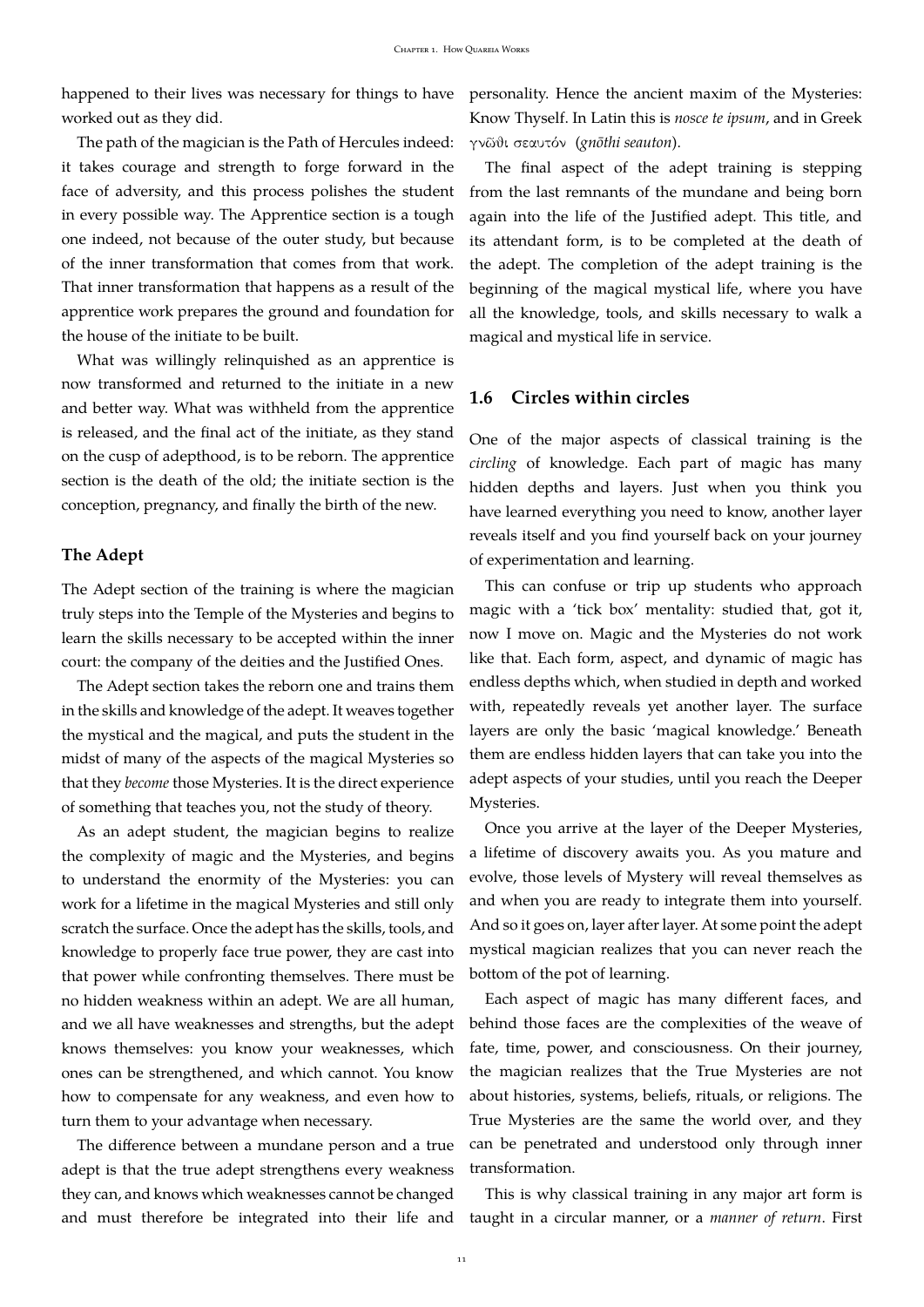happened to their lives was necessary for things to have worked out as they did.

The path of the magician is the Path of Hercules indeed: it takes courage and strength to forge forward in the face of adversity, and this process polishes the student in every possible way. The Apprentice section is a tough one indeed, not because of the outer study, but because of the inner transformation that comes from that work. That inner transformation that happens as a result of the apprentice work prepares the ground and foundation for the house of the initiate to be built.

What was willingly relinquished as an apprentice is now transformed and returned to the initiate in a new and better way. What was withheld from the apprentice is released, and the final act of the initiate, as they stand on the cusp of adepthood, is to be reborn. The apprentice section is the death of the old; the initiate section is the conception, pregnancy, and finally the birth of the new.

### The Adept

The Adept section of the training is where the magician truly steps into the Temple of the Mysteries and begins to learn the skills necessary to be accepted within the inner court: the company of the deities and the Justified Ones.

The Adept section takes the reborn one and trains them in the skills and knowledge of the adept. It weaves together the mystical and the magical, and puts the student in the midst of many of the aspects of the magical Mysteries so that they *become* those Mysteries. It is the direct experience of something that teaches you, not the study of theory.

As an adept student, the magician begins to realize the complexity of magic and the Mysteries, and begins to understand the enormity of the Mysteries: you can work for a lifetime in the magical Mysteries and still only scratch the surface. Once the adept has the skills, tools, and knowledge to properly face true power, they are cast into that power while confronting themselves. There must be no hidden weakness within an adept. We are all human, and we all have weaknesses and strengths, but the adept knows themselves: you know your weaknesses, which ones can be strengthened, and which cannot. You know how to compensate for any weakness, and even how to turn them to your advantage when necessary.

The difference between a mundane person and a true adept is that the true adept strengthens every weakness they can, and knows which weaknesses cannot be changed and must therefore be integrated into their life and personality. Hence the ancient maxim of the Mysteries: Know Thyself. In Latin this is *nosce te ipsum*, and in Greek γνῶθι σεαυτόν (*gnōthi seauton*).

The final aspect of the adept training is stepping from the last remnants of the mundane and being born again into the life of the Justified adept. This title, and its attendant form, is to be completed at the death of the adept. The completion of the adept training is the beginning of the magical mystical life, where you have all the knowledge, tools, and skills necessary to walk a magical and mystical life in service.

## 1.6 Circles within circles

One of the major aspects of classical training is the *circling* of knowledge. Each part of magic has many hidden depths and layers. Just when you think you have learned everything you need to know, another layer reveals itself and you find yourself back on your journey of experimentation and learning.

This can confuse or trip up students who approach magic with a 'tick box' mentality: studied that, got it, now I move on. Magic and the Mysteries do not work like that. Each form, aspect, and dynamic of magic has endless depths which, when studied in depth and worked with, repeatedly reveals yet another layer. The surface layers are only the basic 'magical knowledge.' Beneath them are endless hidden layers that can take you into the adept aspects of your studies, until you reach the Deeper Mysteries.

Once you arrive at the layer of the Deeper Mysteries, a lifetime of discovery awaits you. As you mature and evolve, those levels of Mystery will reveal themselves as and when you are ready to integrate them into yourself. And so it goes on, layer after layer. At some point the adept mystical magician realizes that you can never reach the bottom of the pot of learning.

Each aspect of magic has many different faces, and behind those faces are the complexities of the weave of fate, time, power, and consciousness. On their journey, the magician realizes that the True Mysteries are not about histories, systems, beliefs, rituals, or religions. The True Mysteries are the same the world over, and they can be penetrated and understood only through inner transformation.

This is why classical training in any major art form is taught in a circular manner, or a *manner of return*. First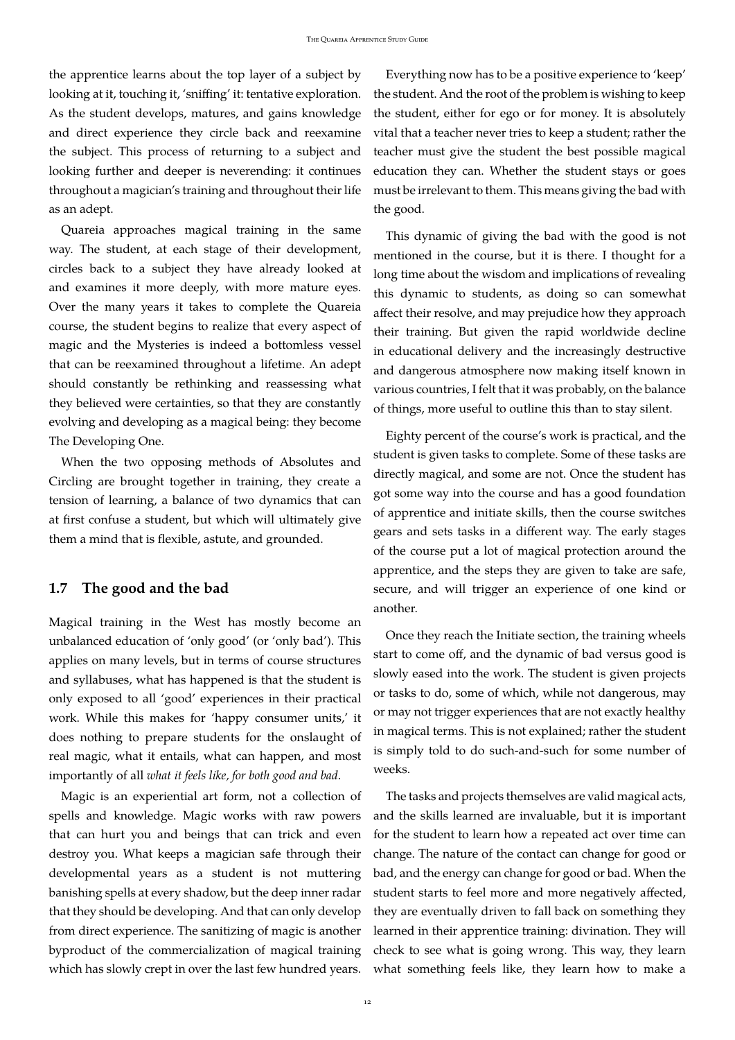the apprentice learns about the top layer of a subject by looking at it, touching it, 'sniffing' it: tentative exploration. As the student develops, matures, and gains knowledge and direct experience they circle back and reexamine the subject. This process of returning to a subject and looking further and deeper is neverending: it continues throughout a magician's training and throughout their life as an adept.

Quareia approaches magical training in the same way. The student, at each stage of their development, circles back to a subject they have already looked at and examines it more deeply, with more mature eyes. Over the many years it takes to complete the Quareia course, the student begins to realize that every aspect of magic and the Mysteries is indeed a bottomless vessel that can be reexamined throughout a lifetime. An adept should constantly be rethinking and reassessing what they believed were certainties, so that they are constantly evolving and developing as a magical being: they become The Developing One.

When the two opposing methods of Absolutes and Circling are brought together in training, they create a tension of learning, a balance of two dynamics that can at first confuse a student, but which will ultimately give them a mind that is flexible, astute, and grounded.

## 1.7 The good and the bad

Magical training in the West has mostly become an unbalanced education of 'only good' (or 'only bad'). This applies on many levels, but in terms of course structures and syllabuses, what has happened is that the student is only exposed to all 'good' experiences in their practical work. While this makes for 'happy consumer units,' it does nothing to prepare students for the onslaught of real magic, what it entails, what can happen, and most importantly of all *what it feels like, for both good and bad*.

Magic is an experiential art form, not a collection of spells and knowledge. Magic works with raw powers that can hurt you and beings that can trick and even destroy you. What keeps a magician safe through their developmental years as a student is not muttering banishing spells at every shadow, but the deep inner radar that they should be developing. And that can only develop from direct experience. The sanitizing of magic is another byproduct of the commercialization of magical training which has slowly crept in over the last few hundred years.

Everything now has to be a positive experience to 'keep' the student. And the root of the problem is wishing to keep the student, either for ego or for money. It is absolutely vital that a teacher never tries to keep a student; rather the teacher must give the student the best possible magical education they can. Whether the student stays or goes must be irrelevant to them. This means giving the bad with the good.

This dynamic of giving the bad with the good is not mentioned in the course, but it is there. I thought for a long time about the wisdom and implications of revealing this dynamic to students, as doing so can somewhat affect their resolve, and may prejudice how they approach their training. But given the rapid worldwide decline in educational delivery and the increasingly destructive and dangerous atmosphere now making itself known in various countries, I felt that it was probably, on the balance of things, more useful to outline this than to stay silent.

Eighty percent of the course's work is practical, and the student is given tasks to complete. Some of these tasks are directly magical, and some are not. Once the student has got some way into the course and has a good foundation of apprentice and initiate skills, then the course switches gears and sets tasks in a different way. The early stages of the course put a lot of magical protection around the apprentice, and the steps they are given to take are safe, secure, and will trigger an experience of one kind or another.

Once they reach the Initiate section, the training wheels start to come off, and the dynamic of bad versus good is slowly eased into the work. The student is given projects or tasks to do, some of which, while not dangerous, may or may not trigger experiences that are not exactly healthy in magical terms. This is not explained; rather the student is simply told to do such-and-such for some number of weeks.

The tasks and projects themselves are valid magical acts, and the skills learned are invaluable, but it is important for the student to learn how a repeated act over time can change. The nature of the contact can change for good or bad, and the energy can change for good or bad. When the student starts to feel more and more negatively affected, they are eventually driven to fall back on something they learned in their apprentice training: divination. They will check to see what is going wrong. This way, they learn what something feels like, they learn how to make a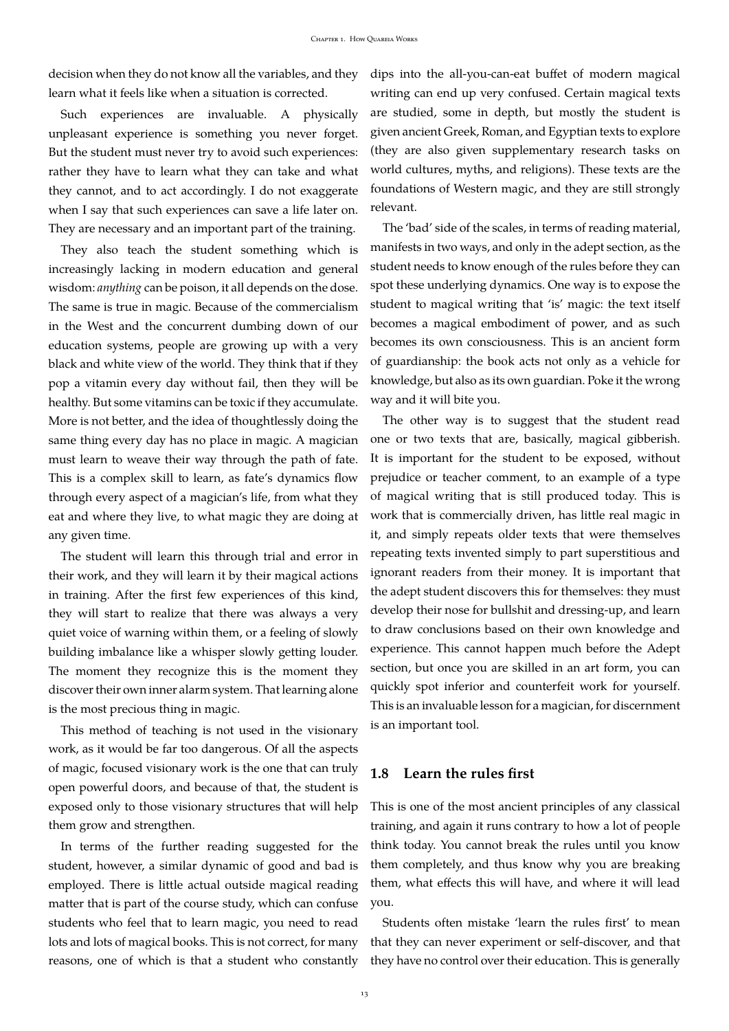decision when they do not know all the variables, and they learn what it feels like when a situation is corrected.

Such experiences are invaluable. A physically unpleasant experience is something you never forget. But the student must never try to avoid such experiences: rather they have to learn what they can take and what they cannot, and to act accordingly. I do not exaggerate when I say that such experiences can save a life later on. They are necessary and an important part of the training.

They also teach the student something which is increasingly lacking in modern education and general wisdom: *anything* can be poison, it all depends on the dose. The same is true in magic. Because of the commercialism in the West and the concurrent dumbing down of our education systems, people are growing up with a very black and white view of the world. They think that if they pop a vitamin every day without fail, then they will be healthy. But some vitamins can be toxic if they accumulate. More is not better, and the idea of thoughtlessly doing the same thing every day has no place in magic. A magician must learn to weave their way through the path of fate. This is a complex skill to learn, as fate's dynamics flow through every aspect of a magician's life, from what they eat and where they live, to what magic they are doing at any given time.

The student will learn this through trial and error in their work, and they will learn it by their magical actions in training. After the first few experiences of this kind, they will start to realize that there was always a very quiet voice of warning within them, or a feeling of slowly building imbalance like a whisper slowly getting louder. The moment they recognize this is the moment they discover their own inner alarm system. That learning alone is the most precious thing in magic.

This method of teaching is not used in the visionary work, as it would be far too dangerous. Of all the aspects of magic, focused visionary work is the one that can truly open powerful doors, and because of that, the student is exposed only to those visionary structures that will help them grow and strengthen.

In terms of the further reading suggested for the student, however, a similar dynamic of good and bad is employed. There is little actual outside magical reading matter that is part of the course study, which can confuse students who feel that to learn magic, you need to read lots and lots of magical books. This is not correct, for many reasons, one of which is that a student who constantly dips into the all-you-can-eat buffet of modern magical writing can end up very confused. Certain magical texts are studied, some in depth, but mostly the student is given ancient Greek, Roman, and Egyptian texts to explore (they are also given supplementary research tasks on world cultures, myths, and religions). These texts are the foundations of Western magic, and they are still strongly relevant.

The 'bad' side of the scales, in terms of reading material, manifests in two ways, and only in the adept section, as the student needs to know enough of the rules before they can spot these underlying dynamics. One way is to expose the student to magical writing that 'is' magic: the text itself becomes a magical embodiment of power, and as such becomes its own consciousness. This is an ancient form of guardianship: the book acts not only as a vehicle for knowledge, but also as its own guardian. Poke it the wrong way and it will bite you.

The other way is to suggest that the student read one or two texts that are, basically, magical gibberish. It is important for the student to be exposed, without prejudice or teacher comment, to an example of a type of magical writing that is still produced today. This is work that is commercially driven, has little real magic in it, and simply repeats older texts that were themselves repeating texts invented simply to part superstitious and ignorant readers from their money. It is important that the adept student discovers this for themselves: they must develop their nose for bullshit and dressing-up, and learn to draw conclusions based on their own knowledge and experience. This cannot happen much before the Adept section, but once you are skilled in an art form, you can quickly spot inferior and counterfeit work for yourself. This is an invaluable lesson for a magician, for discernment is an important tool.

## 1.8 Learn the rules first

This is one of the most ancient principles of any classical training, and again it runs contrary to how a lot of people think today. You cannot break the rules until you know them completely, and thus know why you are breaking them, what effects this will have, and where it will lead you.

Students often mistake 'learn the rules first' to mean that they can never experiment or self-discover, and that they have no control over their education. This is generally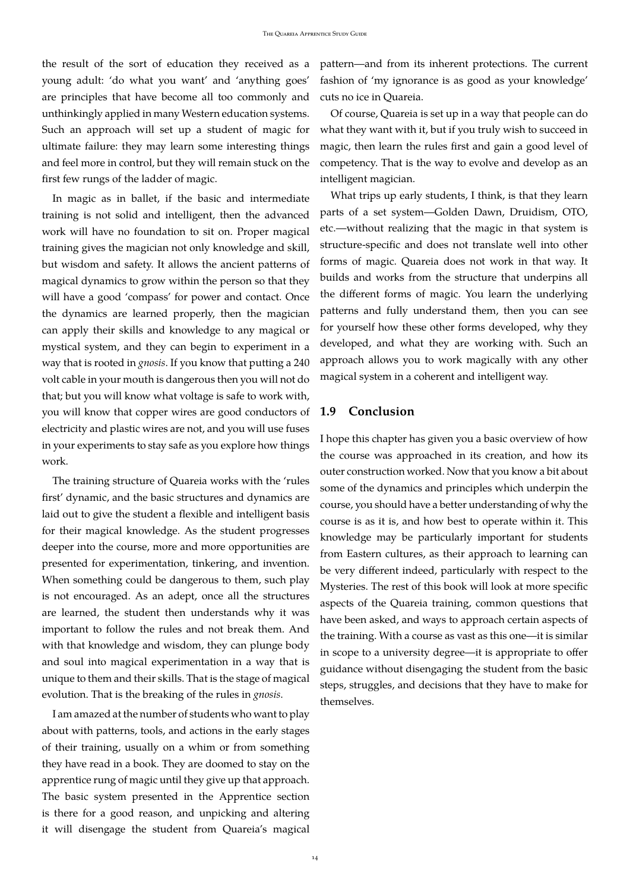the result of the sort of education they received as a young adult: 'do what you want' and 'anything goes' are principles that have become all too commonly and unthinkingly applied in many Western education systems. Such an approach will set up a student of magic for ultimate failure: they may learn some interesting things and feel more in control, but they will remain stuck on the first few rungs of the ladder of magic.

In magic as in ballet, if the basic and intermediate training is not solid and intelligent, then the advanced work will have no foundation to sit on. Proper magical training gives the magician not only knowledge and skill, but wisdom and safety. It allows the ancient patterns of magical dynamics to grow within the person so that they will have a good 'compass' for power and contact. Once the dynamics are learned properly, then the magician can apply their skills and knowledge to any magical or mystical system, and they can begin to experiment in a way that is rooted in *gnosis*. If you know that putting a 240 volt cable in your mouth is dangerous then you will not do that; but you will know what voltage is safe to work with, you will know that copper wires are good conductors of electricity and plastic wires are not, and you will use fuses in your experiments to stay safe as you explore how things work.

The training structure of Quareia works with the 'rules first' dynamic, and the basic structures and dynamics are laid out to give the student a flexible and intelligent basis for their magical knowledge. As the student progresses deeper into the course, more and more opportunities are presented for experimentation, tinkering, and invention. When something could be dangerous to them, such play is not encouraged. As an adept, once all the structures are learned, the student then understands why it was important to follow the rules and not break them. And with that knowledge and wisdom, they can plunge body and soul into magical experimentation in a way that is unique to them and their skills. That is the stage of magical evolution. That is the breaking of the rules in *gnosis*.

I am amazed at the number of students who want to play about with patterns, tools, and actions in the early stages of their training, usually on a whim or from something they have read in a book. They are doomed to stay on the apprentice rung of magic until they give up that approach. The basic system presented in the Apprentice section is there for a good reason, and unpicking and altering it will disengage the student from Quareia's magical pattern—and from its inherent protections. The current fashion of 'my ignorance is as good as your knowledge' cuts no ice in Quareia.

Of course, Quareia is set up in a way that people can do what they want with it, but if you truly wish to succeed in magic, then learn the rules first and gain a good level of competency. That is the way to evolve and develop as an intelligent magician.

What trips up early students, I think, is that they learn parts of a set system—Golden Dawn, Druidism, OTO, etc.—without realizing that the magic in that system is structure-specific and does not translate well into other forms of magic. Quareia does not work in that way. It builds and works from the structure that underpins all the different forms of magic. You learn the underlying patterns and fully understand them, then you can see for yourself how these other forms developed, why they developed, and what they are working with. Such an approach allows you to work magically with any other magical system in a coherent and intelligent way.

## 1.9 Conclusion

I hope this chapter has given you a basic overview of how the course was approached in its creation, and how its outer construction worked. Now that you know a bit about some of the dynamics and principles which underpin the course, you should have a better understanding of why the course is as it is, and how best to operate within it. This knowledge may be particularly important for students from Eastern cultures, as their approach to learning can be very different indeed, particularly with respect to the Mysteries. The rest of this book will look at more specific aspects of the Quareia training, common questions that have been asked, and ways to approach certain aspects of the training. With a course as vast as this one—it is similar in scope to a university degree—it is appropriate to offer guidance without disengaging the student from the basic steps, struggles, and decisions that they have to make for themselves.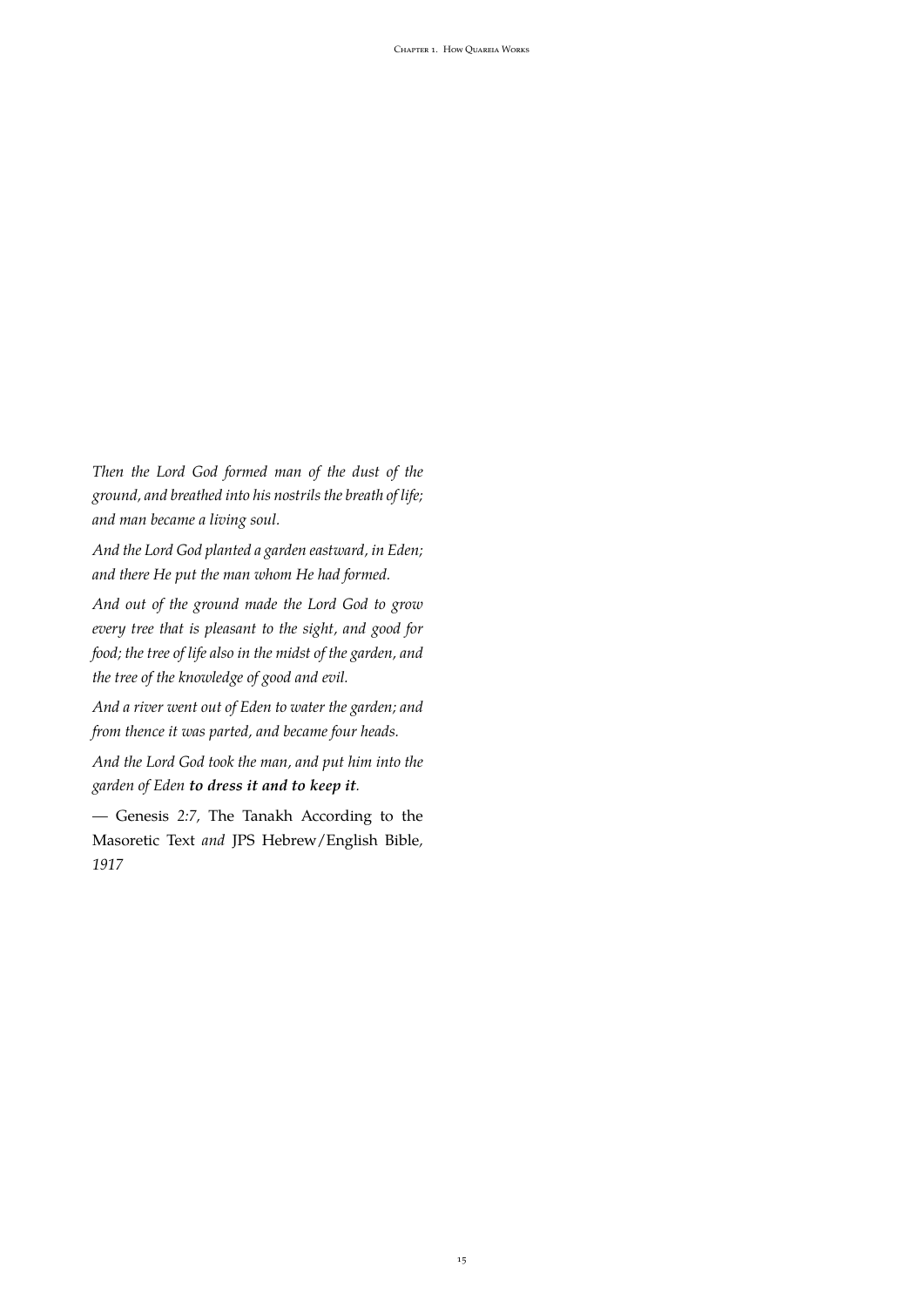*Then the Lord God formed man of the dust of the ground, and breathed into his nostrils the breath of life; and man became a living soul.*

*And the Lord God planted a garden eastward, in Eden; and there He put the man whom He had formed.*

*And out of the ground made the Lord God to grow every tree that is pleasant to the sight, and good for food; the tree of life also in the midst of the garden, and the tree of the knowledge of good and evil.*

*And a river went out of Eden to water the garden; and from thence it was parted, and became four heads.*

*And the Lord God took the man, and put him into the garden of Eden* ***to dress it and to keep it****.*

— Genesis *2:7*, The Tanakh According to the Masoretic Text *and* JPS Hebrew/English Bible, *1917*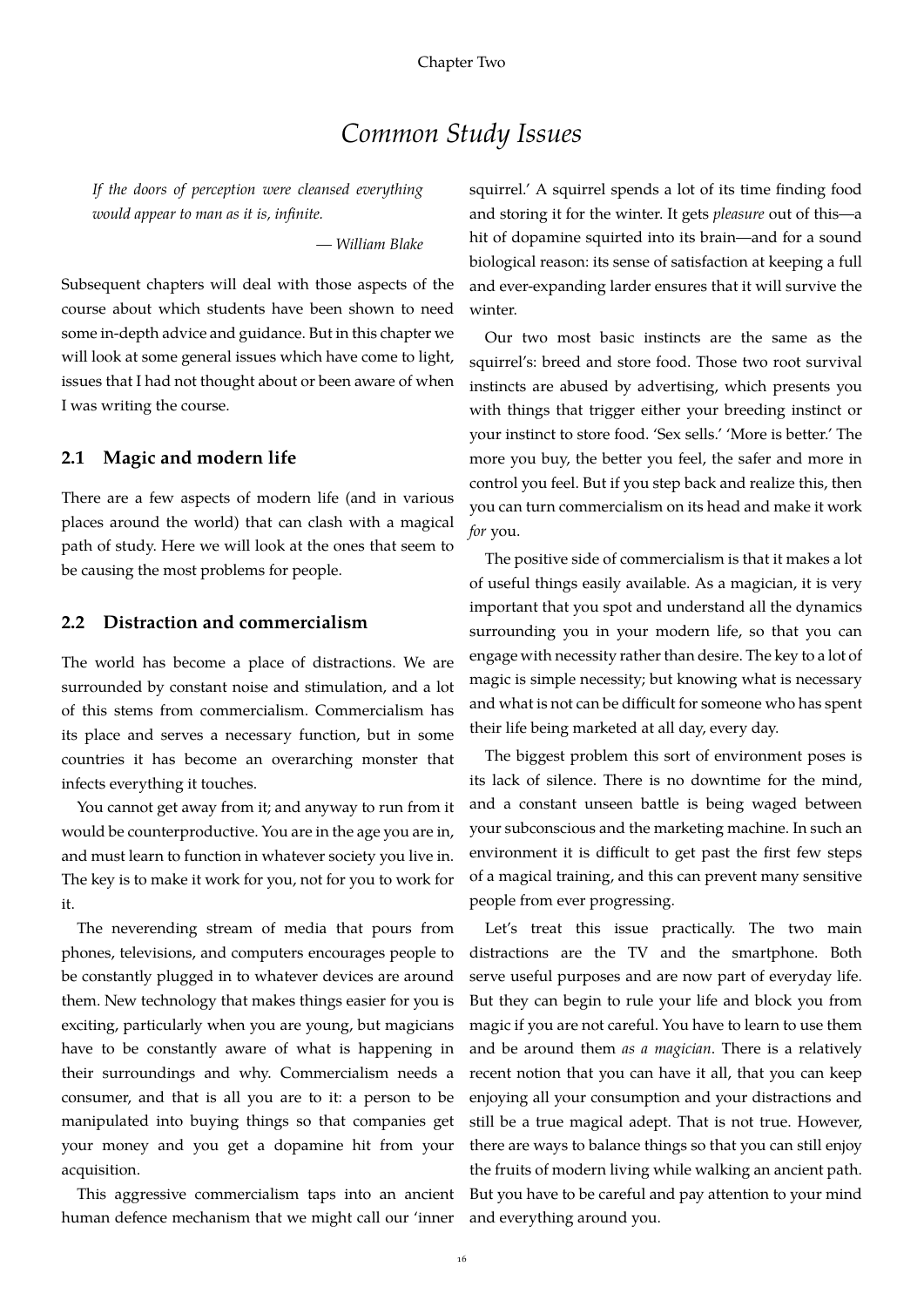Chapter Two

# *Common Study Issues*

*If the doors of perception were cleansed everything would appear to man as it is, infinite.*

— *William Blake*

Subsequent chapters will deal with those aspects of the course about which students have been shown to need some in-depth advice and guidance. But in this chapter we will look at some general issues which have come to light, issues that I had not thought about or been aware of when I was writing the course.

## 2.1 Magic and modern life

There are a few aspects of modern life (and in various places around the world) that can clash with a magical path of study. Here we will look at the ones that seem to be causing the most problems for people.

## 2.2 Distraction and commercialism

The world has become a place of distractions. We are surrounded by constant noise and stimulation, and a lot of this stems from commercialism. Commercialism has its place and serves a necessary function, but in some countries it has become an overarching monster that infects everything it touches.

You cannot get away from it; and anyway to run from it would be counterproductive. You are in the age you are in, and must learn to function in whatever society you live in. The key is to make it work for you, not for you to work for it.

The neverending stream of media that pours from phones, televisions, and computers encourages people to be constantly plugged in to whatever devices are around them. New technology that makes things easier for you is exciting, particularly when you are young, but magicians have to be constantly aware of what is happening in their surroundings and why. Commercialism needs a consumer, and that is all you are to it: a person to be manipulated into buying things so that companies get your money and you get a dopamine hit from your acquisition.

This aggressive commercialism taps into an ancient human defence mechanism that we might call our 'inner squirrel.' A squirrel spends a lot of its time finding food and storing it for the winter. It gets *pleasure* out of this—a hit of dopamine squirted into its brain—and for a sound biological reason: its sense of satisfaction at keeping a full and ever-expanding larder ensures that it will survive the winter.

Our two most basic instincts are the same as the squirrel's: breed and store food. Those two root survival instincts are abused by advertising, which presents you with things that trigger either your breeding instinct or your instinct to store food. 'Sex sells.' 'More is better.' The more you buy, the better you feel, the safer and more in control you feel. But if you step back and realize this, then you can turn commercialism on its head and make it work *for* you.

The positive side of commercialism is that it makes a lot of useful things easily available. As a magician, it is very important that you spot and understand all the dynamics surrounding you in your modern life, so that you can engage with necessity rather than desire. The key to a lot of magic is simple necessity; but knowing what is necessary and what is not can be difficult for someone who has spent their life being marketed at all day, every day.

The biggest problem this sort of environment poses is its lack of silence. There is no downtime for the mind, and a constant unseen battle is being waged between your subconscious and the marketing machine. In such an environment it is difficult to get past the first few steps of a magical training, and this can prevent many sensitive people from ever progressing.

Let's treat this issue practically. The two main distractions are the TV and the smartphone. Both serve useful purposes and are now part of everyday life. But they can begin to rule your life and block you from magic if you are not careful. You have to learn to use them and be around them *as a magician*. There is a relatively recent notion that you can have it all, that you can keep enjoying all your consumption and your distractions and still be a true magical adept. That is not true. However, there are ways to balance things so that you can still enjoy the fruits of modern living while walking an ancient path. But you have to be careful and pay attention to your mind and everything around you.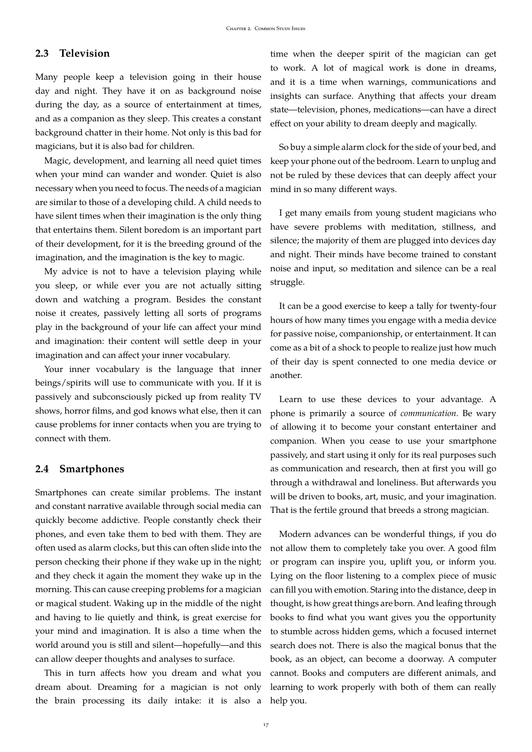## 2.3 Television

Many people keep a television going in their house day and night. They have it on as background noise during the day, as a source of entertainment at times, and as a companion as they sleep. This creates a constant background chatter in their home. Not only is this bad for magicians, but it is also bad for children.

Magic, development, and learning all need quiet times when your mind can wander and wonder. Quiet is also necessary when you need to focus. The needs of a magician are similar to those of a developing child. A child needs to have silent times when their imagination is the only thing that entertains them. Silent boredom is an important part of their development, for it is the breeding ground of the imagination, and the imagination is the key to magic.

My advice is not to have a television playing while you sleep, or while ever you are not actually sitting down and watching a program. Besides the constant noise it creates, passively letting all sorts of programs play in the background of your life can affect your mind and imagination: their content will settle deep in your imagination and can affect your inner vocabulary.

Your inner vocabulary is the language that inner beings/spirits will use to communicate with you. If it is passively and subconsciously picked up from reality TV shows, horror films, and god knows what else, then it can cause problems for inner contacts when you are trying to connect with them.

## 2.4 Smartphones

Smartphones can create similar problems. The instant and constant narrative available through social media can quickly become addictive. People constantly check their phones, and even take them to bed with them. They are often used as alarm clocks, but this can often slide into the person checking their phone if they wake up in the night; and they check it again the moment they wake up in the morning. This can cause creeping problems for a magician or magical student. Waking up in the middle of the night and having to lie quietly and think, is great exercise for your mind and imagination. It is also a time when the world around you is still and silent—hopefully—and this can allow deeper thoughts and analyses to surface.

This in turn affects how you dream and what you dream about. Dreaming for a magician is not only the brain processing its daily intake: it is also a time when the deeper spirit of the magician can get to work. A lot of magical work is done in dreams, and it is a time when warnings, communications and insights can surface. Anything that affects your dream state—television, phones, medications—can have a direct effect on your ability to dream deeply and magically.

So buy a simple alarm clock for the side of your bed, and keep your phone out of the bedroom. Learn to unplug and not be ruled by these devices that can deeply affect your mind in so many different ways.

I get many emails from young student magicians who have severe problems with meditation, stillness, and silence; the majority of them are plugged into devices day and night. Their minds have become trained to constant noise and input, so meditation and silence can be a real struggle.

It can be a good exercise to keep a tally for twenty-four hours of how many times you engage with a media device for passive noise, companionship, or entertainment. It can come as a bit of a shock to people to realize just how much of their day is spent connected to one media device or another.

Learn to use these devices to your advantage. A phone is primarily a source of *communication*. Be wary of allowing it to become your constant entertainer and companion. When you cease to use your smartphone passively, and start using it only for its real purposes such as communication and research, then at first you will go through a withdrawal and loneliness. But afterwards you will be driven to books, art, music, and your imagination. That is the fertile ground that breeds a strong magician.

Modern advances can be wonderful things, if you do not allow them to completely take you over. A good film or program can inspire you, uplift you, or inform you. Lying on the floor listening to a complex piece of music can fill you with emotion. Staring into the distance, deep in thought, is how great things are born. And leafing through books to find what you want gives you the opportunity to stumble across hidden gems, which a focused internet search does not. There is also the magical bonus that the book, as an object, can become a doorway. A computer cannot. Books and computers are different animals, and learning to work properly with both of them can really help you.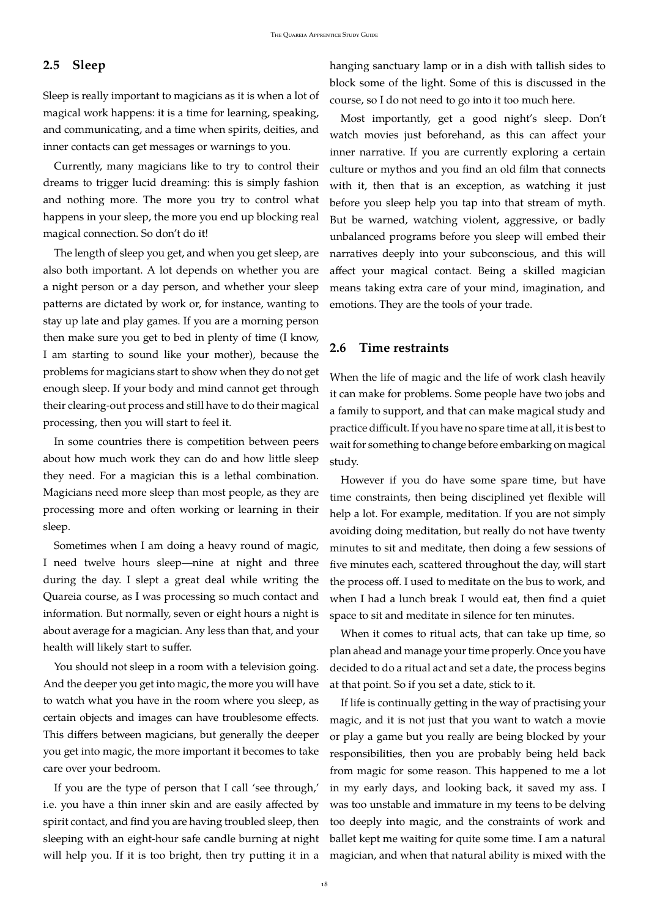## 2.5 Sleep

Sleep is really important to magicians as it is when a lot of magical work happens: it is a time for learning, speaking, and communicating, and a time when spirits, deities, and inner contacts can get messages or warnings to you.

Currently, many magicians like to try to control their dreams to trigger lucid dreaming: this is simply fashion and nothing more. The more you try to control what happens in your sleep, the more you end up blocking real magical connection. So don't do it!

The length of sleep you get, and when you get sleep, are also both important. A lot depends on whether you are a night person or a day person, and whether your sleep patterns are dictated by work or, for instance, wanting to stay up late and play games. If you are a morning person then make sure you get to bed in plenty of time (I know, I am starting to sound like your mother), because the problems for magicians start to show when they do not get enough sleep. If your body and mind cannot get through their clearing-out process and still have to do their magical processing, then you will start to feel it.

In some countries there is competition between peers about how much work they can do and how little sleep they need. For a magician this is a lethal combination. Magicians need more sleep than most people, as they are processing more and often working or learning in their sleep.

Sometimes when I am doing a heavy round of magic, I need twelve hours sleep—nine at night and three during the day. I slept a great deal while writing the Quareia course, as I was processing so much contact and information. But normally, seven or eight hours a night is about average for a magician. Any less than that, and your health will likely start to suffer.

You should not sleep in a room with a television going. And the deeper you get into magic, the more you will have to watch what you have in the room where you sleep, as certain objects and images can have troublesome effects. This differs between magicians, but generally the deeper you get into magic, the more important it becomes to take care over your bedroom.

If you are the type of person that I call 'see through,' i.e. you have a thin inner skin and are easily affected by spirit contact, and find you are having troubled sleep, then sleeping with an eight-hour safe candle burning at night will help you. If it is too bright, then try putting it in a hanging sanctuary lamp or in a dish with tallish sides to block some of the light. Some of this is discussed in the course, so I do not need to go into it too much here.

Most importantly, get a good night's sleep. Don't watch movies just beforehand, as this can affect your inner narrative. If you are currently exploring a certain culture or mythos and you find an old film that connects with it, then that is an exception, as watching it just before you sleep help you tap into that stream of myth. But be warned, watching violent, aggressive, or badly unbalanced programs before you sleep will embed their narratives deeply into your subconscious, and this will affect your magical contact. Being a skilled magician means taking extra care of your mind, imagination, and emotions. They are the tools of your trade.

## 2.6 Time restraints

When the life of magic and the life of work clash heavily it can make for problems. Some people have two jobs and a family to support, and that can make magical study and practice difficult. If you have no spare time at all, it is best to wait for something to change before embarking on magical study.

However if you do have some spare time, but have time constraints, then being disciplined yet flexible will help a lot. For example, meditation. If you are not simply avoiding doing meditation, but really do not have twenty minutes to sit and meditate, then doing a few sessions of five minutes each, scattered throughout the day, will start the process off. I used to meditate on the bus to work, and when I had a lunch break I would eat, then find a quiet space to sit and meditate in silence for ten minutes.

When it comes to ritual acts, that can take up time, so plan ahead and manage your time properly. Once you have decided to do a ritual act and set a date, the process begins at that point. So if you set a date, stick to it.

If life is continually getting in the way of practising your magic, and it is not just that you want to watch a movie or play a game but you really are being blocked by your responsibilities, then you are probably being held back from magic for some reason. This happened to me a lot in my early days, and looking back, it saved my ass. I was too unstable and immature in my teens to be delving too deeply into magic, and the constraints of work and ballet kept me waiting for quite some time. I am a natural magician, and when that natural ability is mixed with the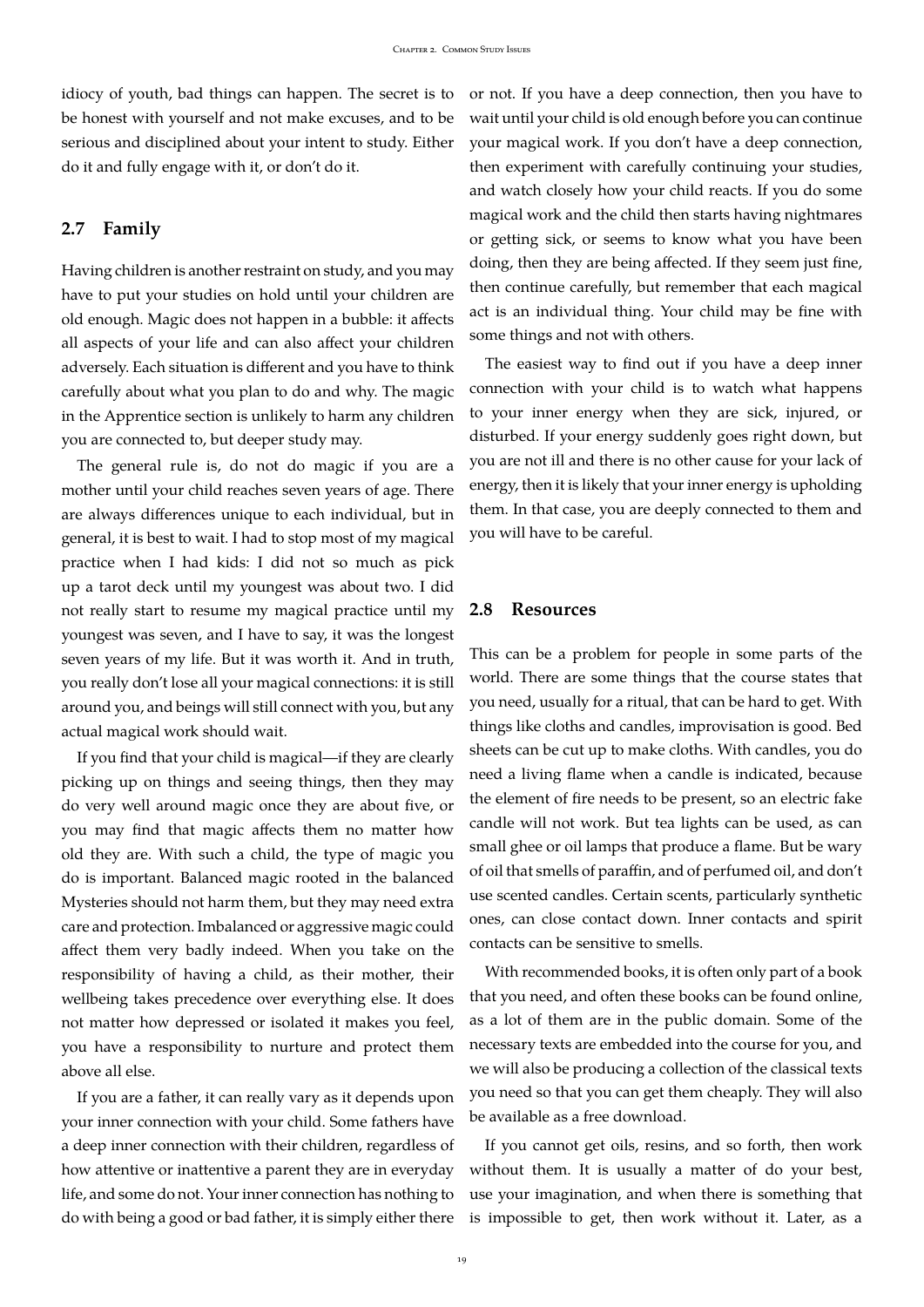idiocy of youth, bad things can happen. The secret is to be honest with yourself and not make excuses, and to be serious and disciplined about your intent to study. Either do it and fully engage with it, or don't do it.

## 2.7 Family

Having children is another restraint on study, and you may have to put your studies on hold until your children are old enough. Magic does not happen in a bubble: it affects all aspects of your life and can also affect your children adversely. Each situation is different and you have to think carefully about what you plan to do and why. The magic in the Apprentice section is unlikely to harm any children you are connected to, but deeper study may.

The general rule is, do not do magic if you are a mother until your child reaches seven years of age. There are always differences unique to each individual, but in general, it is best to wait. I had to stop most of my magical practice when I had kids: I did not so much as pick up a tarot deck until my youngest was about two. I did not really start to resume my magical practice until my youngest was seven, and I have to say, it was the longest seven years of my life. But it was worth it. And in truth, you really don't lose all your magical connections: it is still around you, and beings will still connect with you, but any actual magical work should wait.

If you find that your child is magical—if they are clearly picking up on things and seeing things, then they may do very well around magic once they are about five, or you may find that magic affects them no matter how old they are. With such a child, the type of magic you do is important. Balanced magic rooted in the balanced Mysteries should not harm them, but they may need extra care and protection. Imbalanced or aggressive magic could affect them very badly indeed. When you take on the responsibility of having a child, as their mother, their wellbeing takes precedence over everything else. It does not matter how depressed or isolated it makes you feel, you have a responsibility to nurture and protect them above all else.

If you are a father, it can really vary as it depends upon your inner connection with your child. Some fathers have a deep inner connection with their children, regardless of how attentive or inattentive a parent they are in everyday life, and some do not. Your inner connection has nothing to do with being a good or bad father, it is simply either there or not. If you have a deep connection, then you have to wait until your child is old enough before you can continue your magical work. If you don't have a deep connection, then experiment with carefully continuing your studies, and watch closely how your child reacts. If you do some magical work and the child then starts having nightmares or getting sick, or seems to know what you have been doing, then they are being affected. If they seem just fine, then continue carefully, but remember that each magical act is an individual thing. Your child may be fine with some things and not with others.

The easiest way to find out if you have a deep inner connection with your child is to watch what happens to your inner energy when they are sick, injured, or disturbed. If your energy suddenly goes right down, but you are not ill and there is no other cause for your lack of energy, then it is likely that your inner energy is upholding them. In that case, you are deeply connected to them and you will have to be careful.

## 2.8 Resources

This can be a problem for people in some parts of the world. There are some things that the course states that you need, usually for a ritual, that can be hard to get. With things like cloths and candles, improvisation is good. Bed sheets can be cut up to make cloths. With candles, you do need a living flame when a candle is indicated, because the element of fire needs to be present, so an electric fake candle will not work. But tea lights can be used, as can small ghee or oil lamps that produce a flame. But be wary of oil that smells of paraffin, and of perfumed oil, and don't use scented candles. Certain scents, particularly synthetic ones, can close contact down. Inner contacts and spirit contacts can be sensitive to smells.

With recommended books, it is often only part of a book that you need, and often these books can be found online, as a lot of them are in the public domain. Some of the necessary texts are embedded into the course for you, and we will also be producing a collection of the classical texts you need so that you can get them cheaply. They will also be available as a free download.

If you cannot get oils, resins, and so forth, then work without them. It is usually a matter of do your best, use your imagination, and when there is something that is impossible to get, then work without it. Later, as a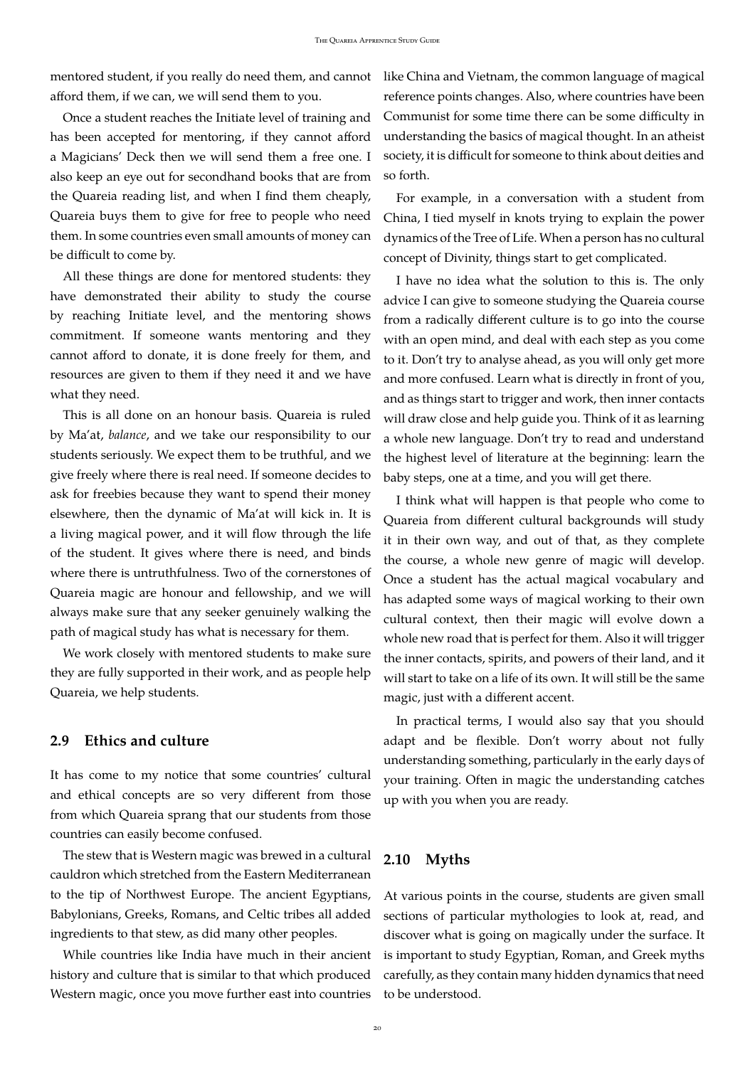mentored student, if you really do need them, and cannot afford them, if we can, we will send them to you.

Once a student reaches the Initiate level of training and has been accepted for mentoring, if they cannot afford a Magicians' Deck then we will send them a free one. I also keep an eye out for secondhand books that are from the Quareia reading list, and when I find them cheaply, Quareia buys them to give for free to people who need them. In some countries even small amounts of money can be difficult to come by.

All these things are done for mentored students: they have demonstrated their ability to study the course by reaching Initiate level, and the mentoring shows commitment. If someone wants mentoring and they cannot afford to donate, it is done freely for them, and resources are given to them if they need it and we have what they need.

This is all done on an honour basis. Quareia is ruled by Ma'at, *balance*, and we take our responsibility to our students seriously. We expect them to be truthful, and we give freely where there is real need. If someone decides to ask for freebies because they want to spend their money elsewhere, then the dynamic of Ma'at will kick in. It is a living magical power, and it will flow through the life of the student. It gives where there is need, and binds where there is untruthfulness. Two of the cornerstones of Quareia magic are honour and fellowship, and we will always make sure that any seeker genuinely walking the path of magical study has what is necessary for them.

We work closely with mentored students to make sure they are fully supported in their work, and as people help Quareia, we help students.

## 2.9 Ethics and culture

It has come to my notice that some countries' cultural and ethical concepts are so very different from those from which Quareia sprang that our students from those countries can easily become confused.

The stew that is Western magic was brewed in a cultural cauldron which stretched from the Eastern Mediterranean to the tip of Northwest Europe. The ancient Egyptians, Babylonians, Greeks, Romans, and Celtic tribes all added ingredients to that stew, as did many other peoples.

While countries like India have much in their ancient history and culture that is similar to that which produced Western magic, once you move further east into countries like China and Vietnam, the common language of magical reference points changes. Also, where countries have been Communist for some time there can be some difficulty in understanding the basics of magical thought. In an atheist society, it is difficult for someone to think about deities and so forth.

For example, in a conversation with a student from China, I tied myself in knots trying to explain the power dynamics of the Tree of Life. When a person has no cultural concept of Divinity, things start to get complicated.

I have no idea what the solution to this is. The only advice I can give to someone studying the Quareia course from a radically different culture is to go into the course with an open mind, and deal with each step as you come to it. Don't try to analyse ahead, as you will only get more and more confused. Learn what is directly in front of you, and as things start to trigger and work, then inner contacts will draw close and help guide you. Think of it as learning a whole new language. Don't try to read and understand the highest level of literature at the beginning: learn the baby steps, one at a time, and you will get there.

I think what will happen is that people who come to Quareia from different cultural backgrounds will study it in their own way, and out of that, as they complete the course, a whole new genre of magic will develop. Once a student has the actual magical vocabulary and has adapted some ways of magical working to their own cultural context, then their magic will evolve down a whole new road that is perfect for them. Also it will trigger the inner contacts, spirits, and powers of their land, and it will start to take on a life of its own. It will still be the same magic, just with a different accent.

In practical terms, I would also say that you should adapt and be flexible. Don't worry about not fully understanding something, particularly in the early days of your training. Often in magic the understanding catches up with you when you are ready.

## 2.10 Myths

At various points in the course, students are given small sections of particular mythologies to look at, read, and discover what is going on magically under the surface. It is important to study Egyptian, Roman, and Greek myths carefully, as they contain many hidden dynamics that need to be understood.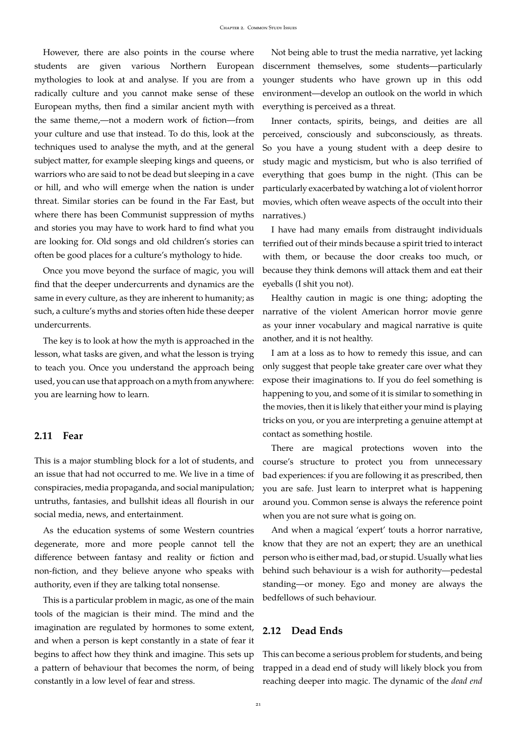However, there are also points in the course where students are given various Northern European mythologies to look at and analyse. If you are from a radically culture and you cannot make sense of these European myths, then find a similar ancient myth with the same theme,—not a modern work of fiction—from your culture and use that instead. To do this, look at the techniques used to analyse the myth, and at the general subject matter, for example sleeping kings and queens, or warriors who are said to not be dead but sleeping in a cave or hill, and who will emerge when the nation is under threat. Similar stories can be found in the Far East, but where there has been Communist suppression of myths and stories you may have to work hard to find what you are looking for. Old songs and old children's stories can often be good places for a culture's mythology to hide.

Once you move beyond the surface of magic, you will find that the deeper undercurrents and dynamics are the same in every culture, as they are inherent to humanity; as such, a culture's myths and stories often hide these deeper undercurrents.

The key is to look at how the myth is approached in the lesson, what tasks are given, and what the lesson is trying to teach you. Once you understand the approach being used, you can use that approach on a myth from anywhere: you are learning how to learn.

## 2.11 Fear

This is a major stumbling block for a lot of students, and an issue that had not occurred to me. We live in a time of conspiracies, media propaganda, and social manipulation; untruths, fantasies, and bullshit ideas all flourish in our social media, news, and entertainment.

As the education systems of some Western countries degenerate, more and more people cannot tell the difference between fantasy and reality or fiction and non-fiction, and they believe anyone who speaks with authority, even if they are talking total nonsense.

This is a particular problem in magic, as one of the main tools of the magician is their mind. The mind and the imagination are regulated by hormones to some extent, and when a person is kept constantly in a state of fear it begins to affect how they think and imagine. This sets up a pattern of behaviour that becomes the norm, of being constantly in a low level of fear and stress.

Not being able to trust the media narrative, yet lacking discernment themselves, some students—particularly younger students who have grown up in this odd environment—develop an outlook on the world in which everything is perceived as a threat.

Inner contacts, spirits, beings, and deities are all perceived, consciously and subconsciously, as threats. So you have a young student with a deep desire to study magic and mysticism, but who is also terrified of everything that goes bump in the night. (This can be particularly exacerbated by watching a lot of violent horror movies, which often weave aspects of the occult into their narratives.)

I have had many emails from distraught individuals terrified out of their minds because a spirit tried to interact with them, or because the door creaks too much, or because they think demons will attack them and eat their eyeballs (I shit you not).

Healthy caution in magic is one thing; adopting the narrative of the violent American horror movie genre as your inner vocabulary and magical narrative is quite another, and it is not healthy.

I am at a loss as to how to remedy this issue, and can only suggest that people take greater care over what they expose their imaginations to. If you do feel something is happening to you, and some of it is similar to something in the movies, then it is likely that either your mind is playing tricks on you, or you are interpreting a genuine attempt at contact as something hostile.

There are magical protections woven into the course's structure to protect you from unnecessary bad experiences: if you are following it as prescribed, then you are safe. Just learn to interpret what is happening around you. Common sense is always the reference point when you are not sure what is going on.

And when a magical 'expert' touts a horror narrative, know that they are not an expert; they are an unethical person who is either mad, bad, or stupid. Usually what lies behind such behaviour is a wish for authority—pedestal standing—or money. Ego and money are always the bedfellows of such behaviour.

## 2.12 Dead Ends

This can become a serious problem for students, and being trapped in a dead end of study will likely block you from reaching deeper into magic. The dynamic of the *dead end*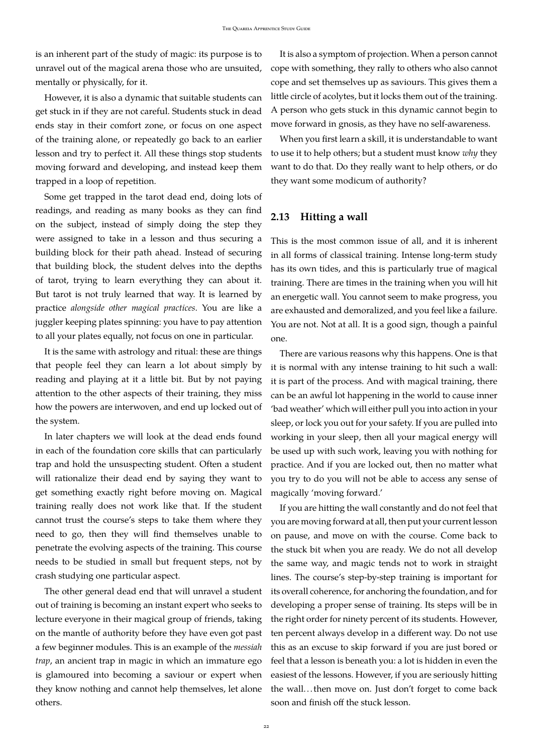is an inherent part of the study of magic: its purpose is to unravel out of the magical arena those who are unsuited, mentally or physically, for it.

However, it is also a dynamic that suitable students can get stuck in if they are not careful. Students stuck in dead ends stay in their comfort zone, or focus on one aspect of the training alone, or repeatedly go back to an earlier lesson and try to perfect it. All these things stop students moving forward and developing, and instead keep them trapped in a loop of repetition.

Some get trapped in the tarot dead end, doing lots of readings, and reading as many books as they can find on the subject, instead of simply doing the step they were assigned to take in a lesson and thus securing a building block for their path ahead. Instead of securing that building block, the student delves into the depths of tarot, trying to learn everything they can about it. But tarot is not truly learned that way. It is learned by practice *alongside other magical practices*. You are like a juggler keeping plates spinning: you have to pay attention to all your plates equally, not focus on one in particular.

It is the same with astrology and ritual: these are things that people feel they can learn a lot about simply by reading and playing at it a little bit. But by not paying attention to the other aspects of their training, they miss how the powers are interwoven, and end up locked out of the system.

In later chapters we will look at the dead ends found in each of the foundation core skills that can particularly trap and hold the unsuspecting student. Often a student will rationalize their dead end by saying they want to get something exactly right before moving on. Magical training really does not work like that. If the student cannot trust the course's steps to take them where they need to go, then they will find themselves unable to penetrate the evolving aspects of the training. This course needs to be studied in small but frequent steps, not by crash studying one particular aspect.

The other general dead end that will unravel a student out of training is becoming an instant expert who seeks to lecture everyone in their magical group of friends, taking on the mantle of authority before they have even got past a few beginner modules. This is an example of the *messiah trap*, an ancient trap in magic in which an immature ego is glamoured into becoming a saviour or expert when they know nothing and cannot help themselves, let alone others.

It is also a symptom of projection. When a person cannot cope with something, they rally to others who also cannot cope and set themselves up as saviours. This gives them a little circle of acolytes, but it locks them out of the training. A person who gets stuck in this dynamic cannot begin to move forward in gnosis, as they have no self-awareness.

When you first learn a skill, it is understandable to want to use it to help others; but a student must know *why* they want to do that. Do they really want to help others, or do they want some modicum of authority?

## 2.13 Hitting a wall

This is the most common issue of all, and it is inherent in all forms of classical training. Intense long-term study has its own tides, and this is particularly true of magical training. There are times in the training when you will hit an energetic wall. You cannot seem to make progress, you are exhausted and demoralized, and you feel like a failure. You are not. Not at all. It is a good sign, though a painful one.

There are various reasons why this happens. One is that it is normal with any intense training to hit such a wall: it is part of the process. And with magical training, there can be an awful lot happening in the world to cause inner 'bad weather' which will either pull you into action in your sleep, or lock you out for your safety. If you are pulled into working in your sleep, then all your magical energy will be used up with such work, leaving you with nothing for practice. And if you are locked out, then no matter what you try to do you will not be able to access any sense of magically 'moving forward.'

If you are hitting the wall constantly and do not feel that you are moving forward at all, then put your current lesson on pause, and move on with the course. Come back to the stuck bit when you are ready. We do not all develop the same way, and magic tends not to work in straight lines. The course's step-by-step training is important for its overall coherence, for anchoring the foundation, and for developing a proper sense of training. Its steps will be in the right order for ninety percent of its students. However, ten percent always develop in a different way. Do not use this as an excuse to skip forward if you are just bored or feel that a lesson is beneath you: a lot is hidden in even the easiest of the lessons. However, if you are seriously hitting the wall... then move on. Just don't forget to come back soon and finish off the stuck lesson.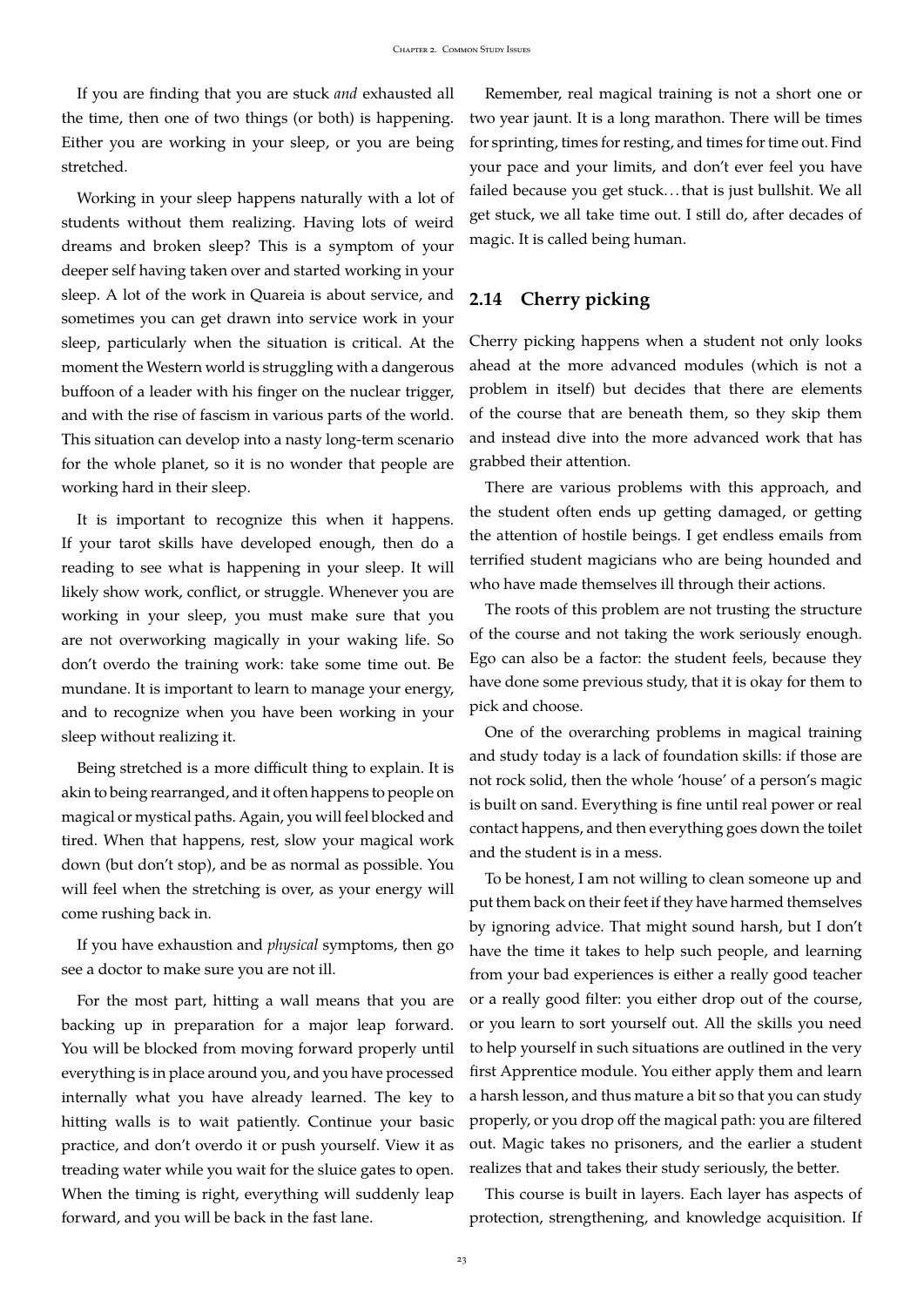If you are finding that you are stuck *and* exhausted all the time, then one of two things (or both) is happening. Either you are working in your sleep, or you are being stretched.

Working in your sleep happens naturally with a lot of students without them realizing. Having lots of weird dreams and broken sleep? This is a symptom of your deeper self having taken over and started working in your sleep. A lot of the work in Quareia is about service, and sometimes you can get drawn into service work in your sleep, particularly when the situation is critical. At the moment the Western world is struggling with a dangerous buffoon of a leader with his finger on the nuclear trigger, and with the rise of fascism in various parts of the world. This situation can develop into a nasty long-term scenario for the whole planet, so it is no wonder that people are working hard in their sleep.

It is important to recognize this when it happens. If your tarot skills have developed enough, then do a reading to see what is happening in your sleep. It will likely show work, conflict, or struggle. Whenever you are working in your sleep, you must make sure that you are not overworking magically in your waking life. So don't overdo the training work: take some time out. Be mundane. It is important to learn to manage your energy, and to recognize when you have been working in your sleep without realizing it.

Being stretched is a more difficult thing to explain. It is akin to being rearranged, and it often happens to people on magical or mystical paths. Again, you will feel blocked and tired. When that happens, rest, slow your magical work down (but don't stop), and be as normal as possible. You will feel when the stretching is over, as your energy will come rushing back in.

If you have exhaustion and *physical* symptoms, then go see a doctor to make sure you are not ill.

For the most part, hitting a wall means that you are backing up in preparation for a major leap forward. You will be blocked from moving forward properly until everything is in place around you, and you have processed internally what you have already learned. The key to hitting walls is to wait patiently. Continue your basic practice, and don't overdo it or push yourself. View it as treading water while you wait for the sluice gates to open. When the timing is right, everything will suddenly leap forward, and you will be back in the fast lane.

Remember, real magical training is not a short one or two year jaunt. It is a long marathon. There will be times for sprinting, times for resting, and times for time out. Find your pace and your limits, and don't ever feel you have failed because you get stuck… that is just bullshit. We all get stuck, we all take time out. I still do, after decades of magic. It is called being human.

## 2.14 Cherry picking

Cherry picking happens when a student not only looks ahead at the more advanced modules (which is not a problem in itself) but decides that there are elements of the course that are beneath them, so they skip them and instead dive into the more advanced work that has grabbed their attention.

There are various problems with this approach, and the student often ends up getting damaged, or getting the attention of hostile beings. I get endless emails from terrified student magicians who are being hounded and who have made themselves ill through their actions.

The roots of this problem are not trusting the structure of the course and not taking the work seriously enough. Ego can also be a factor: the student feels, because they have done some previous study, that it is okay for them to pick and choose.

One of the overarching problems in magical training and study today is a lack of foundation skills: if those are not rock solid, then the whole 'house' of a person's magic is built on sand. Everything is fine until real power or real contact happens, and then everything goes down the toilet and the student is in a mess.

To be honest, I am not willing to clean someone up and put them back on their feet if they have harmed themselves by ignoring advice. That might sound harsh, but I don't have the time it takes to help such people, and learning from your bad experiences is either a really good teacher or a really good filter: you either drop out of the course, or you learn to sort yourself out. All the skills you need to help yourself in such situations are outlined in the very first Apprentice module. You either apply them and learn a harsh lesson, and thus mature a bit so that you can study properly, or you drop off the magical path: you are filtered out. Magic takes no prisoners, and the earlier a student realizes that and takes their study seriously, the better.

This course is built in layers. Each layer has aspects of protection, strengthening, and knowledge acquisition. If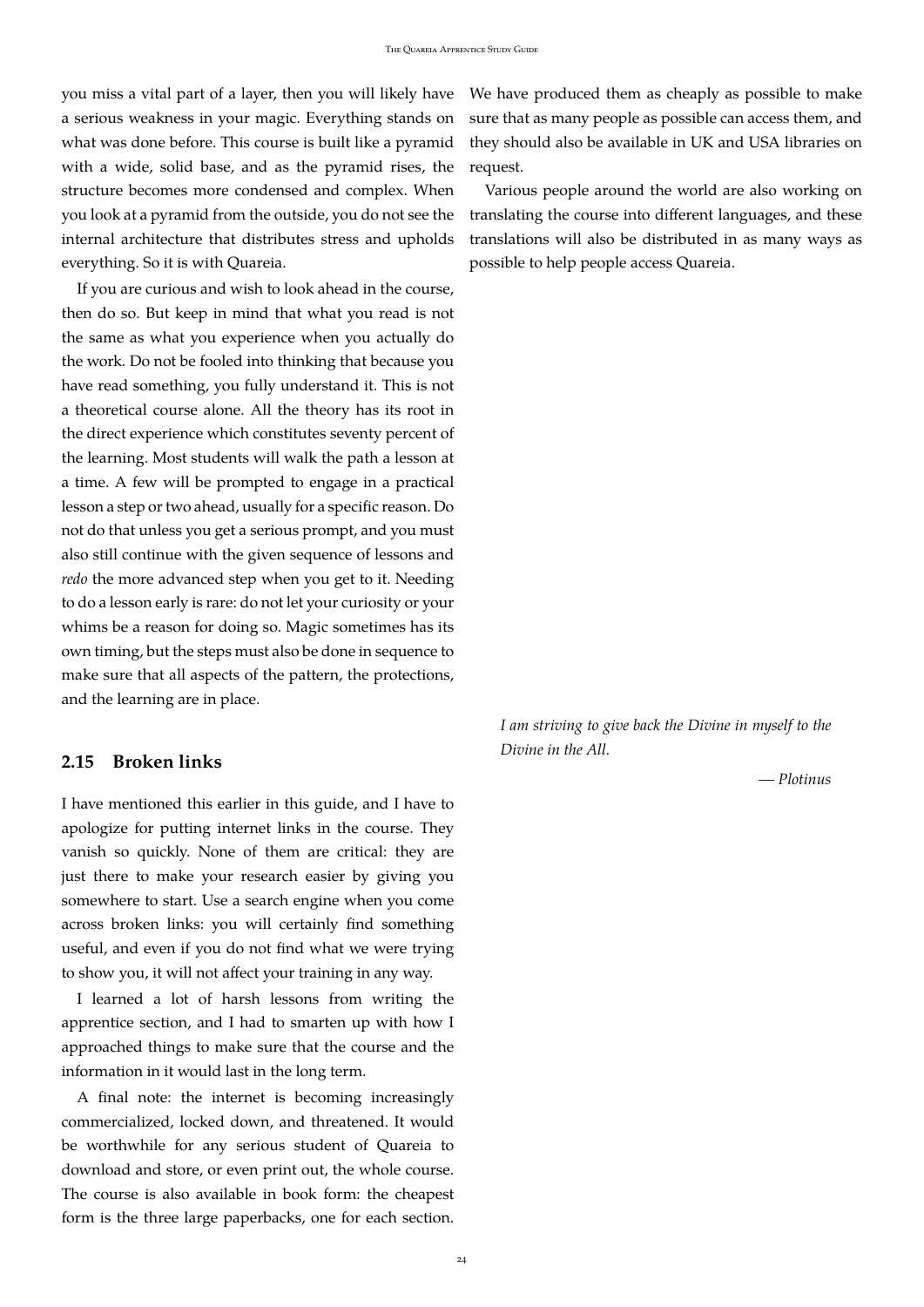you miss a vital part of a layer, then you will likely have a serious weakness in your magic. Everything stands on what was done before. This course is built like a pyramid with a wide, solid base, and as the pyramid rises, the structure becomes more condensed and complex. When you look at a pyramid from the outside, you do not see the internal architecture that distributes stress and upholds everything. So it is with Quareia.

If you are curious and wish to look ahead in the course, then do so. But keep in mind that what you read is not the same as what you experience when you actually do the work. Do not be fooled into thinking that because you have read something, you fully understand it. This is not a theoretical course alone. All the theory has its root in the direct experience which constitutes seventy percent of the learning. Most students will walk the path a lesson at a time. A few will be prompted to engage in a practical lesson a step or two ahead, usually for a specific reason. Do not do that unless you get a serious prompt, and you must also still continue with the given sequence of lessons and *redo* the more advanced step when you get to it. Needing to do a lesson early is rare: do not let your curiosity or your whims be a reason for doing so. Magic sometimes has its own timing, but the steps must also be done in sequence to make sure that all aspects of the pattern, the protections, and the learning are in place.

## 2.15 Broken links

I have mentioned this earlier in this guide, and I have to apologize for putting internet links in the course. They vanish so quickly. None of them are critical: they are just there to make your research easier by giving you somewhere to start. Use a search engine when you come across broken links: you will certainly find something useful, and even if you do not find what we were trying to show you, it will not affect your training in any way.

I learned a lot of harsh lessons from writing the apprentice section, and I had to smarten up with how I approached things to make sure that the course and the information in it would last in the long term.

A final note: the internet is becoming increasingly commercialized, locked down, and threatened. It would be worthwhile for any serious student of Quareia to download and store, or even print out, the whole course. The course is also available in book form: the cheapest form is the three large paperbacks, one for each section. We have produced them as cheaply as possible to make sure that as many people as possible can access them, and they should also be available in UK and USA libraries on request.

Various people around the world are also working on translating the course into different languages, and these translations will also be distributed in as many ways as possible to help people access Quareia.

*I am striving to give back the Divine in myself to the Divine in the All.*

— *Plotinus*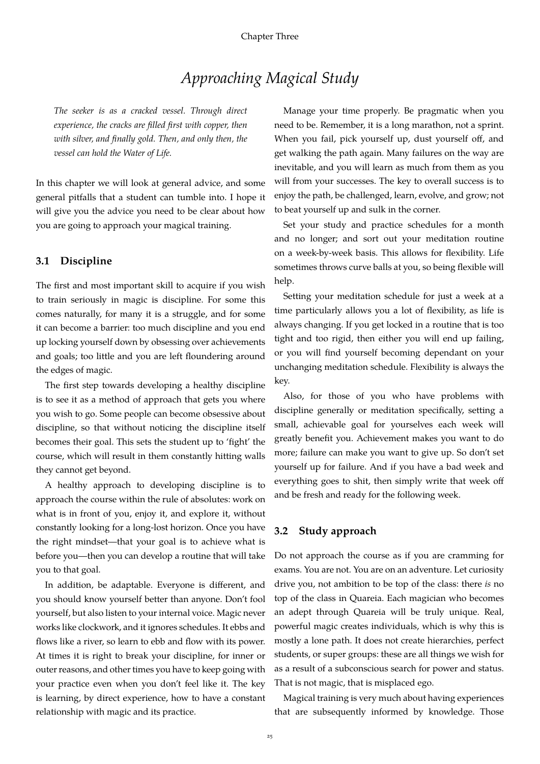# Chapter Three

## *Approaching Magical Study*

*The seeker is as a cracked vessel. Through direct experience, the cracks are filled first with copper, then with silver, and finally gold. Then, and only then, the vessel can hold the Water of Life.*

In this chapter we will look at general advice, and some general pitfalls that a student can tumble into. I hope it will give you the advice you need to be clear about how you are going to approach your magical training.

### 3.1 Discipline

The first and most important skill to acquire if you wish to train seriously in magic is discipline. For some this comes naturally, for many it is a struggle, and for some it can become a barrier: too much discipline and you end up locking yourself down by obsessing over achievements and goals; too little and you are left floundering around the edges of magic.

The first step towards developing a healthy discipline is to see it as a method of approach that gets you where you wish to go. Some people can become obsessive about discipline, so that without noticing the discipline itself becomes their goal. This sets the student up to 'fight' the course, which will result in them constantly hitting walls they cannot get beyond.

A healthy approach to developing discipline is to approach the course within the rule of absolutes: work on what is in front of you, enjoy it, and explore it, without constantly looking for a long-lost horizon. Once you have the right mindset—that your goal is to achieve what is before you—then you can develop a routine that will take you to that goal.

In addition, be adaptable. Everyone is different, and you should know yourself better than anyone. Don't fool yourself, but also listen to your internal voice. Magic never works like clockwork, and it ignores schedules. It ebbs and flows like a river, so learn to ebb and flow with its power. At times it is right to break your discipline, for inner or outer reasons, and other times you have to keep going with your practice even when you don't feel like it. The key is learning, by direct experience, how to have a constant relationship with magic and its practice.

Manage your time properly. Be pragmatic when you need to be. Remember, it is a long marathon, not a sprint. When you fail, pick yourself up, dust yourself off, and get walking the path again. Many failures on the way are inevitable, and you will learn as much from them as you will from your successes. The key to overall success is to enjoy the path, be challenged, learn, evolve, and grow; not to beat yourself up and sulk in the corner.

Set your study and practice schedules for a month and no longer; and sort out your meditation routine on a week-by-week basis. This allows for flexibility. Life sometimes throws curve balls at you, so being flexible will help.

Setting your meditation schedule for just a week at a time particularly allows you a lot of flexibility, as life is always changing. If you get locked in a routine that is too tight and too rigid, then either you will end up failing, or you will find yourself becoming dependant on your unchanging meditation schedule. Flexibility is always the key.

Also, for those of you who have problems with discipline generally or meditation specifically, setting a small, achievable goal for yourselves each week will greatly benefit you. Achievement makes you want to do more; failure can make you want to give up. So don't set yourself up for failure. And if you have a bad week and everything goes to shit, then simply write that week off and be fresh and ready for the following week.

### 3.2 Study approach

Do not approach the course as if you are cramming for exams. You are not. You are on an adventure. Let curiosity drive you, not ambition to be top of the class: there *is* no top of the class in Quareia. Each magician who becomes an adept through Quareia will be truly unique. Real, powerful magic creates individuals, which is why this is mostly a lone path. It does not create hierarchies, perfect students, or super groups: these are all things we wish for as a result of a subconscious search for power and status. That is not magic, that is misplaced ego.

Magical training is very much about having experiences that are subsequently informed by knowledge. Those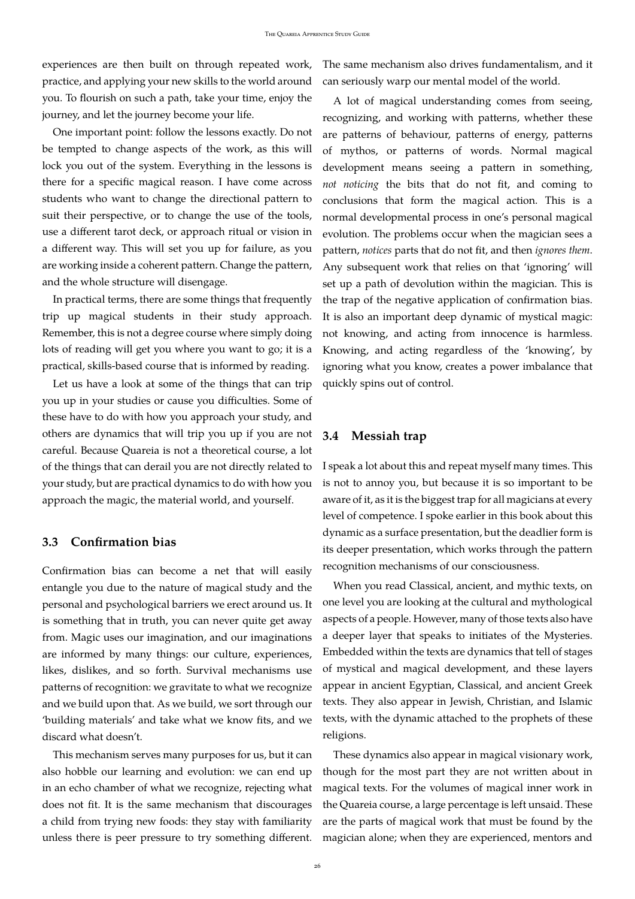experiences are then built on through repeated work, practice, and applying your new skills to the world around you. To flourish on such a path, take your time, enjoy the journey, and let the journey become your life.

One important point: follow the lessons exactly. Do not be tempted to change aspects of the work, as this will lock you out of the system. Everything in the lessons is there for a specific magical reason. I have come across students who want to change the directional pattern to suit their perspective, or to change the use of the tools, use a different tarot deck, or approach ritual or vision in a different way. This will set you up for failure, as you are working inside a coherent pattern. Change the pattern, and the whole structure will disengage.

In practical terms, there are some things that frequently trip up magical students in their study approach. Remember, this is not a degree course where simply doing lots of reading will get you where you want to go; it is a practical, skills-based course that is informed by reading.

Let us have a look at some of the things that can trip you up in your studies or cause you difficulties. Some of these have to do with how you approach your study, and others are dynamics that will trip you up if you are not careful. Because Quareia is not a theoretical course, a lot of the things that can derail you are not directly related to your study, but are practical dynamics to do with how you approach the magic, the material world, and yourself.

## 3.3 Confirmation bias

Confirmation bias can become a net that will easily entangle you due to the nature of magical study and the personal and psychological barriers we erect around us. It is something that in truth, you can never quite get away from. Magic uses our imagination, and our imaginations are informed by many things: our culture, experiences, likes, dislikes, and so forth. Survival mechanisms use patterns of recognition: we gravitate to what we recognize and we build upon that. As we build, we sort through our 'building materials' and take what we know fits, and we discard what doesn't.

This mechanism serves many purposes for us, but it can also hobble our learning and evolution: we can end up in an echo chamber of what we recognize, rejecting what does not fit. It is the same mechanism that discourages a child from trying new foods: they stay with familiarity unless there is peer pressure to try something different. The same mechanism also drives fundamentalism, and it can seriously warp our mental model of the world.

A lot of magical understanding comes from seeing, recognizing, and working with patterns, whether these are patterns of behaviour, patterns of energy, patterns of mythos, or patterns of words. Normal magical development means seeing a pattern in something, *not noticing* the bits that do not fit, and coming to conclusions that form the magical action. This is a normal developmental process in one's personal magical evolution. The problems occur when the magician sees a pattern, *notices* parts that do not fit, and then *ignores them*. Any subsequent work that relies on that 'ignoring' will set up a path of devolution within the magician. This is the trap of the negative application of confirmation bias. It is also an important deep dynamic of mystical magic: not knowing, and acting from innocence is harmless. Knowing, and acting regardless of the 'knowing', by ignoring what you know, creates a power imbalance that quickly spins out of control.

## 3.4 Messiah trap

I speak a lot about this and repeat myself many times. This is not to annoy you, but because it is so important to be aware of it, as it is the biggest trap for all magicians at every level of competence. I spoke earlier in this book about this dynamic as a surface presentation, but the deadlier form is its deeper presentation, which works through the pattern recognition mechanisms of our consciousness.

When you read Classical, ancient, and mythic texts, on one level you are looking at the cultural and mythological aspects of a people. However, many of those texts also have a deeper layer that speaks to initiates of the Mysteries. Embedded within the texts are dynamics that tell of stages of mystical and magical development, and these layers appear in ancient Egyptian, Classical, and ancient Greek texts. They also appear in Jewish, Christian, and Islamic texts, with the dynamic attached to the prophets of these religions.

These dynamics also appear in magical visionary work, though for the most part they are not written about in magical texts. For the volumes of magical inner work in the Quareia course, a large percentage is left unsaid. These are the parts of magical work that must be found by the magician alone; when they are experienced, mentors and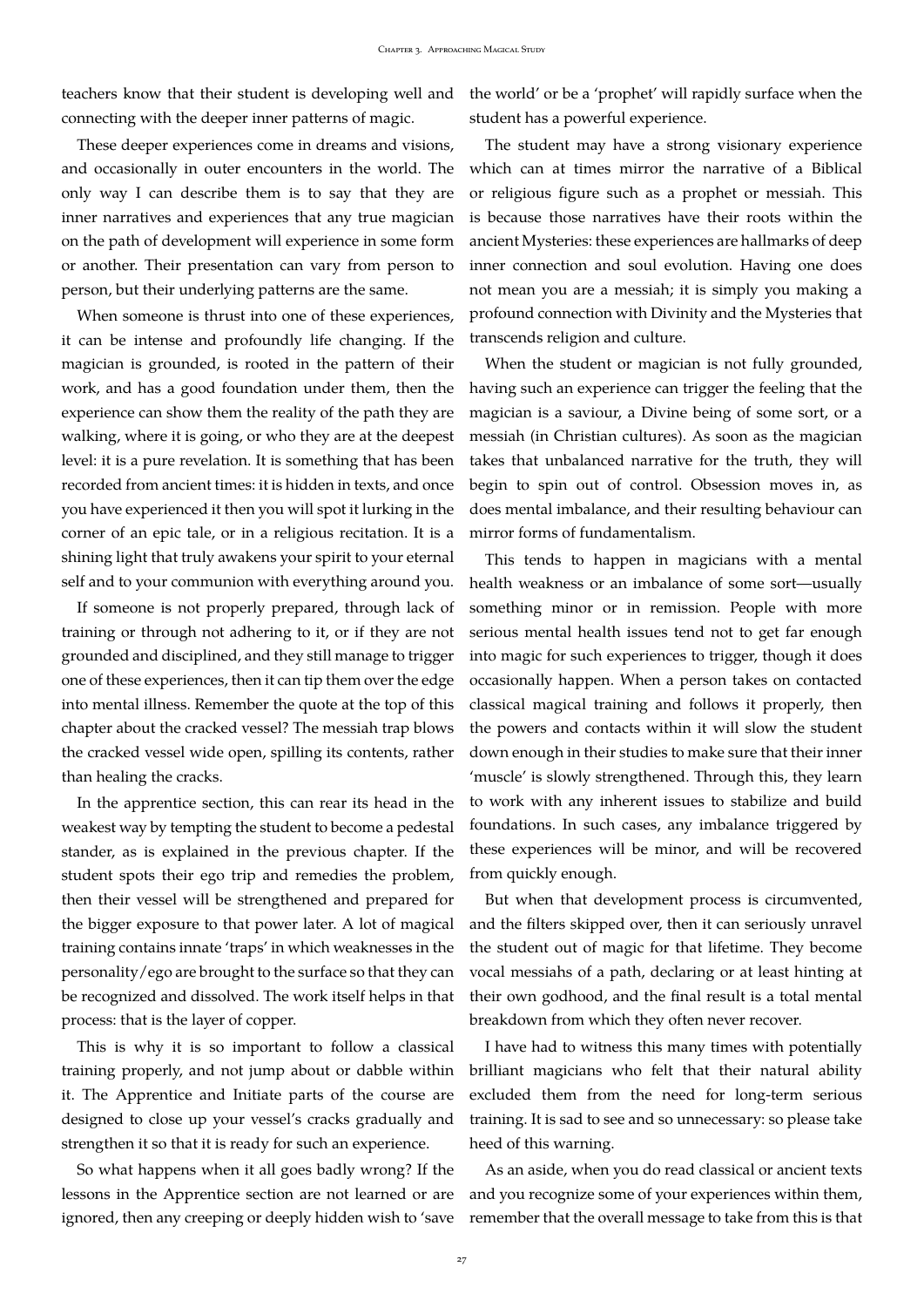teachers know that their student is developing well and connecting with the deeper inner patterns of magic.

These deeper experiences come in dreams and visions, and occasionally in outer encounters in the world. The only way I can describe them is to say that they are inner narratives and experiences that any true magician on the path of development will experience in some form or another. Their presentation can vary from person to person, but their underlying patterns are the same.

When someone is thrust into one of these experiences, it can be intense and profoundly life changing. If the magician is grounded, is rooted in the pattern of their work, and has a good foundation under them, then the experience can show them the reality of the path they are walking, where it is going, or who they are at the deepest level: it is a pure revelation. It is something that has been recorded from ancient times: it is hidden in texts, and once you have experienced it then you will spot it lurking in the corner of an epic tale, or in a religious recitation. It is a shining light that truly awakens your spirit to your eternal self and to your communion with everything around you.

If someone is not properly prepared, through lack of training or through not adhering to it, or if they are not grounded and disciplined, and they still manage to trigger one of these experiences, then it can tip them over the edge into mental illness. Remember the quote at the top of this chapter about the cracked vessel? The messiah trap blows the cracked vessel wide open, spilling its contents, rather than healing the cracks.

In the apprentice section, this can rear its head in the weakest way by tempting the student to become a pedestal stander, as is explained in the previous chapter. If the student spots their ego trip and remedies the problem, then their vessel will be strengthened and prepared for the bigger exposure to that power later. A lot of magical training contains innate 'traps' in which weaknesses in the personality/ego are brought to the surface so that they can be recognized and dissolved. The work itself helps in that process: that is the layer of copper.

This is why it is so important to follow a classical training properly, and not jump about or dabble within it. The Apprentice and Initiate parts of the course are designed to close up your vessel's cracks gradually and strengthen it so that it is ready for such an experience.

So what happens when it all goes badly wrong? If the lessons in the Apprentice section are not learned or are ignored, then any creeping or deeply hidden wish to 'save the world' or be a 'prophet' will rapidly surface when the student has a powerful experience.

The student may have a strong visionary experience which can at times mirror the narrative of a Biblical or religious figure such as a prophet or messiah. This is because those narratives have their roots within the ancient Mysteries: these experiences are hallmarks of deep inner connection and soul evolution. Having one does not mean you are a messiah; it is simply you making a profound connection with Divinity and the Mysteries that transcends religion and culture.

When the student or magician is not fully grounded, having such an experience can trigger the feeling that the magician is a saviour, a Divine being of some sort, or a messiah (in Christian cultures). As soon as the magician takes that unbalanced narrative for the truth, they will begin to spin out of control. Obsession moves in, as does mental imbalance, and their resulting behaviour can mirror forms of fundamentalism.

This tends to happen in magicians with a mental health weakness or an imbalance of some sort—usually something minor or in remission. People with more serious mental health issues tend not to get far enough into magic for such experiences to trigger, though it does occasionally happen. When a person takes on contacted classical magical training and follows it properly, then the powers and contacts within it will slow the student down enough in their studies to make sure that their inner 'muscle' is slowly strengthened. Through this, they learn to work with any inherent issues to stabilize and build foundations. In such cases, any imbalance triggered by these experiences will be minor, and will be recovered from quickly enough.

But when that development process is circumvented, and the filters skipped over, then it can seriously unravel the student out of magic for that lifetime. They become vocal messiahs of a path, declaring or at least hinting at their own godhood, and the final result is a total mental breakdown from which they often never recover.

I have had to witness this many times with potentially brilliant magicians who felt that their natural ability excluded them from the need for long-term serious training. It is sad to see and so unnecessary: so please take heed of this warning.

As an aside, when you do read classical or ancient texts and you recognize some of your experiences within them, remember that the overall message to take from this is that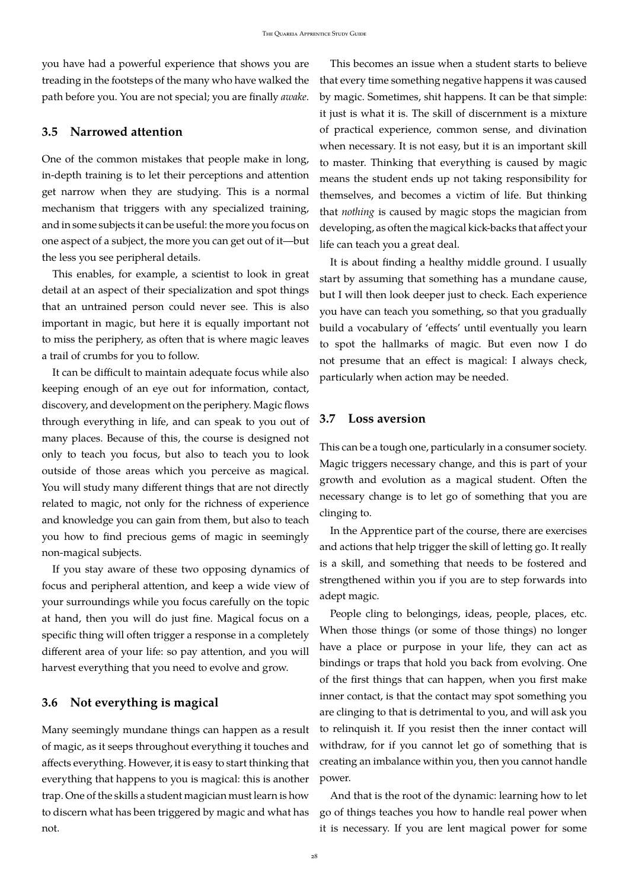you have had a powerful experience that shows you are treading in the footsteps of the many who have walked the path before you. You are not special; you are finally *awake*.

## 3.5 Narrowed attention

One of the common mistakes that people make in long, in-depth training is to let their perceptions and attention get narrow when they are studying. This is a normal mechanism that triggers with any specialized training, and in some subjects it can be useful: the more you focus on one aspect of a subject, the more you can get out of it—but the less you see peripheral details.

This enables, for example, a scientist to look in great detail at an aspect of their specialization and spot things that an untrained person could never see. This is also important in magic, but here it is equally important not to miss the periphery, as often that is where magic leaves a trail of crumbs for you to follow.

It can be difficult to maintain adequate focus while also keeping enough of an eye out for information, contact, discovery, and development on the periphery. Magic flows through everything in life, and can speak to you out of many places. Because of this, the course is designed not only to teach you focus, but also to teach you to look outside of those areas which you perceive as magical. You will study many different things that are not directly related to magic, not only for the richness of experience and knowledge you can gain from them, but also to teach you how to find precious gems of magic in seemingly non-magical subjects.

If you stay aware of these two opposing dynamics of focus and peripheral attention, and keep a wide view of your surroundings while you focus carefully on the topic at hand, then you will do just fine. Magical focus on a specific thing will often trigger a response in a completely different area of your life: so pay attention, and you will harvest everything that you need to evolve and grow.

## 3.6 Not everything is magical

Many seemingly mundane things can happen as a result of magic, as it seeps throughout everything it touches and affects everything. However, it is easy to start thinking that everything that happens to you is magical: this is another trap. One of the skills a student magician must learn is how to discern what has been triggered by magic and what has not.

This becomes an issue when a student starts to believe that every time something negative happens it was caused by magic. Sometimes, shit happens. It can be that simple: it just is what it is. The skill of discernment is a mixture of practical experience, common sense, and divination when necessary. It is not easy, but it is an important skill to master. Thinking that everything is caused by magic means the student ends up not taking responsibility for themselves, and becomes a victim of life. But thinking that *nothing* is caused by magic stops the magician from developing, as often the magical kick-backs that affect your life can teach you a great deal.

It is about finding a healthy middle ground. I usually start by assuming that something has a mundane cause, but I will then look deeper just to check. Each experience you have can teach you something, so that you gradually build a vocabulary of 'effects' until eventually you learn to spot the hallmarks of magic. But even now I do not presume that an effect is magical: I always check, particularly when action may be needed.

## 3.7 Loss aversion

This can be a tough one, particularly in a consumer society. Magic triggers necessary change, and this is part of your growth and evolution as a magical student. Often the necessary change is to let go of something that you are clinging to.

In the Apprentice part of the course, there are exercises and actions that help trigger the skill of letting go. It really is a skill, and something that needs to be fostered and strengthened within you if you are to step forwards into adept magic.

People cling to belongings, ideas, people, places, etc. When those things (or some of those things) no longer have a place or purpose in your life, they can act as bindings or traps that hold you back from evolving. One of the first things that can happen, when you first make inner contact, is that the contact may spot something you are clinging to that is detrimental to you, and will ask you to relinquish it. If you resist then the inner contact will withdraw, for if you cannot let go of something that is creating an imbalance within you, then you cannot handle power.

And that is the root of the dynamic: learning how to let go of things teaches you how to handle real power when it is necessary. If you are lent magical power for some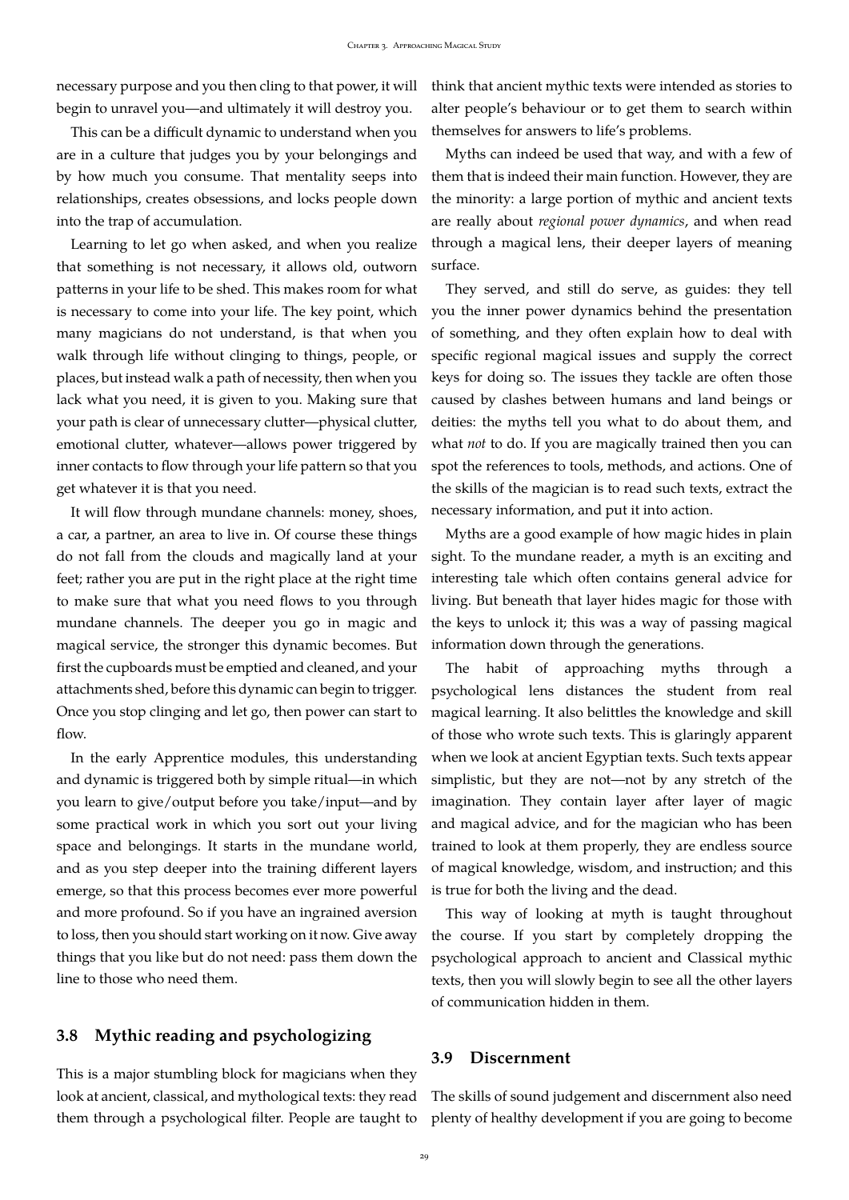necessary purpose and you then cling to that power, it will begin to unravel you—and ultimately it will destroy you.

This can be a difficult dynamic to understand when you are in a culture that judges you by your belongings and by how much you consume. That mentality seeps into relationships, creates obsessions, and locks people down into the trap of accumulation.

Learning to let go when asked, and when you realize that something is not necessary, it allows old, outworn patterns in your life to be shed. This makes room for what is necessary to come into your life. The key point, which many magicians do not understand, is that when you walk through life without clinging to things, people, or places, but instead walk a path of necessity, then when you lack what you need, it is given to you. Making sure that your path is clear of unnecessary clutter—physical clutter, emotional clutter, whatever—allows power triggered by inner contacts to flow through your life pattern so that you get whatever it is that you need.

It will flow through mundane channels: money, shoes, a car, a partner, an area to live in. Of course these things do not fall from the clouds and magically land at your feet; rather you are put in the right place at the right time to make sure that what you need flows to you through mundane channels. The deeper you go in magic and magical service, the stronger this dynamic becomes. But first the cupboards must be emptied and cleaned, and your attachments shed, before this dynamic can begin to trigger. Once you stop clinging and let go, then power can start to flow.

In the early Apprentice modules, this understanding and dynamic is triggered both by simple ritual—in which you learn to give/output before you take/input—and by some practical work in which you sort out your living space and belongings. It starts in the mundane world, and as you step deeper into the training different layers emerge, so that this process becomes ever more powerful and more profound. So if you have an ingrained aversion to loss, then you should start working on it now. Give away things that you like but do not need: pass them down the line to those who need them.

## 3.8 Mythic reading and psychologizing

This is a major stumbling block for magicians when they look at ancient, classical, and mythological texts: they read them through a psychological filter. People are taught to think that ancient mythic texts were intended as stories to alter people's behaviour or to get them to search within themselves for answers to life's problems.

Myths can indeed be used that way, and with a few of them that is indeed their main function. However, they are the minority: a large portion of mythic and ancient texts are really about *regional power dynamics*, and when read through a magical lens, their deeper layers of meaning surface.

They served, and still do serve, as guides: they tell you the inner power dynamics behind the presentation of something, and they often explain how to deal with specific regional magical issues and supply the correct keys for doing so. The issues they tackle are often those caused by clashes between humans and land beings or deities: the myths tell you what to do about them, and what *not* to do. If you are magically trained then you can spot the references to tools, methods, and actions. One of the skills of the magician is to read such texts, extract the necessary information, and put it into action.

Myths are a good example of how magic hides in plain sight. To the mundane reader, a myth is an exciting and interesting tale which often contains general advice for living. But beneath that layer hides magic for those with the keys to unlock it; this was a way of passing magical information down through the generations.

The habit of approaching myths through a psychological lens distances the student from real magical learning. It also belittles the knowledge and skill of those who wrote such texts. This is glaringly apparent when we look at ancient Egyptian texts. Such texts appear simplistic, but they are not—not by any stretch of the imagination. They contain layer after layer of magic and magical advice, and for the magician who has been trained to look at them properly, they are endless source of magical knowledge, wisdom, and instruction; and this is true for both the living and the dead.

This way of looking at myth is taught throughout the course. If you start by completely dropping the psychological approach to ancient and Classical mythic texts, then you will slowly begin to see all the other layers of communication hidden in them.

## 3.9 Discernment

The skills of sound judgement and discernment also need plenty of healthy development if you are going to become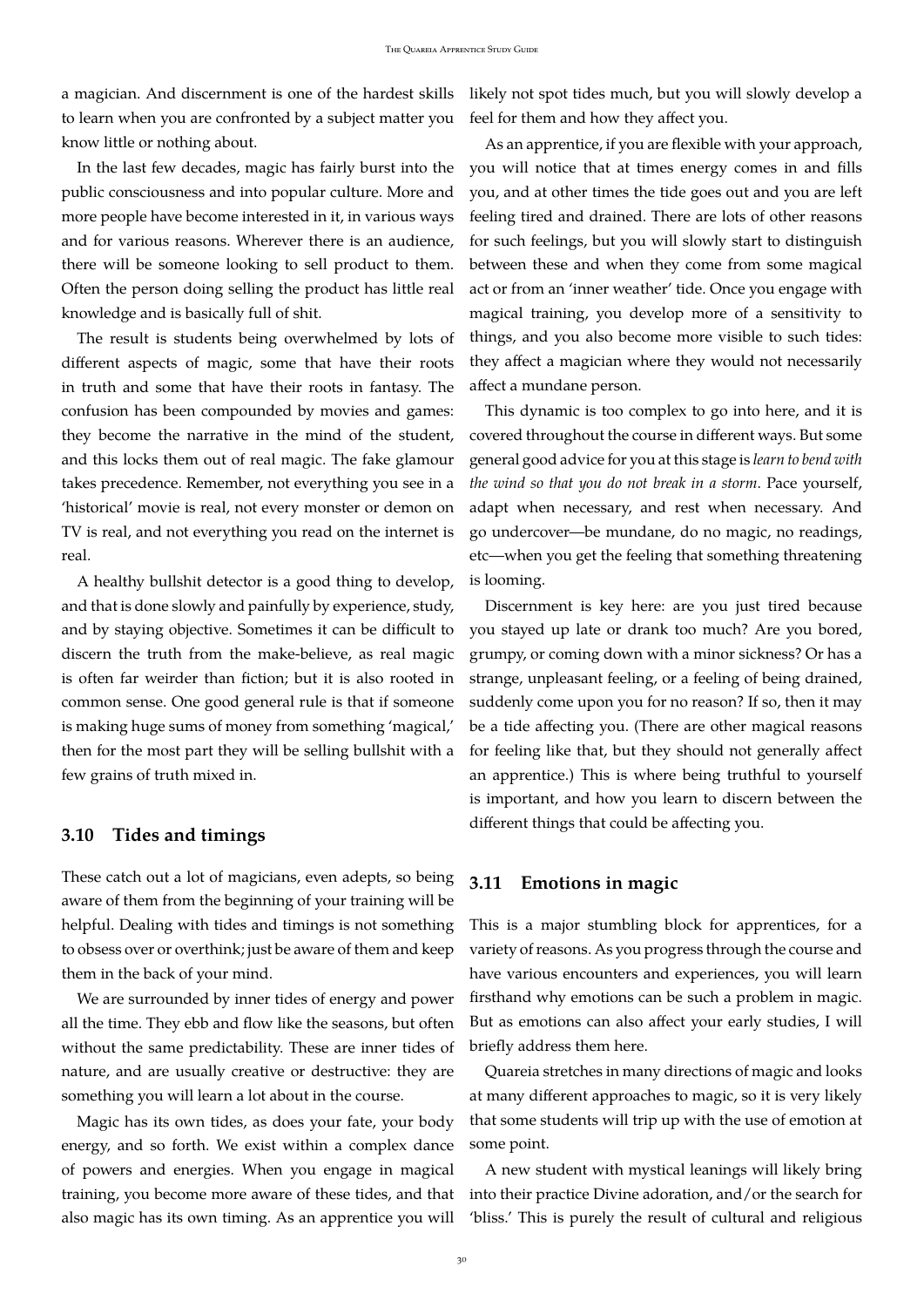a magician. And discernment is one of the hardest skills to learn when you are confronted by a subject matter you know little or nothing about.

In the last few decades, magic has fairly burst into the public consciousness and into popular culture. More and more people have become interested in it, in various ways and for various reasons. Wherever there is an audience, there will be someone looking to sell product to them. Often the person doing selling the product has little real knowledge and is basically full of shit.

The result is students being overwhelmed by lots of different aspects of magic, some that have their roots in truth and some that have their roots in fantasy. The confusion has been compounded by movies and games: they become the narrative in the mind of the student, and this locks them out of real magic. The fake glamour takes precedence. Remember, not everything you see in a 'historical' movie is real, not every monster or demon on TV is real, and not everything you read on the internet is real.

A healthy bullshit detector is a good thing to develop, and that is done slowly and painfully by experience, study, and by staying objective. Sometimes it can be difficult to discern the truth from the make-believe, as real magic is often far weirder than fiction; but it is also rooted in common sense. One good general rule is that if someone is making huge sums of money from something 'magical,' then for the most part they will be selling bullshit with a few grains of truth mixed in.

### 3.10 Tides and timings

These catch out a lot of magicians, even adepts, so being aware of them from the beginning of your training will be helpful. Dealing with tides and timings is not something to obsess over or overthink; just be aware of them and keep them in the back of your mind.

We are surrounded by inner tides of energy and power all the time. They ebb and flow like the seasons, but often without the same predictability. These are inner tides of nature, and are usually creative or destructive: they are something you will learn a lot about in the course.

Magic has its own tides, as does your fate, your body energy, and so forth. We exist within a complex dance of powers and energies. When you engage in magical training, you become more aware of these tides, and that also magic has its own timing. As an apprentice you will likely not spot tides much, but you will slowly develop a feel for them and how they affect you.

As an apprentice, if you are flexible with your approach, you will notice that at times energy comes in and fills you, and at other times the tide goes out and you are left feeling tired and drained. There are lots of other reasons for such feelings, but you will slowly start to distinguish between these and when they come from some magical act or from an 'inner weather' tide. Once you engage with magical training, you develop more of a sensitivity to things, and you also become more visible to such tides: they affect a magician where they would not necessarily affect a mundane person.

This dynamic is too complex to go into here, and it is covered throughout the course in different ways. But some general good advice for you at this stage is *learn to bend with the wind so that you do not break in a storm*. Pace yourself, adapt when necessary, and rest when necessary. And go undercover—be mundane, do no magic, no readings, etc—when you get the feeling that something threatening is looming.

Discernment is key here: are you just tired because you stayed up late or drank too much? Are you bored, grumpy, or coming down with a minor sickness? Or has a strange, unpleasant feeling, or a feeling of being drained, suddenly come upon you for no reason? If so, then it may be a tide affecting you. (There are other magical reasons for feeling like that, but they should not generally affect an apprentice.) This is where being truthful to yourself is important, and how you learn to discern between the different things that could be affecting you.

### 3.11 Emotions in magic

This is a major stumbling block for apprentices, for a variety of reasons. As you progress through the course and have various encounters and experiences, you will learn firsthand why emotions can be such a problem in magic. But as emotions can also affect your early studies, I will briefly address them here.

Quareia stretches in many directions of magic and looks at many different approaches to magic, so it is very likely that some students will trip up with the use of emotion at some point.

A new student with mystical leanings will likely bring into their practice Divine adoration, and/or the search for 'bliss.' This is purely the result of cultural and religious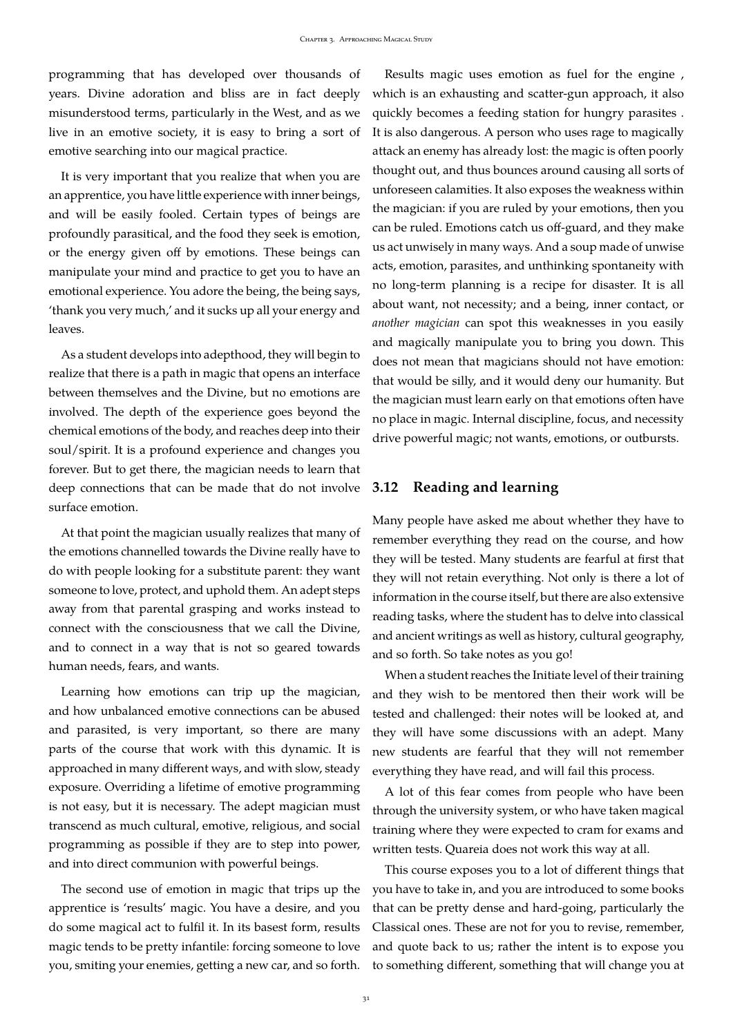programming that has developed over thousands of years. Divine adoration and bliss are in fact deeply misunderstood terms, particularly in the West, and as we live in an emotive society, it is easy to bring a sort of emotive searching into our magical practice.

It is very important that you realize that when you are an apprentice, you have little experience with inner beings, and will be easily fooled. Certain types of beings are profoundly parasitical, and the food they seek is emotion, or the energy given off by emotions. These beings can manipulate your mind and practice to get you to have an emotional experience. You adore the being, the being says, 'thank you very much,' and it sucks up all your energy and leaves.

As a student develops into adepthood, they will begin to realize that there is a path in magic that opens an interface between themselves and the Divine, but no emotions are involved. The depth of the experience goes beyond the chemical emotions of the body, and reaches deep into their soul/spirit. It is a profound experience and changes you forever. But to get there, the magician needs to learn that deep connections that can be made that do not involve surface emotion.

At that point the magician usually realizes that many of the emotions channelled towards the Divine really have to do with people looking for a substitute parent: they want someone to love, protect, and uphold them. An adept steps away from that parental grasping and works instead to connect with the consciousness that we call the Divine, and to connect in a way that is not so geared towards human needs, fears, and wants.

Learning how emotions can trip up the magician, and how unbalanced emotive connections can be abused and parasited, is very important, so there are many parts of the course that work with this dynamic. It is approached in many different ways, and with slow, steady exposure. Overriding a lifetime of emotive programming is not easy, but it is necessary. The adept magician must transcend as much cultural, emotive, religious, and social programming as possible if they are to step into power, and into direct communion with powerful beings.

The second use of emotion in magic that trips up the apprentice is 'results' magic. You have a desire, and you do some magical act to fulfil it. In its basest form, results magic tends to be pretty infantile: forcing someone to love you, smiting your enemies, getting a new car, and so forth.

Results magic uses emotion as fuel for the engine , which is an exhausting and scatter-gun approach, it also quickly becomes a feeding station for hungry parasites . It is also dangerous. A person who uses rage to magically attack an enemy has already lost: the magic is often poorly thought out, and thus bounces around causing all sorts of unforeseen calamities. It also exposes the weakness within the magician: if you are ruled by your emotions, then you can be ruled. Emotions catch us off-guard, and they make us act unwisely in many ways. And a soup made of unwise acts, emotion, parasites, and unthinking spontaneity with no long-term planning is a recipe for disaster. It is all about want, not necessity; and a being, inner contact, or *another magician* can spot this weaknesses in you easily and magically manipulate you to bring you down. This does not mean that magicians should not have emotion: that would be silly, and it would deny our humanity. But the magician must learn early on that emotions often have no place in magic. Internal discipline, focus, and necessity drive powerful magic; not wants, emotions, or outbursts.

## 3.12 Reading and learning

Many people have asked me about whether they have to remember everything they read on the course, and how they will be tested. Many students are fearful at first that they will not retain everything. Not only is there a lot of information in the course itself, but there are also extensive reading tasks, where the student has to delve into classical and ancient writings as well as history, cultural geography, and so forth. So take notes as you go!

When a student reaches the Initiate level of their training and they wish to be mentored then their work will be tested and challenged: their notes will be looked at, and they will have some discussions with an adept. Many new students are fearful that they will not remember everything they have read, and will fail this process.

A lot of this fear comes from people who have been through the university system, or who have taken magical training where they were expected to cram for exams and written tests. Quareia does not work this way at all.

This course exposes you to a lot of different things that you have to take in, and you are introduced to some books that can be pretty dense and hard-going, particularly the Classical ones. These are not for you to revise, remember, and quote back to us; rather the intent is to expose you to something different, something that will change you at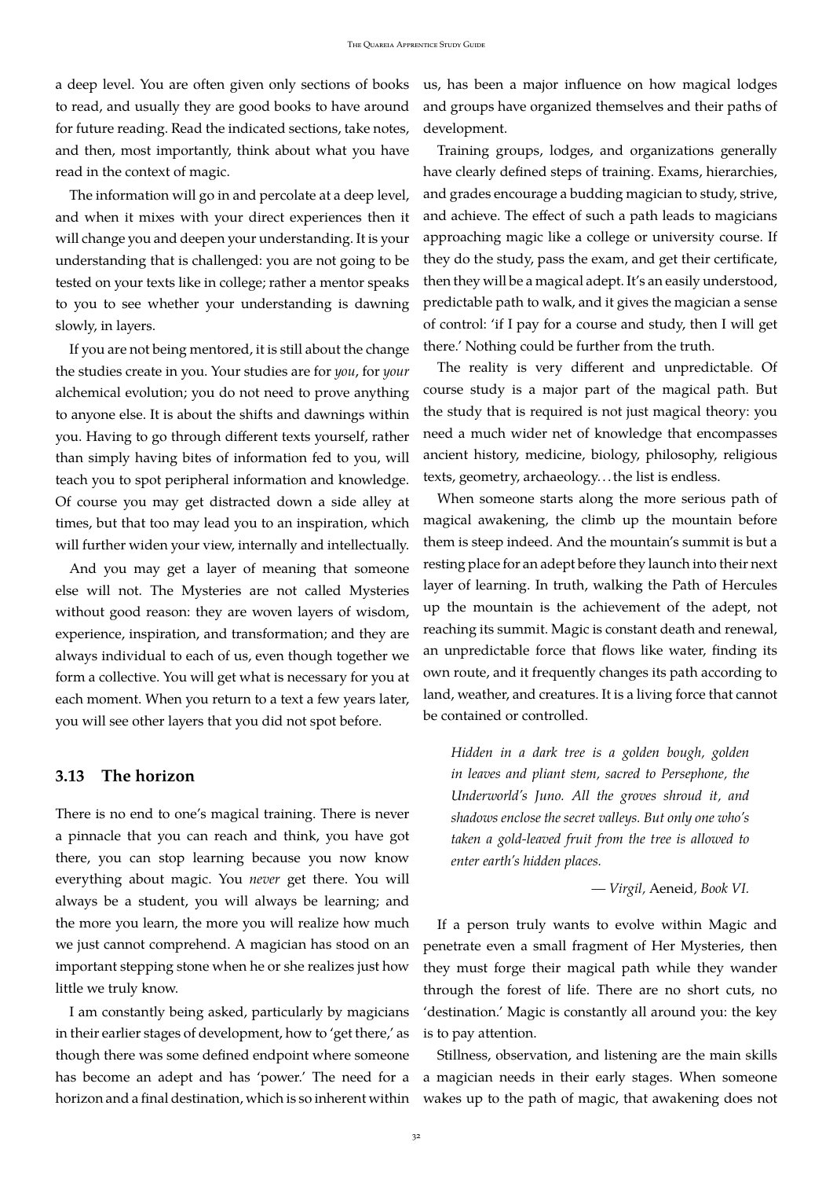a deep level. You are often given only sections of books to read, and usually they are good books to have around for future reading. Read the indicated sections, take notes, and then, most importantly, think about what you have read in the context of magic.

The information will go in and percolate at a deep level, and when it mixes with your direct experiences then it will change you and deepen your understanding. It is your understanding that is challenged: you are not going to be tested on your texts like in college; rather a mentor speaks to you to see whether your understanding is dawning slowly, in layers.

If you are not being mentored, it is still about the change the studies create in you. Your studies are for *you*, for *your* alchemical evolution; you do not need to prove anything to anyone else. It is about the shifts and dawnings within you. Having to go through different texts yourself, rather than simply having bites of information fed to you, will teach you to spot peripheral information and knowledge. Of course you may get distracted down a side alley at times, but that too may lead you to an inspiration, which will further widen your view, internally and intellectually.

And you may get a layer of meaning that someone else will not. The Mysteries are not called Mysteries without good reason: they are woven layers of wisdom, experience, inspiration, and transformation; and they are always individual to each of us, even though together we form a collective. You will get what is necessary for you at each moment. When you return to a text a few years later, you will see other layers that you did not spot before.

### 3.13 The horizon

There is no end to one's magical training. There is never a pinnacle that you can reach and think, you have got there, you can stop learning because you now know everything about magic. You *never* get there. You will always be a student, you will always be learning; and the more you learn, the more you will realize how much we just cannot comprehend. A magician has stood on an important stepping stone when he or she realizes just how little we truly know.

I am constantly being asked, particularly by magicians in their earlier stages of development, how to 'get there,' as though there was some defined endpoint where someone has become an adept and has 'power.' The need for a horizon and a final destination, which is so inherent within us, has been a major influence on how magical lodges and groups have organized themselves and their paths of development.

Training groups, lodges, and organizations generally have clearly defined steps of training. Exams, hierarchies, and grades encourage a budding magician to study, strive, and achieve. The effect of such a path leads to magicians approaching magic like a college or university course. If they do the study, pass the exam, and get their certificate, then they will be a magical adept. It's an easily understood, predictable path to walk, and it gives the magician a sense of control: 'if I pay for a course and study, then I will get there.' Nothing could be further from the truth.

The reality is very different and unpredictable. Of course study is a major part of the magical path. But the study that is required is not just magical theory: you need a much wider net of knowledge that encompasses ancient history, medicine, biology, philosophy, religious texts, geometry, archaeology... the list is endless.

When someone starts along the more serious path of magical awakening, the climb up the mountain before them is steep indeed. And the mountain's summit is but a resting place for an adept before they launch into their next layer of learning. In truth, walking the Path of Hercules up the mountain is the achievement of the adept, not reaching its summit. Magic is constant death and renewal, an unpredictable force that flows like water, finding its own route, and it frequently changes its path according to land, weather, and creatures. It is a living force that cannot be contained or controlled.

> *Hidden in a dark tree is a golden bough, golden in leaves and pliant stem, sacred to Persephone, the Underworld's Juno. All the groves shroud it, and shadows enclose the secret valleys. But only one who's taken a gold-leaved fruit from the tree is allowed to enter earth's hidden places.*
>
> — *Virgil,* Aeneid*, Book VI.*

If a person truly wants to evolve within Magic and penetrate even a small fragment of Her Mysteries, then they must forge their magical path while they wander through the forest of life. There are no short cuts, no 'destination.' Magic is constantly all around you: the key is to pay attention.

Stillness, observation, and listening are the main skills a magician needs in their early stages. When someone wakes up to the path of magic, that awakening does not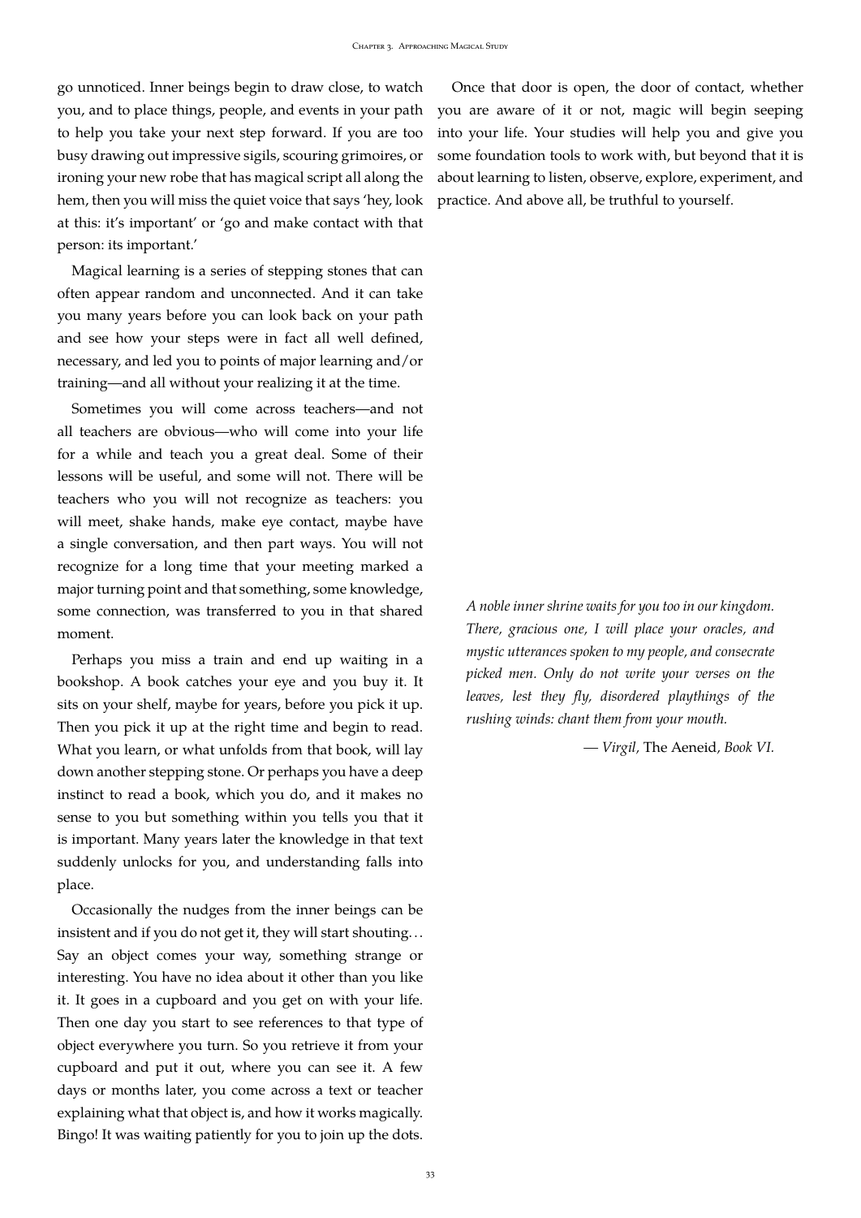go unnoticed. Inner beings begin to draw close, to watch you, and to place things, people, and events in your path to help you take your next step forward. If you are too busy drawing out impressive sigils, scouring grimoires, or ironing your new robe that has magical script all along the hem, then you will miss the quiet voice that says 'hey, look at this: it's important' or 'go and make contact with that person: its important.'

Magical learning is a series of stepping stones that can often appear random and unconnected. And it can take you many years before you can look back on your path and see how your steps were in fact all well defined, necessary, and led you to points of major learning and/or training—and all without your realizing it at the time.

Sometimes you will come across teachers—and not all teachers are obvious—who will come into your life for a while and teach you a great deal. Some of their lessons will be useful, and some will not. There will be teachers who you will not recognize as teachers: you will meet, shake hands, make eye contact, maybe have a single conversation, and then part ways. You will not recognize for a long time that your meeting marked a major turning point and that something, some knowledge, some connection, was transferred to you in that shared moment.

Perhaps you miss a train and end up waiting in a bookshop. A book catches your eye and you buy it. It sits on your shelf, maybe for years, before you pick it up. Then you pick it up at the right time and begin to read. What you learn, or what unfolds from that book, will lay down another stepping stone. Or perhaps you have a deep instinct to read a book, which you do, and it makes no sense to you but something within you tells you that it is important. Many years later the knowledge in that text suddenly unlocks for you, and understanding falls into place.

Occasionally the nudges from the inner beings can be insistent and if you do not get it, they will start shouting... Say an object comes your way, something strange or interesting. You have no idea about it other than you like it. It goes in a cupboard and you get on with your life. Then one day you start to see references to that type of object everywhere you turn. So you retrieve it from your cupboard and put it out, where you can see it. A few days or months later, you come across a text or teacher explaining what that object is, and how it works magically. Bingo! It was waiting patiently for you to join up the dots.

Once that door is open, the door of contact, whether you are aware of it or not, magic will begin seeping into your life. Your studies will help you and give you some foundation tools to work with, but beyond that it is about learning to listen, observe, explore, experiment, and practice. And above all, be truthful to yourself.

*A noble inner shrine waits for you too in our kingdom. There, gracious one, I will place your oracles, and mystic utterances spoken to my people, and consecrate picked men. Only do not write your verses on the leaves, lest they fly, disordered playthings of the rushing winds: chant them from your mouth.*

— *Virgil,* The Aeneid, *Book VI.*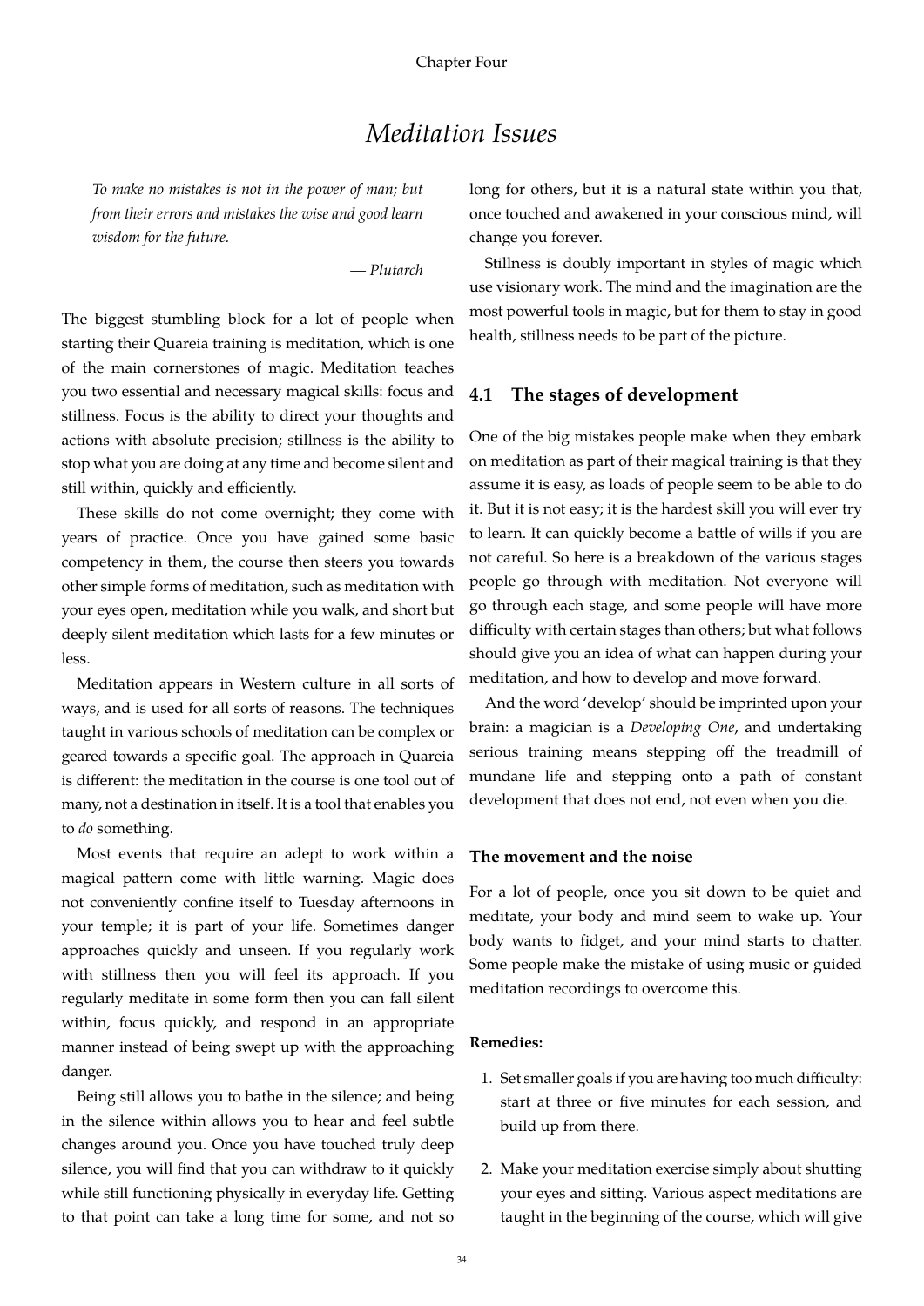Chapter Four

# Meditation Issues

> *To make no mistakes is not in the power of man; but from their errors and mistakes the wise and good learn wisdom for the future.*
>
> — *Plutarch*

The biggest stumbling block for a lot of people when starting their Quareia training is meditation, which is one of the main cornerstones of magic. Meditation teaches you two essential and necessary magical skills: focus and stillness. Focus is the ability to direct your thoughts and actions with absolute precision; stillness is the ability to stop what you are doing at any time and become silent and still within, quickly and efficiently.

These skills do not come overnight; they come with years of practice. Once you have gained some basic competency in them, the course then steers you towards other simple forms of meditation, such as meditation with your eyes open, meditation while you walk, and short but deeply silent meditation which lasts for a few minutes or less.

Meditation appears in Western culture in all sorts of ways, and is used for all sorts of reasons. The techniques taught in various schools of meditation can be complex or geared towards a specific goal. The approach in Quareia is different: the meditation in the course is one tool out of many, not a destination in itself. It is a tool that enables you to *do* something.

Most events that require an adept to work within a magical pattern come with little warning. Magic does not conveniently confine itself to Tuesday afternoons in your temple; it is part of your life. Sometimes danger approaches quickly and unseen. If you regularly work with stillness then you will feel its approach. If you regularly meditate in some form then you can fall silent within, focus quickly, and respond in an appropriate manner instead of being swept up with the approaching danger.

Being still allows you to bathe in the silence; and being in the silence within allows you to hear and feel subtle changes around you. Once you have touched truly deep silence, you will find that you can withdraw to it quickly while still functioning physically in everyday life. Getting to that point can take a long time for some, and not so long for others, but it is a natural state within you that, once touched and awakened in your conscious mind, will change you forever.

Stillness is doubly important in styles of magic which use visionary work. The mind and the imagination are the most powerful tools in magic, but for them to stay in good health, stillness needs to be part of the picture.

## 4.1 The stages of development

One of the big mistakes people make when they embark on meditation as part of their magical training is that they assume it is easy, as loads of people seem to be able to do it. But it is not easy; it is the hardest skill you will ever try to learn. It can quickly become a battle of wills if you are not careful. So here is a breakdown of the various stages people go through with meditation. Not everyone will go through each stage, and some people will have more difficulty with certain stages than others; but what follows should give you an idea of what can happen during your meditation, and how to develop and move forward.

And the word 'develop' should be imprinted upon your brain: a magician is a *Developing One*, and undertaking serious training means stepping off the treadmill of mundane life and stepping onto a path of constant development that does not end, not even when you die.

### The movement and the noise

For a lot of people, once you sit down to be quiet and meditate, your body and mind seem to wake up. Your body wants to fidget, and your mind starts to chatter. Some people make the mistake of using music or guided meditation recordings to overcome this.

**Remedies:**

1. Set smaller goals if you are having too much difficulty: start at three or five minutes for each session, and build up from there.

2. Make your meditation exercise simply about shutting your eyes and sitting. Various aspect meditations are taught in the beginning of the course, which will give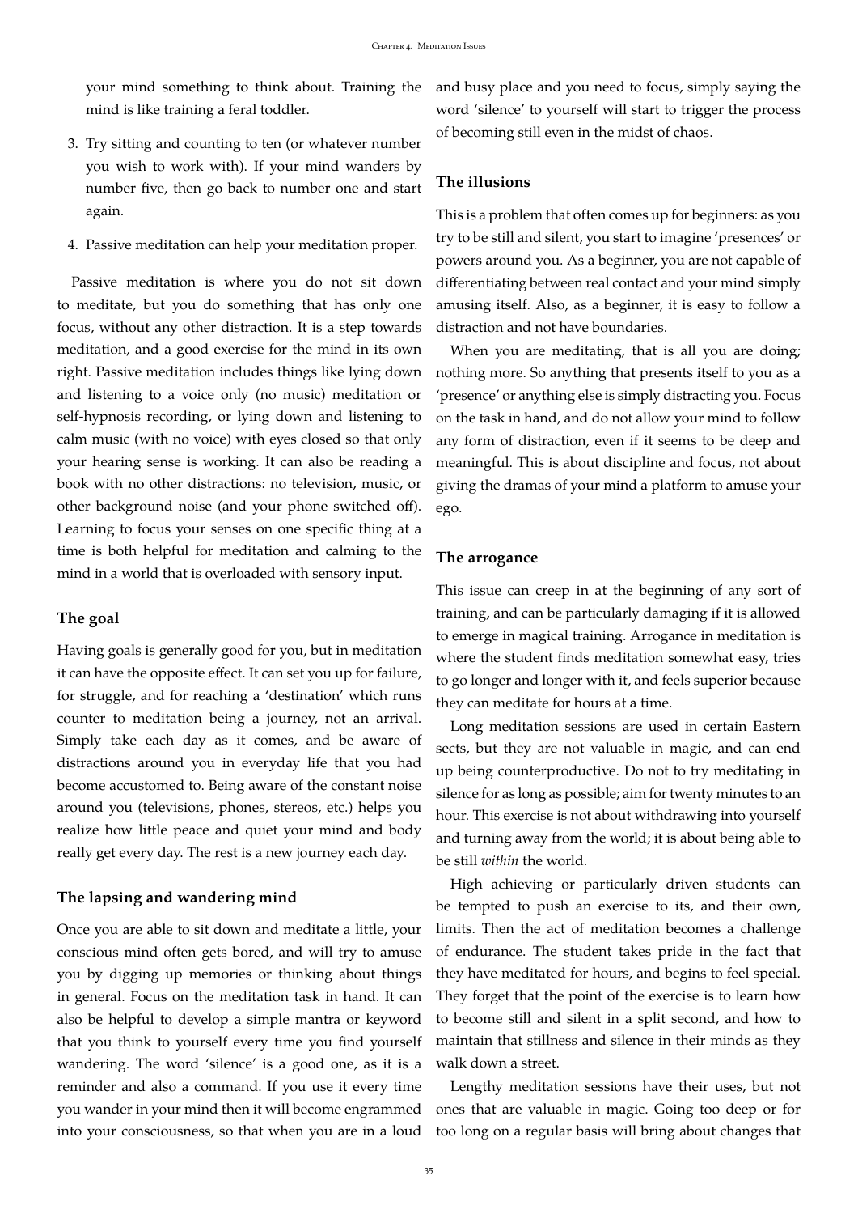your mind something to think about. Training the mind is like training a feral toddler.

3. Try sitting and counting to ten (or whatever number you wish to work with). If your mind wanders by number five, then go back to number one and start again.

4. Passive meditation can help your meditation proper.

Passive meditation is where you do not sit down to meditate, but you do something that has only one focus, without any other distraction. It is a step towards meditation, and a good exercise for the mind in its own right. Passive meditation includes things like lying down and listening to a voice only (no music) meditation or self-hypnosis recording, or lying down and listening to calm music (with no voice) with eyes closed so that only your hearing sense is working. It can also be reading a book with no other distractions: no television, music, or other background noise (and your phone switched off). Learning to focus your senses on one specific thing at a time is both helpful for meditation and calming to the mind in a world that is overloaded with sensory input.

### The goal

Having goals is generally good for you, but in meditation it can have the opposite effect. It can set you up for failure, for struggle, and for reaching a 'destination' which runs counter to meditation being a journey, not an arrival. Simply take each day as it comes, and be aware of distractions around you in everyday life that you had become accustomed to. Being aware of the constant noise around you (televisions, phones, stereos, etc.) helps you realize how little peace and quiet your mind and body really get every day. The rest is a new journey each day.

### The lapsing and wandering mind

Once you are able to sit down and meditate a little, your conscious mind often gets bored, and will try to amuse you by digging up memories or thinking about things in general. Focus on the meditation task in hand. It can also be helpful to develop a simple mantra or keyword that you think to yourself every time you find yourself wandering. The word 'silence' is a good one, as it is a reminder and also a command. If you use it every time you wander in your mind then it will become engrammed into your consciousness, so that when you are in a loud and busy place and you need to focus, simply saying the word 'silence' to yourself will start to trigger the process of becoming still even in the midst of chaos.

### The illusions

This is a problem that often comes up for beginners: as you try to be still and silent, you start to imagine 'presences' or powers around you. As a beginner, you are not capable of differentiating between real contact and your mind simply amusing itself. Also, as a beginner, it is easy to follow a distraction and not have boundaries.

When you are meditating, that is all you are doing; nothing more. So anything that presents itself to you as a 'presence' or anything else is simply distracting you. Focus on the task in hand, and do not allow your mind to follow any form of distraction, even if it seems to be deep and meaningful. This is about discipline and focus, not about giving the dramas of your mind a platform to amuse your ego.

### The arrogance

This issue can creep in at the beginning of any sort of training, and can be particularly damaging if it is allowed to emerge in magical training. Arrogance in meditation is where the student finds meditation somewhat easy, tries to go longer and longer with it, and feels superior because they can meditate for hours at a time.

Long meditation sessions are used in certain Eastern sects, but they are not valuable in magic, and can end up being counterproductive. Do not to try meditating in silence for as long as possible; aim for twenty minutes to an hour. This exercise is not about withdrawing into yourself and turning away from the world; it is about being able to be still *within* the world.

High achieving or particularly driven students can be tempted to push an exercise to its, and their own, limits. Then the act of meditation becomes a challenge of endurance. The student takes pride in the fact that they have meditated for hours, and begins to feel special. They forget that the point of the exercise is to learn how to become still and silent in a split second, and how to maintain that stillness and silence in their minds as they walk down a street.

Lengthy meditation sessions have their uses, but not ones that are valuable in magic. Going too deep or for too long on a regular basis will bring about changes that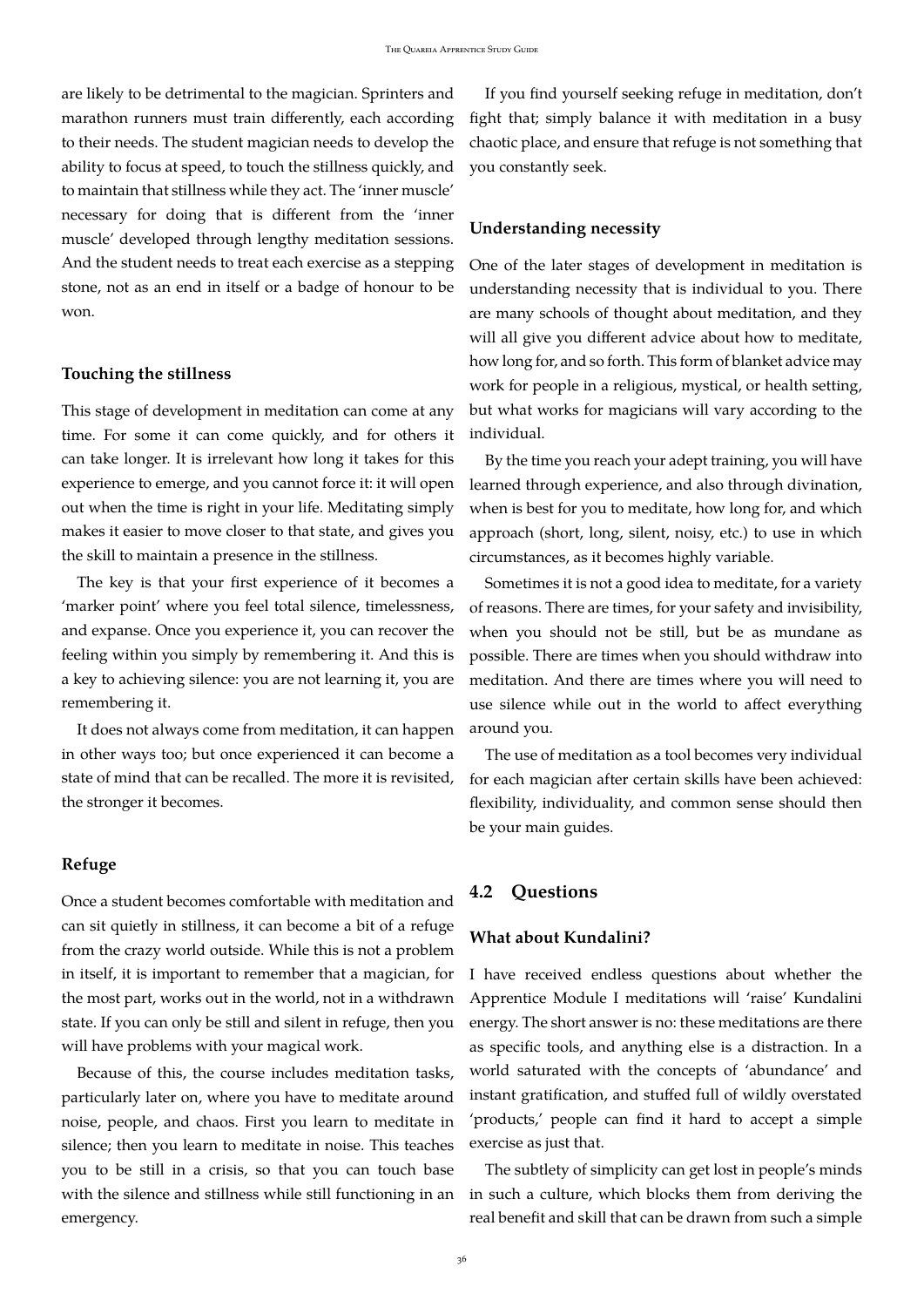are likely to be detrimental to the magician. Sprinters and marathon runners must train differently, each according to their needs. The student magician needs to develop the ability to focus at speed, to touch the stillness quickly, and to maintain that stillness while they act. The 'inner muscle' necessary for doing that is different from the 'inner muscle' developed through lengthy meditation sessions. And the student needs to treat each exercise as a stepping stone, not as an end in itself or a badge of honour to be won.

### Touching the stillness

This stage of development in meditation can come at any time. For some it can come quickly, and for others it can take longer. It is irrelevant how long it takes for this experience to emerge, and you cannot force it: it will open out when the time is right in your life. Meditating simply makes it easier to move closer to that state, and gives you the skill to maintain a presence in the stillness.

The key is that your first experience of it becomes a 'marker point' where you feel total silence, timelessness, and expanse. Once you experience it, you can recover the feeling within you simply by remembering it. And this is a key to achieving silence: you are not learning it, you are remembering it.

It does not always come from meditation, it can happen in other ways too; but once experienced it can become a state of mind that can be recalled. The more it is revisited, the stronger it becomes.

### Refuge

Once a student becomes comfortable with meditation and can sit quietly in stillness, it can become a bit of a refuge from the crazy world outside. While this is not a problem in itself, it is important to remember that a magician, for the most part, works out in the world, not in a withdrawn state. If you can only be still and silent in refuge, then you will have problems with your magical work.

Because of this, the course includes meditation tasks, particularly later on, where you have to meditate around noise, people, and chaos. First you learn to meditate in silence; then you learn to meditate in noise. This teaches you to be still in a crisis, so that you can touch base with the silence and stillness while still functioning in an emergency.

If you find yourself seeking refuge in meditation, don't fight that; simply balance it with meditation in a busy chaotic place, and ensure that refuge is not something that you constantly seek.

### Understanding necessity

One of the later stages of development in meditation is understanding necessity that is individual to you. There are many schools of thought about meditation, and they will all give you different advice about how to meditate, how long for, and so forth. This form of blanket advice may work for people in a religious, mystical, or health setting, but what works for magicians will vary according to the individual.

By the time you reach your adept training, you will have learned through experience, and also through divination, when is best for you to meditate, how long for, and which approach (short, long, silent, noisy, etc.) to use in which circumstances, as it becomes highly variable.

Sometimes it is not a good idea to meditate, for a variety of reasons. There are times, for your safety and invisibility, when you should not be still, but be as mundane as possible. There are times when you should withdraw into meditation. And there are times where you will need to use silence while out in the world to affect everything around you.

The use of meditation as a tool becomes very individual for each magician after certain skills have been achieved: flexibility, individuality, and common sense should then be your main guides.

## 4.2 Questions

### What about Kundalini?

I have received endless questions about whether the Apprentice Module I meditations will 'raise' Kundalini energy. The short answer is no: these meditations are there as specific tools, and anything else is a distraction. In a world saturated with the concepts of 'abundance' and instant gratification, and stuffed full of wildly overstated 'products,' people can find it hard to accept a simple exercise as just that.

The subtlety of simplicity can get lost in people's minds in such a culture, which blocks them from deriving the real benefit and skill that can be drawn from such a simple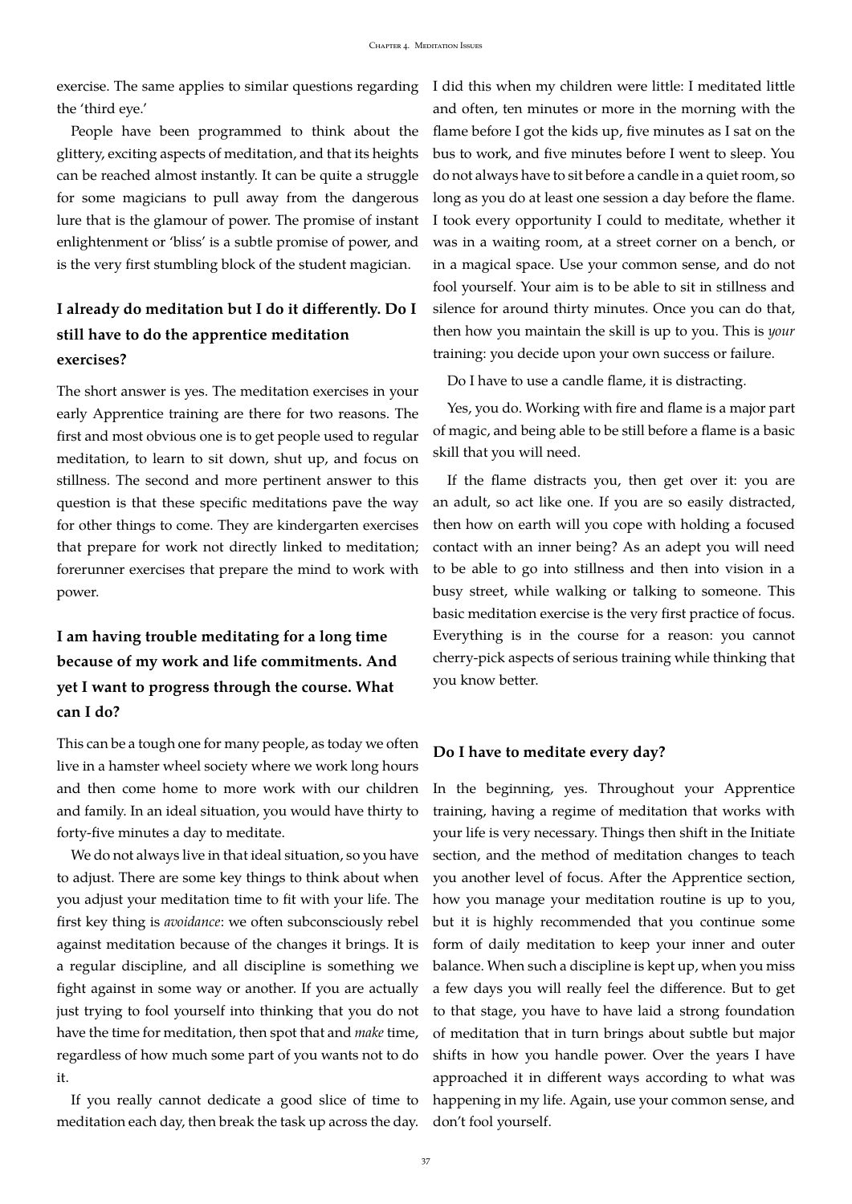exercise. The same applies to similar questions regarding the 'third eye.'

People have been programmed to think about the glittery, exciting aspects of meditation, and that its heights can be reached almost instantly. It can be quite a struggle for some magicians to pull away from the dangerous lure that is the glamour of power. The promise of instant enlightenment or 'bliss' is a subtle promise of power, and is the very first stumbling block of the student magician.

### I already do meditation but I do it differently. Do I still have to do the apprentice meditation exercises?

The short answer is yes. The meditation exercises in your early Apprentice training are there for two reasons. The first and most obvious one is to get people used to regular meditation, to learn to sit down, shut up, and focus on stillness. The second and more pertinent answer to this question is that these specific meditations pave the way for other things to come. They are kindergarten exercises that prepare for work not directly linked to meditation; forerunner exercises that prepare the mind to work with power.

### I am having trouble meditating for a long time because of my work and life commitments. And yet I want to progress through the course. What can I do?

This can be a tough one for many people, as today we often live in a hamster wheel society where we work long hours and then come home to more work with our children and family. In an ideal situation, you would have thirty to forty-five minutes a day to meditate.

We do not always live in that ideal situation, so you have to adjust. There are some key things to think about when you adjust your meditation time to fit with your life. The first key thing is *avoidance*: we often subconsciously rebel against meditation because of the changes it brings. It is a regular discipline, and all discipline is something we fight against in some way or another. If you are actually just trying to fool yourself into thinking that you do not have the time for meditation, then spot that and *make* time, regardless of how much some part of you wants not to do it.

If you really cannot dedicate a good slice of time to meditation each day, then break the task up across the day. I did this when my children were little: I meditated little and often, ten minutes or more in the morning with the flame before I got the kids up, five minutes as I sat on the bus to work, and five minutes before I went to sleep. You do not always have to sit before a candle in a quiet room, so long as you do at least one session a day before the flame. I took every opportunity I could to meditate, whether it was in a waiting room, at a street corner on a bench, or in a magical space. Use your common sense, and do not fool yourself. Your aim is to be able to sit in stillness and silence for around thirty minutes. Once you can do that, then how you maintain the skill is up to you. This is *your* training: you decide upon your own success or failure.

Do I have to use a candle flame, it is distracting.

Yes, you do. Working with fire and flame is a major part of magic, and being able to be still before a flame is a basic skill that you will need.

If the flame distracts you, then get over it: you are an adult, so act like one. If you are so easily distracted, then how on earth will you cope with holding a focused contact with an inner being? As an adept you will need to be able to go into stillness and then into vision in a busy street, while walking or talking to someone. This basic meditation exercise is the very first practice of focus. Everything is in the course for a reason: you cannot cherry-pick aspects of serious training while thinking that you know better.

### Do I have to meditate every day?

In the beginning, yes. Throughout your Apprentice training, having a regime of meditation that works with your life is very necessary. Things then shift in the Initiate section, and the method of meditation changes to teach you another level of focus. After the Apprentice section, how you manage your meditation routine is up to you, but it is highly recommended that you continue some form of daily meditation to keep your inner and outer balance. When such a discipline is kept up, when you miss a few days you will really feel the difference. But to get to that stage, you have to have laid a strong foundation of meditation that in turn brings about subtle but major shifts in how you handle power. Over the years I have approached it in different ways according to what was happening in my life. Again, use your common sense, and don't fool yourself.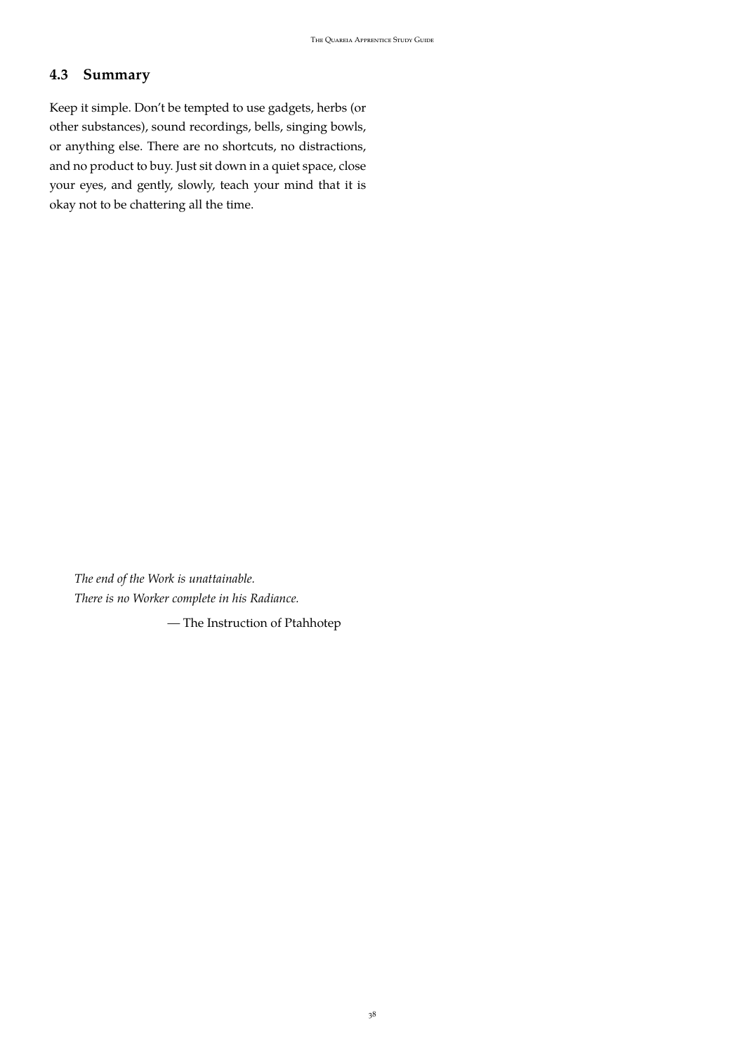## 4.3 Summary

Keep it simple. Don't be tempted to use gadgets, herbs (or other substances), sound recordings, bells, singing bowls, or anything else. There are no shortcuts, no distractions, and no product to buy. Just sit down in a quiet space, close your eyes, and gently, slowly, teach your mind that it is okay not to be chattering all the time.

> *The end of the Work is unattainable.*
> *There is no Worker complete in his Radiance.*
>
> — The Instruction of Ptahhotep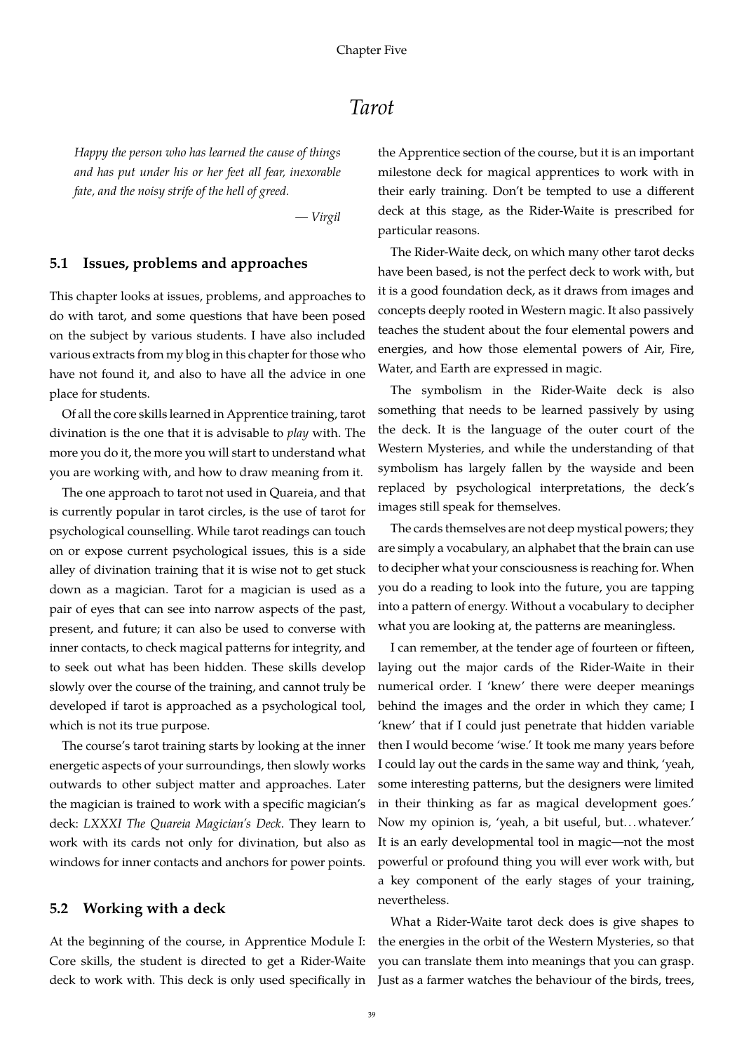# Chapter Five

# *Tarot*

*Happy the person who has learned the cause of things and has put under his or her feet all fear, inexorable fate, and the noisy strife of the hell of greed.*

— *Virgil*

## 5.1 Issues, problems and approaches

This chapter looks at issues, problems, and approaches to do with tarot, and some questions that have been posed on the subject by various students. I have also included various extracts from my blog in this chapter for those who have not found it, and also to have all the advice in one place for students.

Of all the core skills learned in Apprentice training, tarot divination is the one that it is advisable to *play* with. The more you do it, the more you will start to understand what you are working with, and how to draw meaning from it.

The one approach to tarot not used in Quareia, and that is currently popular in tarot circles, is the use of tarot for psychological counselling. While tarot readings can touch on or expose current psychological issues, this is a side alley of divination training that it is wise not to get stuck down as a magician. Tarot for a magician is used as a pair of eyes that can see into narrow aspects of the past, present, and future; it can also be used to converse with inner contacts, to check magical patterns for integrity, and to seek out what has been hidden. These skills develop slowly over the course of the training, and cannot truly be developed if tarot is approached as a psychological tool, which is not its true purpose.

The course's tarot training starts by looking at the inner energetic aspects of your surroundings, then slowly works outwards to other subject matter and approaches. Later the magician is trained to work with a specific magician's deck: *LXXXI The Quareia Magician's Deck*. They learn to work with its cards not only for divination, but also as windows for inner contacts and anchors for power points.

## 5.2 Working with a deck

At the beginning of the course, in Apprentice Module I: Core skills, the student is directed to get a Rider-Waite deck to work with. This deck is only used specifically in the Apprentice section of the course, but it is an important milestone deck for magical apprentices to work with in their early training. Don't be tempted to use a different deck at this stage, as the Rider-Waite is prescribed for particular reasons.

The Rider-Waite deck, on which many other tarot decks have been based, is not the perfect deck to work with, but it is a good foundation deck, as it draws from images and concepts deeply rooted in Western magic. It also passively teaches the student about the four elemental powers and energies, and how those elemental powers of Air, Fire, Water, and Earth are expressed in magic.

The symbolism in the Rider-Waite deck is also something that needs to be learned passively by using the deck. It is the language of the outer court of the Western Mysteries, and while the understanding of that symbolism has largely fallen by the wayside and been replaced by psychological interpretations, the deck's images still speak for themselves.

The cards themselves are not deep mystical powers; they are simply a vocabulary, an alphabet that the brain can use to decipher what your consciousness is reaching for. When you do a reading to look into the future, you are tapping into a pattern of energy. Without a vocabulary to decipher what you are looking at, the patterns are meaningless.

I can remember, at the tender age of fourteen or fifteen, laying out the major cards of the Rider-Waite in their numerical order. I 'knew' there were deeper meanings behind the images and the order in which they came; I 'knew' that if I could just penetrate that hidden variable then I would become 'wise.' It took me many years before I could lay out the cards in the same way and think, 'yeah, some interesting patterns, but the designers were limited in their thinking as far as magical development goes.' Now my opinion is, 'yeah, a bit useful, but… whatever.' It is an early developmental tool in magic—not the most powerful or profound thing you will ever work with, but a key component of the early stages of your training, nevertheless.

What a Rider-Waite tarot deck does is give shapes to the energies in the orbit of the Western Mysteries, so that you can translate them into meanings that you can grasp. Just as a farmer watches the behaviour of the birds, trees,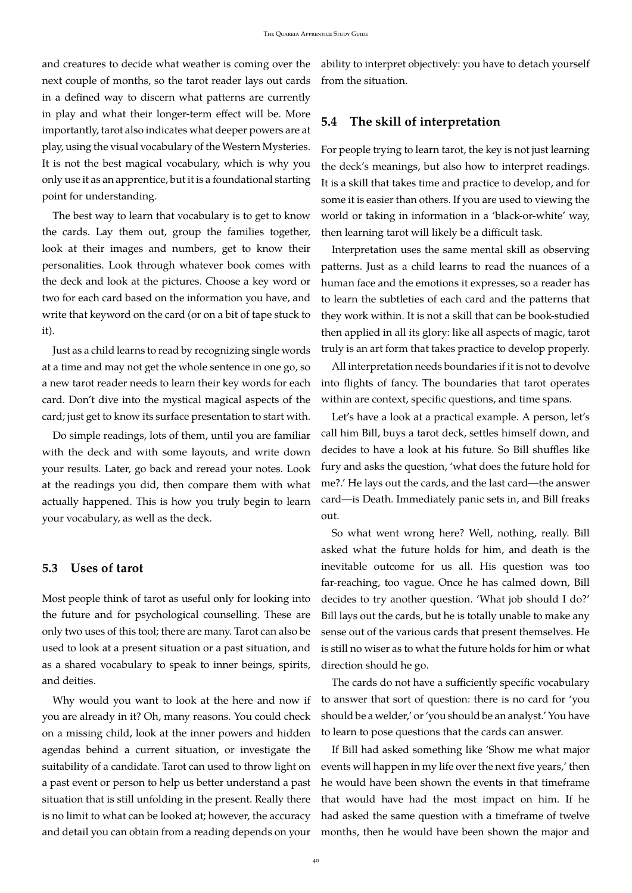and creatures to decide what weather is coming over the next couple of months, so the tarot reader lays out cards in a defined way to discern what patterns are currently in play and what their longer-term effect will be. More importantly, tarot also indicates what deeper powers are at play, using the visual vocabulary of the Western Mysteries. It is not the best magical vocabulary, which is why you only use it as an apprentice, but it is a foundational starting point for understanding.

The best way to learn that vocabulary is to get to know the cards. Lay them out, group the families together, look at their images and numbers, get to know their personalities. Look through whatever book comes with the deck and look at the pictures. Choose a key word or two for each card based on the information you have, and write that keyword on the card (or on a bit of tape stuck to it).

Just as a child learns to read by recognizing single words at a time and may not get the whole sentence in one go, so a new tarot reader needs to learn their key words for each card. Don't dive into the mystical magical aspects of the card; just get to know its surface presentation to start with.

Do simple readings, lots of them, until you are familiar with the deck and with some layouts, and write down your results. Later, go back and reread your notes. Look at the readings you did, then compare them with what actually happened. This is how you truly begin to learn your vocabulary, as well as the deck.

## 5.3 Uses of tarot

Most people think of tarot as useful only for looking into the future and for psychological counselling. These are only two uses of this tool; there are many. Tarot can also be used to look at a present situation or a past situation, and as a shared vocabulary to speak to inner beings, spirits, and deities.

Why would you want to look at the here and now if you are already in it? Oh, many reasons. You could check on a missing child, look at the inner powers and hidden agendas behind a current situation, or investigate the suitability of a candidate. Tarot can used to throw light on a past event or person to help us better understand a past situation that is still unfolding in the present. Really there is no limit to what can be looked at; however, the accuracy and detail you can obtain from a reading depends on your ability to interpret objectively: you have to detach yourself from the situation.

## 5.4 The skill of interpretation

For people trying to learn tarot, the key is not just learning the deck's meanings, but also how to interpret readings. It is a skill that takes time and practice to develop, and for some it is easier than others. If you are used to viewing the world or taking in information in a 'black-or-white' way, then learning tarot will likely be a difficult task.

Interpretation uses the same mental skill as observing patterns. Just as a child learns to read the nuances of a human face and the emotions it expresses, so a reader has to learn the subtleties of each card and the patterns that they work within. It is not a skill that can be book-studied then applied in all its glory: like all aspects of magic, tarot truly is an art form that takes practice to develop properly.

All interpretation needs boundaries if it is not to devolve into flights of fancy. The boundaries that tarot operates within are context, specific questions, and time spans.

Let's have a look at a practical example. A person, let's call him Bill, buys a tarot deck, settles himself down, and decides to have a look at his future. So Bill shuffles like fury and asks the question, 'what does the future hold for me?.' He lays out the cards, and the last card—the answer card—is Death. Immediately panic sets in, and Bill freaks out.

So what went wrong here? Well, nothing, really. Bill asked what the future holds for him, and death is the inevitable outcome for us all. His question was too far-reaching, too vague. Once he has calmed down, Bill decides to try another question. 'What job should I do?' Bill lays out the cards, but he is totally unable to make any sense out of the various cards that present themselves. He is still no wiser as to what the future holds for him or what direction should he go.

The cards do not have a sufficiently specific vocabulary to answer that sort of question: there is no card for 'you should be a welder,' or 'you should be an analyst.' You have to learn to pose questions that the cards can answer.

If Bill had asked something like 'Show me what major events will happen in my life over the next five years,' then he would have been shown the events in that timeframe that would have had the most impact on him. If he had asked the same question with a timeframe of twelve months, then he would have been shown the major and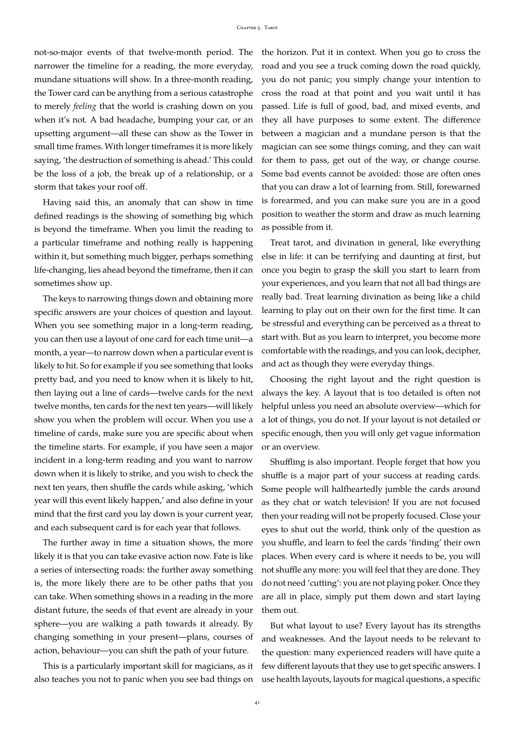not-so-major events of that twelve-month period. The narrower the timeline for a reading, the more everyday, mundane situations will show. In a three-month reading, the Tower card can be anything from a serious catastrophe to merely *feeling* that the world is crashing down on you when it's not. A bad headache, bumping your car, or an upsetting argument—all these can show as the Tower in small time frames. With longer timeframes it is more likely saying, 'the destruction of something is ahead.' This could be the loss of a job, the break up of a relationship, or a storm that takes your roof off.

Having said this, an anomaly that can show in time defined readings is the showing of something big which is beyond the timeframe. When you limit the reading to a particular timeframe and nothing really is happening within it, but something much bigger, perhaps something life-changing, lies ahead beyond the timeframe, then it can sometimes show up.

The keys to narrowing things down and obtaining more specific answers are your choices of question and layout. When you see something major in a long-term reading, you can then use a layout of one card for each time unit—a month, a year—to narrow down when a particular event is likely to hit. So for example if you see something that looks pretty bad, and you need to know when it is likely to hit, then laying out a line of cards—twelve cards for the next twelve months, ten cards for the next ten years—will likely show you when the problem will occur. When you use a timeline of cards, make sure you are specific about when the timeline starts. For example, if you have seen a major incident in a long-term reading and you want to narrow down when it is likely to strike, and you wish to check the next ten years, then shuffle the cards while asking, 'which year will this event likely happen,' and also define in your mind that the first card you lay down is your current year, and each subsequent card is for each year that follows.

The further away in time a situation shows, the more likely it is that you can take evasive action now. Fate is like a series of intersecting roads: the further away something is, the more likely there are to be other paths that you can take. When something shows in a reading in the more distant future, the seeds of that event are already in your sphere—you are walking a path towards it already. By changing something in your present—plans, courses of action, behaviour—you can shift the path of your future.

This is a particularly important skill for magicians, as it also teaches you not to panic when you see bad things on the horizon. Put it in context. When you go to cross the road and you see a truck coming down the road quickly, you do not panic; you simply change your intention to cross the road at that point and you wait until it has passed. Life is full of good, bad, and mixed events, and they all have purposes to some extent. The difference between a magician and a mundane person is that the magician can see some things coming, and they can wait for them to pass, get out of the way, or change course. Some bad events cannot be avoided: those are often ones that you can draw a lot of learning from. Still, forewarned is forearmed, and you can make sure you are in a good position to weather the storm and draw as much learning as possible from it.

Treat tarot, and divination in general, like everything else in life: it can be terrifying and daunting at first, but once you begin to grasp the skill you start to learn from your experiences, and you learn that not all bad things are really bad. Treat learning divination as being like a child learning to play out on their own for the first time. It can be stressful and everything can be perceived as a threat to start with. But as you learn to interpret, you become more comfortable with the readings, and you can look, decipher, and act as though they were everyday things.

Choosing the right layout and the right question is always the key. A layout that is too detailed is often not helpful unless you need an absolute overview—which for a lot of things, you do not. If your layout is not detailed or specific enough, then you will only get vague information or an overview.

Shuffling is also important. People forget that how you shuffle is a major part of your success at reading cards. Some people will halfheartedly jumble the cards around as they chat or watch television! If you are not focused then your reading will not be properly focused. Close your eyes to shut out the world, think only of the question as you shuffle, and learn to feel the cards 'finding' their own places. When every card is where it needs to be, you will not shuffle any more: you will feel that they are done. They do not need 'cutting': you are not playing poker. Once they are all in place, simply put them down and start laying them out.

But what layout to use? Every layout has its strengths and weaknesses. And the layout needs to be relevant to the question: many experienced readers will have quite a few different layouts that they use to get specific answers. I use health layouts, layouts for magical questions, a specific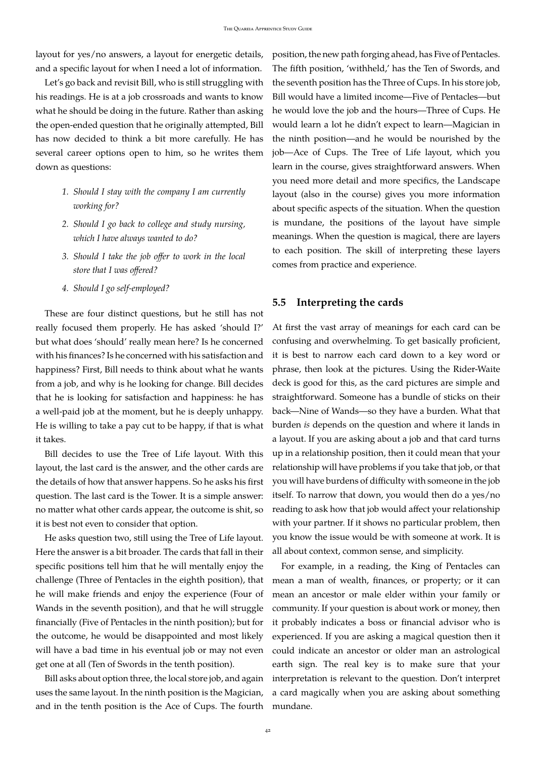layout for yes/no answers, a layout for energetic details, and a specific layout for when I need a lot of information.

Let's go back and revisit Bill, who is still struggling with his readings. He is at a job crossroads and wants to know what he should be doing in the future. Rather than asking the open-ended question that he originally attempted, Bill has now decided to think a bit more carefully. He has several career options open to him, so he writes them down as questions:

1. *Should I stay with the company I am currently working for?*
2. *Should I go back to college and study nursing, which I have always wanted to do?*
3. *Should I take the job offer to work in the local store that I was offered?*
4. *Should I go self-employed?*

These are four distinct questions, but he still has not really focused them properly. He has asked 'should I?' but what does 'should' really mean here? Is he concerned with his finances? Is he concerned with his satisfaction and happiness? First, Bill needs to think about what he wants from a job, and why is he looking for change. Bill decides that he is looking for satisfaction and happiness: he has a well-paid job at the moment, but he is deeply unhappy. He is willing to take a pay cut to be happy, if that is what it takes.

Bill decides to use the Tree of Life layout. With this layout, the last card is the answer, and the other cards are the details of how that answer happens. So he asks his first question. The last card is the Tower. It is a simple answer: no matter what other cards appear, the outcome is shit, so it is best not even to consider that option.

He asks question two, still using the Tree of Life layout. Here the answer is a bit broader. The cards that fall in their specific positions tell him that he will mentally enjoy the challenge (Three of Pentacles in the eighth position), that he will make friends and enjoy the experience (Four of Wands in the seventh position), and that he will struggle financially (Five of Pentacles in the ninth position); but for the outcome, he would be disappointed and most likely will have a bad time in his eventual job or may not even get one at all (Ten of Swords in the tenth position).

Bill asks about option three, the local store job, and again uses the same layout. In the ninth position is the Magician, and in the tenth position is the Ace of Cups. The fourth position, the new path forging ahead, has Five of Pentacles. The fifth position, 'withheld,' has the Ten of Swords, and the seventh position has the Three of Cups. In his store job, Bill would have a limited income—Five of Pentacles—but he would love the job and the hours—Three of Cups. He would learn a lot he didn't expect to learn—Magician in the ninth position—and he would be nourished by the job—Ace of Cups. The Tree of Life layout, which you learn in the course, gives straightforward answers. When you need more detail and more specifics, the Landscape layout (also in the course) gives you more information about specific aspects of the situation. When the question is mundane, the positions of the layout have simple meanings. When the question is magical, there are layers to each position. The skill of interpreting these layers comes from practice and experience.

## 5.5 Interpreting the cards

At first the vast array of meanings for each card can be confusing and overwhelming. To get basically proficient, it is best to narrow each card down to a key word or phrase, then look at the pictures. Using the Rider-Waite deck is good for this, as the card pictures are simple and straightforward. Someone has a bundle of sticks on their back—Nine of Wands—so they have a burden. What that burden *is* depends on the question and where it lands in a layout. If you are asking about a job and that card turns up in a relationship position, then it could mean that your relationship will have problems if you take that job, or that you will have burdens of difficulty with someone in the job itself. To narrow that down, you would then do a yes/no reading to ask how that job would affect your relationship with your partner. If it shows no particular problem, then you know the issue would be with someone at work. It is all about context, common sense, and simplicity.

For example, in a reading, the King of Pentacles can mean a man of wealth, finances, or property; or it can mean an ancestor or male elder within your family or community. If your question is about work or money, then it probably indicates a boss or financial advisor who is experienced. If you are asking a magical question then it could indicate an ancestor or older man an astrological earth sign. The real key is to make sure that your interpretation is relevant to the question. Don't interpret a card magically when you are asking about something mundane.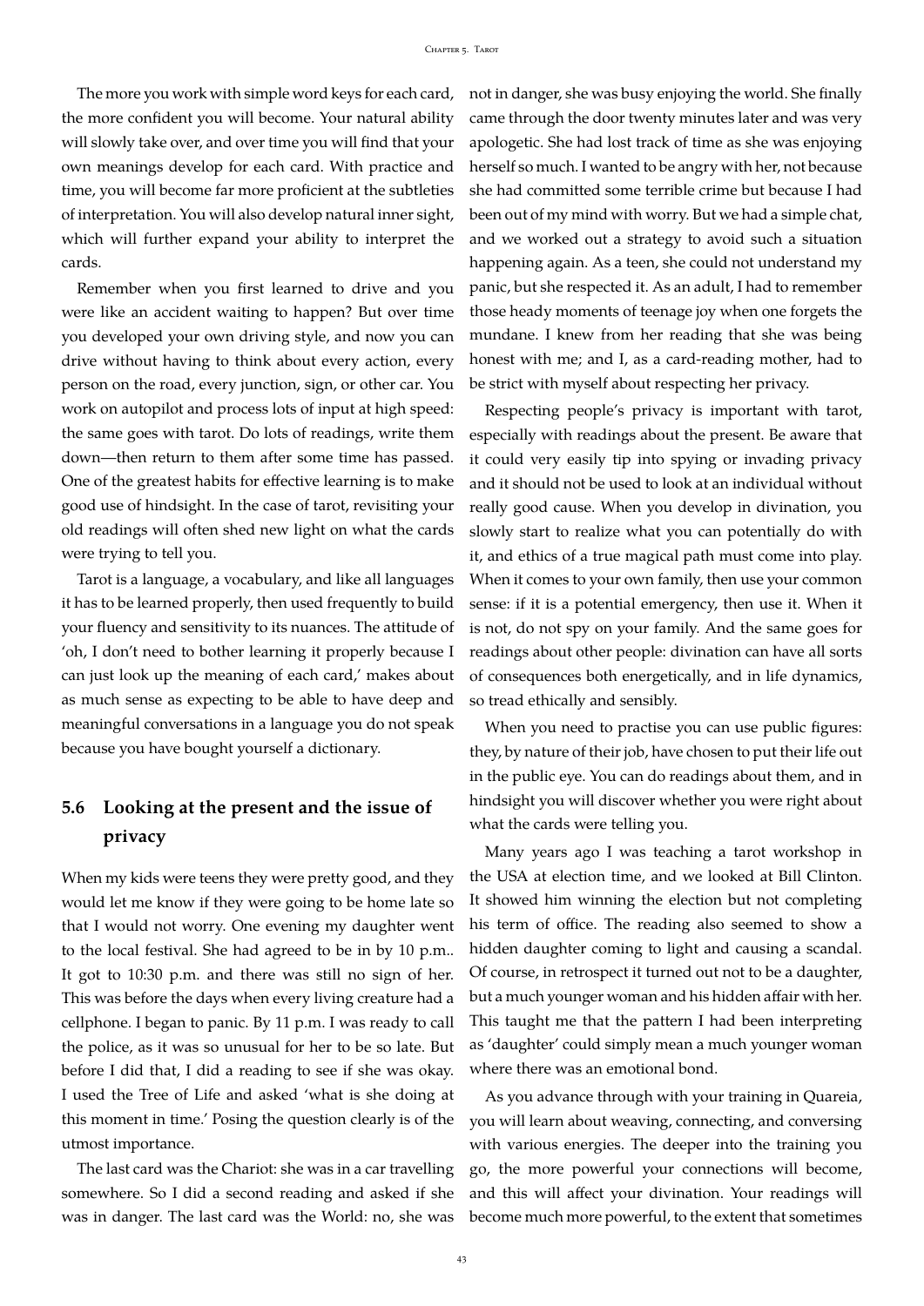The more you work with simple word keys for each card, the more confident you will become. Your natural ability will slowly take over, and over time you will find that your own meanings develop for each card. With practice and time, you will become far more proficient at the subtleties of interpretation. You will also develop natural inner sight, which will further expand your ability to interpret the cards.

Remember when you first learned to drive and you were like an accident waiting to happen? But over time you developed your own driving style, and now you can drive without having to think about every action, every person on the road, every junction, sign, or other car. You work on autopilot and process lots of input at high speed: the same goes with tarot. Do lots of readings, write them down—then return to them after some time has passed. One of the greatest habits for effective learning is to make good use of hindsight. In the case of tarot, revisiting your old readings will often shed new light on what the cards were trying to tell you.

Tarot is a language, a vocabulary, and like all languages it has to be learned properly, then used frequently to build your fluency and sensitivity to its nuances. The attitude of 'oh, I don't need to bother learning it properly because I can just look up the meaning of each card,' makes about as much sense as expecting to be able to have deep and meaningful conversations in a language you do not speak because you have bought yourself a dictionary.

## 5.6 Looking at the present and the issue of privacy

When my kids were teens they were pretty good, and they would let me know if they were going to be home late so that I would not worry. One evening my daughter went to the local festival. She had agreed to be in by 10 p.m.. It got to 10:30 p.m. and there was still no sign of her. This was before the days when every living creature had a cellphone. I began to panic. By 11 p.m. I was ready to call the police, as it was so unusual for her to be so late. But before I did that, I did a reading to see if she was okay. I used the Tree of Life and asked 'what is she doing at this moment in time.' Posing the question clearly is of the utmost importance.

The last card was the Chariot: she was in a car travelling somewhere. So I did a second reading and asked if she was in danger. The last card was the World: no, she was not in danger, she was busy enjoying the world. She finally came through the door twenty minutes later and was very apologetic. She had lost track of time as she was enjoying herself so much. I wanted to be angry with her, not because she had committed some terrible crime but because I had been out of my mind with worry. But we had a simple chat, and we worked out a strategy to avoid such a situation happening again. As a teen, she could not understand my panic, but she respected it. As an adult, I had to remember those heady moments of teenage joy when one forgets the mundane. I knew from her reading that she was being honest with me; and I, as a card-reading mother, had to be strict with myself about respecting her privacy.

Respecting people's privacy is important with tarot, especially with readings about the present. Be aware that it could very easily tip into spying or invading privacy and it should not be used to look at an individual without really good cause. When you develop in divination, you slowly start to realize what you can potentially do with it, and ethics of a true magical path must come into play. When it comes to your own family, then use your common sense: if it is a potential emergency, then use it. When it is not, do not spy on your family. And the same goes for readings about other people: divination can have all sorts of consequences both energetically, and in life dynamics, so tread ethically and sensibly.

When you need to practise you can use public figures: they, by nature of their job, have chosen to put their life out in the public eye. You can do readings about them, and in hindsight you will discover whether you were right about what the cards were telling you.

Many years ago I was teaching a tarot workshop in the USA at election time, and we looked at Bill Clinton. It showed him winning the election but not completing his term of office. The reading also seemed to show a hidden daughter coming to light and causing a scandal. Of course, in retrospect it turned out not to be a daughter, but a much younger woman and his hidden affair with her. This taught me that the pattern I had been interpreting as 'daughter' could simply mean a much younger woman where there was an emotional bond.

As you advance through with your training in Quareia, you will learn about weaving, connecting, and conversing with various energies. The deeper into the training you go, the more powerful your connections will become, and this will affect your divination. Your readings will become much more powerful, to the extent that sometimes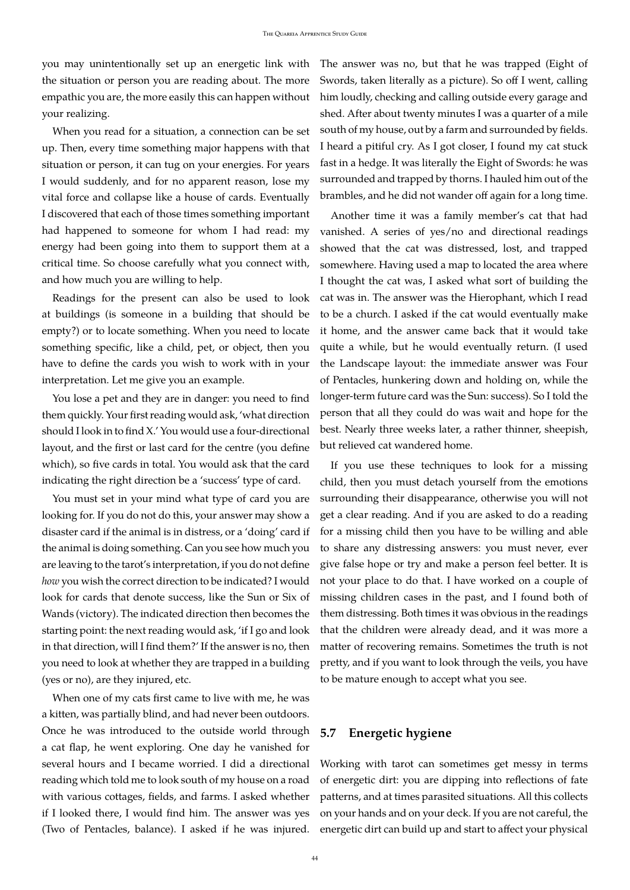you may unintentionally set up an energetic link with the situation or person you are reading about. The more empathic you are, the more easily this can happen without your realizing.

When you read for a situation, a connection can be set up. Then, every time something major happens with that situation or person, it can tug on your energies. For years I would suddenly, and for no apparent reason, lose my vital force and collapse like a house of cards. Eventually I discovered that each of those times something important had happened to someone for whom I had read: my energy had been going into them to support them at a critical time. So choose carefully what you connect with, and how much you are willing to help.

Readings for the present can also be used to look at buildings (is someone in a building that should be empty?) or to locate something. When you need to locate something specific, like a child, pet, or object, then you have to define the cards you wish to work with in your interpretation. Let me give you an example.

You lose a pet and they are in danger: you need to find them quickly. Your first reading would ask, 'what direction should I look in to find X.' You would use a four-directional layout, and the first or last card for the centre (you define which), so five cards in total. You would ask that the card indicating the right direction be a 'success' type of card.

You must set in your mind what type of card you are looking for. If you do not do this, your answer may show a disaster card if the animal is in distress, or a 'doing' card if the animal is doing something. Can you see how much you are leaving to the tarot's interpretation, if you do not define *how* you wish the correct direction to be indicated? I would look for cards that denote success, like the Sun or Six of Wands (victory). The indicated direction then becomes the starting point: the next reading would ask, 'if I go and look in that direction, will I find them?' If the answer is no, then you need to look at whether they are trapped in a building (yes or no), are they injured, etc.

When one of my cats first came to live with me, he was a kitten, was partially blind, and had never been outdoors. Once he was introduced to the outside world through a cat flap, he went exploring. One day he vanished for several hours and I became worried. I did a directional reading which told me to look south of my house on a road with various cottages, fields, and farms. I asked whether if I looked there, I would find him. The answer was yes (Two of Pentacles, balance). I asked if he was injured. The answer was no, but that he was trapped (Eight of Swords, taken literally as a picture). So off I went, calling him loudly, checking and calling outside every garage and shed. After about twenty minutes I was a quarter of a mile south of my house, out by a farm and surrounded by fields. I heard a pitiful cry. As I got closer, I found my cat stuck fast in a hedge. It was literally the Eight of Swords: he was surrounded and trapped by thorns. I hauled him out of the brambles, and he did not wander off again for a long time.

Another time it was a family member's cat that had vanished. A series of yes/no and directional readings showed that the cat was distressed, lost, and trapped somewhere. Having used a map to located the area where I thought the cat was, I asked what sort of building the cat was in. The answer was the Hierophant, which I read to be a church. I asked if the cat would eventually make it home, and the answer came back that it would take quite a while, but he would eventually return. (I used the Landscape layout: the immediate answer was Four of Pentacles, hunkering down and holding on, while the longer-term future card was the Sun: success). So I told the person that all they could do was wait and hope for the best. Nearly three weeks later, a rather thinner, sheepish, but relieved cat wandered home.

If you use these techniques to look for a missing child, then you must detach yourself from the emotions surrounding their disappearance, otherwise you will not get a clear reading. And if you are asked to do a reading for a missing child then you have to be willing and able to share any distressing answers: you must never, ever give false hope or try and make a person feel better. It is not your place to do that. I have worked on a couple of missing children cases in the past, and I found both of them distressing. Both times it was obvious in the readings that the children were already dead, and it was more a matter of recovering remains. Sometimes the truth is not pretty, and if you want to look through the veils, you have to be mature enough to accept what you see.

## 5.7 Energetic hygiene

Working with tarot can sometimes get messy in terms of energetic dirt: you are dipping into reflections of fate patterns, and at times parasited situations. All this collects on your hands and on your deck. If you are not careful, the energetic dirt can build up and start to affect your physical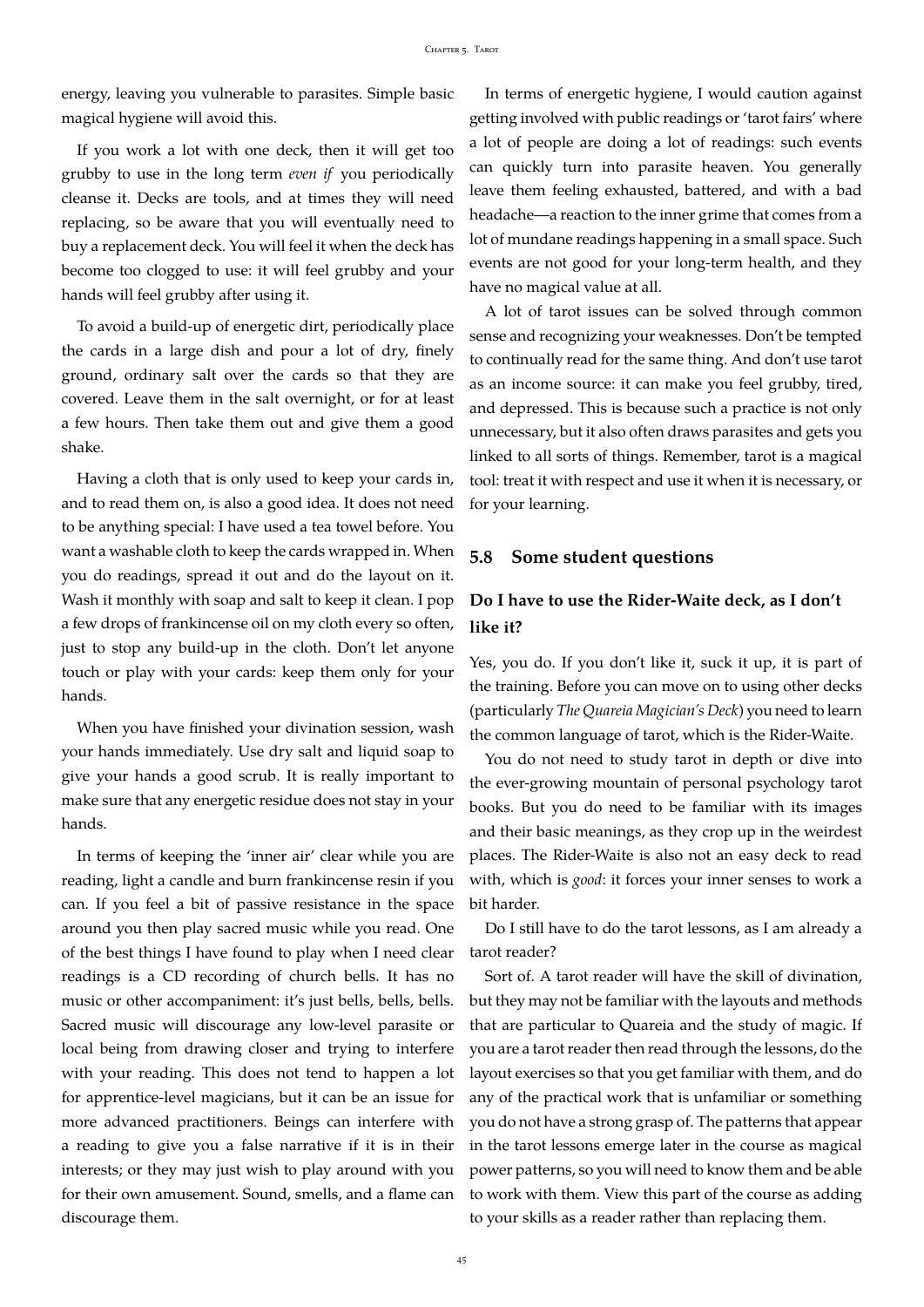energy, leaving you vulnerable to parasites. Simple basic magical hygiene will avoid this.

If you work a lot with one deck, then it will get too grubby to use in the long term *even if* you periodically cleanse it. Decks are tools, and at times they will need replacing, so be aware that you will eventually need to buy a replacement deck. You will feel it when the deck has become too clogged to use: it will feel grubby and your hands will feel grubby after using it.

To avoid a build-up of energetic dirt, periodically place the cards in a large dish and pour a lot of dry, finely ground, ordinary salt over the cards so that they are covered. Leave them in the salt overnight, or for at least a few hours. Then take them out and give them a good shake.

Having a cloth that is only used to keep your cards in, and to read them on, is also a good idea. It does not need to be anything special: I have used a tea towel before. You want a washable cloth to keep the cards wrapped in. When you do readings, spread it out and do the layout on it. Wash it monthly with soap and salt to keep it clean. I pop a few drops of frankincense oil on my cloth every so often, just to stop any build-up in the cloth. Don't let anyone touch or play with your cards: keep them only for your hands.

When you have finished your divination session, wash your hands immediately. Use dry salt and liquid soap to give your hands a good scrub. It is really important to make sure that any energetic residue does not stay in your hands.

In terms of keeping the 'inner air' clear while you are reading, light a candle and burn frankincense resin if you can. If you feel a bit of passive resistance in the space around you then play sacred music while you read. One of the best things I have found to play when I need clear readings is a CD recording of church bells. It has no music or other accompaniment: it's just bells, bells, bells. Sacred music will discourage any low-level parasite or local being from drawing closer and trying to interfere with your reading. This does not tend to happen a lot for apprentice-level magicians, but it can be an issue for more advanced practitioners. Beings can interfere with a reading to give you a false narrative if it is in their interests; or they may just wish to play around with you for their own amusement. Sound, smells, and a flame can discourage them.

In terms of energetic hygiene, I would caution against getting involved with public readings or 'tarot fairs' where a lot of people are doing a lot of readings: such events can quickly turn into parasite heaven. You generally leave them feeling exhausted, battered, and with a bad headache—a reaction to the inner grime that comes from a lot of mundane readings happening in a small space. Such events are not good for your long-term health, and they have no magical value at all.

A lot of tarot issues can be solved through common sense and recognizing your weaknesses. Don't be tempted to continually read for the same thing. And don't use tarot as an income source: it can make you feel grubby, tired, and depressed. This is because such a practice is not only unnecessary, but it also often draws parasites and gets you linked to all sorts of things. Remember, tarot is a magical tool: treat it with respect and use it when it is necessary, or for your learning.

## 5.8 Some student questions

### Do I have to use the Rider-Waite deck, as I don't like it?

Yes, you do. If you don't like it, suck it up, it is part of the training. Before you can move on to using other decks (particularly *The Quareia Magician's Deck*) you need to learn the common language of tarot, which is the Rider-Waite.

You do not need to study tarot in depth or dive into the ever-growing mountain of personal psychology tarot books. But you do need to be familiar with its images and their basic meanings, as they crop up in the weirdest places. The Rider-Waite is also not an easy deck to read with, which is *good*: it forces your inner senses to work a bit harder.

Do I still have to do the tarot lessons, as I am already a tarot reader?

Sort of. A tarot reader will have the skill of divination, but they may not be familiar with the layouts and methods that are particular to Quareia and the study of magic. If you are a tarot reader then read through the lessons, do the layout exercises so that you get familiar with them, and do any of the practical work that is unfamiliar or something you do not have a strong grasp of. The patterns that appear in the tarot lessons emerge later in the course as magical power patterns, so you will need to know them and be able to work with them. View this part of the course as adding to your skills as a reader rather than replacing them.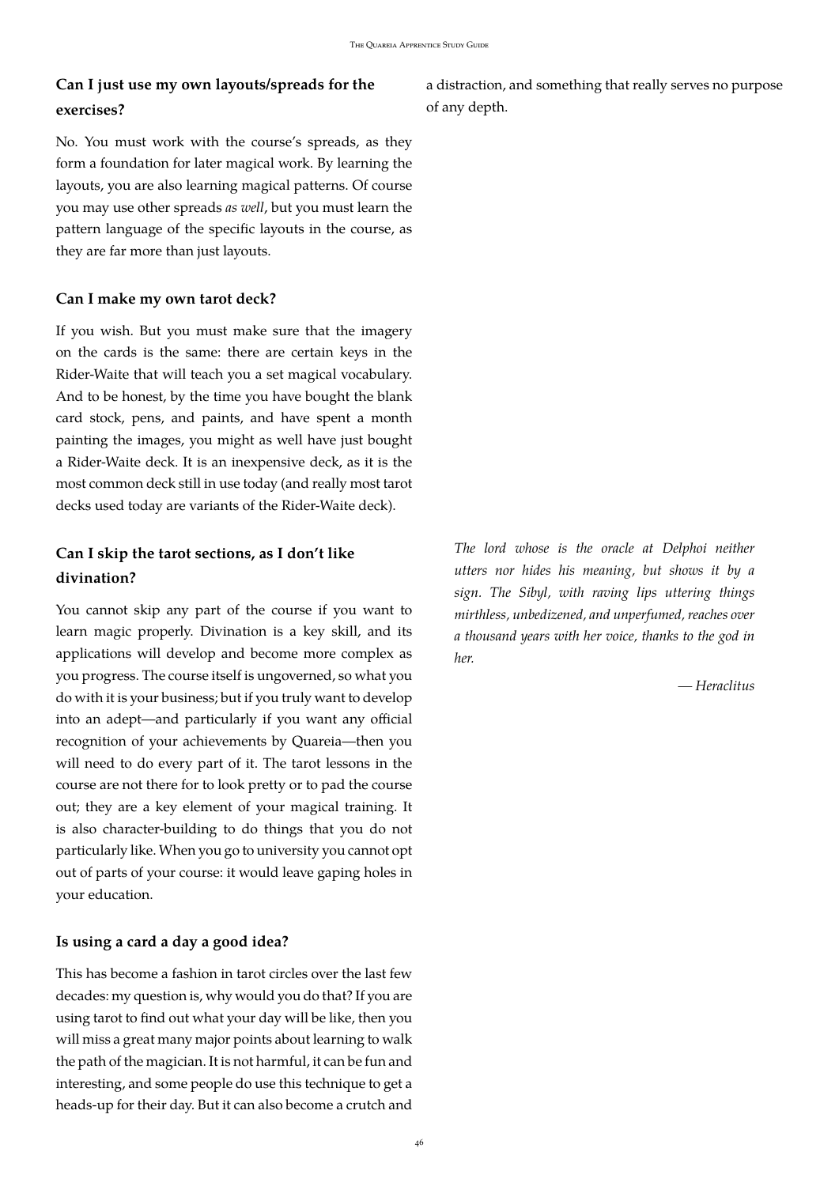### Can I just use my own layouts/spreads for the exercises?

No. You must work with the course's spreads, as they form a foundation for later magical work. By learning the layouts, you are also learning magical patterns. Of course you may use other spreads *as well*, but you must learn the pattern language of the specific layouts in the course, as they are far more than just layouts.

### Can I make my own tarot deck?

If you wish. But you must make sure that the imagery on the cards is the same: there are certain keys in the Rider-Waite that will teach you a set magical vocabulary. And to be honest, by the time you have bought the blank card stock, pens, and paints, and have spent a month painting the images, you might as well have just bought a Rider-Waite deck. It is an inexpensive deck, as it is the most common deck still in use today (and really most tarot decks used today are variants of the Rider-Waite deck).

### Can I skip the tarot sections, as I don't like divination?

You cannot skip any part of the course if you want to learn magic properly. Divination is a key skill, and its applications will develop and become more complex as you progress. The course itself is ungoverned, so what you do with it is your business; but if you truly want to develop into an adept—and particularly if you want any official recognition of your achievements by Quareia—then you will need to do every part of it. The tarot lessons in the course are not there for to look pretty or to pad the course out; they are a key element of your magical training. It is also character-building to do things that you do not particularly like. When you go to university you cannot opt out of parts of your course: it would leave gaping holes in your education.

### Is using a card a day a good idea?

This has become a fashion in tarot circles over the last few decades: my question is, why would you do that? If you are using tarot to find out what your day will be like, then you will miss a great many major points about learning to walk the path of the magician. It is not harmful, it can be fun and interesting, and some people do use this technique to get a heads-up for their day. But it can also become a crutch and a distraction, and something that really serves no purpose of any depth.

*The lord whose is the oracle at Delphoi neither utters nor hides his meaning, but shows it by a sign. The Sibyl, with raving lips uttering things mirthless, unbedizened, and unperfumed, reaches over a thousand years with her voice, thanks to the god in her.*

— *Heraclitus*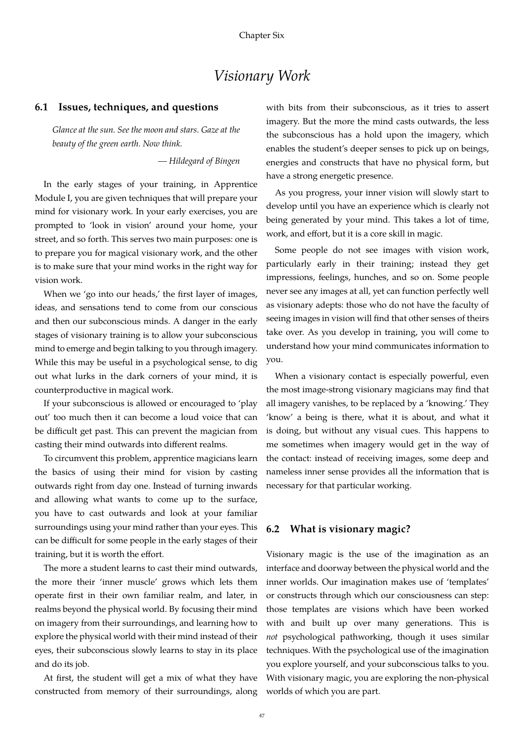Chapter Six

# Visionary Work

## 6.1 Issues, techniques, and questions

*Glance at the sun. See the moon and stars. Gaze at the beauty of the green earth. Now think.*

— *Hildegard of Bingen*

In the early stages of your training, in Apprentice Module I, you are given techniques that will prepare your mind for visionary work. In your early exercises, you are prompted to 'look in vision' around your home, your street, and so forth. This serves two main purposes: one is to prepare you for magical visionary work, and the other is to make sure that your mind works in the right way for vision work.

When we 'go into our heads,' the first layer of images, ideas, and sensations tend to come from our conscious and then our subconscious minds. A danger in the early stages of visionary training is to allow your subconscious mind to emerge and begin talking to you through imagery. While this may be useful in a psychological sense, to dig out what lurks in the dark corners of your mind, it is counterproductive in magical work.

If your subconscious is allowed or encouraged to 'play out' too much then it can become a loud voice that can be difficult get past. This can prevent the magician from casting their mind outwards into different realms.

To circumvent this problem, apprentice magicians learn the basics of using their mind for vision by casting outwards right from day one. Instead of turning inwards and allowing what wants to come up to the surface, you have to cast outwards and look at your familiar surroundings using your mind rather than your eyes. This can be difficult for some people in the early stages of their training, but it is worth the effort.

The more a student learns to cast their mind outwards, the more their 'inner muscle' grows which lets them operate first in their own familiar realm, and later, in realms beyond the physical world. By focusing their mind on imagery from their surroundings, and learning how to explore the physical world with their mind instead of their eyes, their subconscious slowly learns to stay in its place and do its job.

At first, the student will get a mix of what they have constructed from memory of their surroundings, along with bits from their subconscious, as it tries to assert imagery. But the more the mind casts outwards, the less the subconscious has a hold upon the imagery, which enables the student's deeper senses to pick up on beings, energies and constructs that have no physical form, but have a strong energetic presence.

As you progress, your inner vision will slowly start to develop until you have an experience which is clearly not being generated by your mind. This takes a lot of time, work, and effort, but it is a core skill in magic.

Some people do not see images with vision work, particularly early in their training; instead they get impressions, feelings, hunches, and so on. Some people never see any images at all, yet can function perfectly well as visionary adepts: those who do not have the faculty of seeing images in vision will find that other senses of theirs take over. As you develop in training, you will come to understand how your mind communicates information to you.

When a visionary contact is especially powerful, even the most image-strong visionary magicians may find that all imagery vanishes, to be replaced by a 'knowing.' They 'know' a being is there, what it is about, and what it is doing, but without any visual cues. This happens to me sometimes when imagery would get in the way of the contact: instead of receiving images, some deep and nameless inner sense provides all the information that is necessary for that particular working.

## 6.2 What is visionary magic?

Visionary magic is the use of the imagination as an interface and doorway between the physical world and the inner worlds. Our imagination makes use of 'templates' or constructs through which our consciousness can step: those templates are visions which have been worked with and built up over many generations. This is *not* psychological pathworking, though it uses similar techniques. With the psychological use of the imagination you explore yourself, and your subconscious talks to you. With visionary magic, you are exploring the non-physical worlds of which you are part.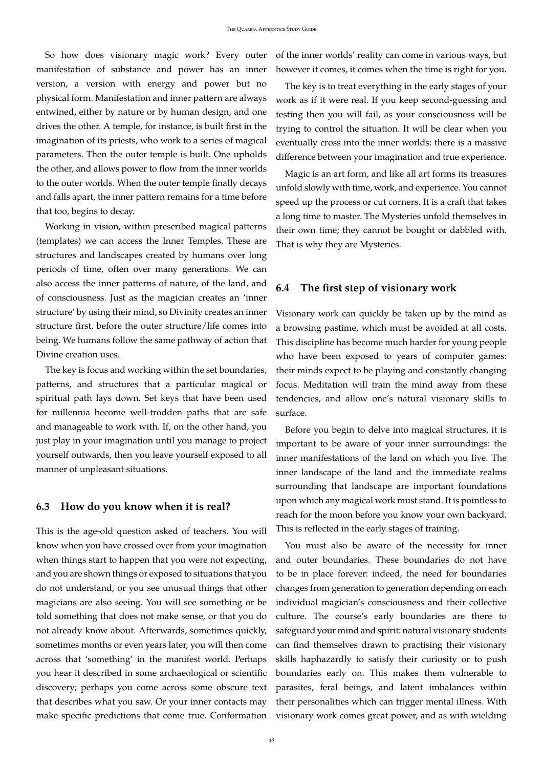So how does visionary magic work? Every outer manifestation of substance and power has an inner version, a version with energy and power but no physical form. Manifestation and inner pattern are always entwined, either by nature or by human design, and one drives the other. A temple, for instance, is built first in the imagination of its priests, who work to a series of magical parameters. Then the outer temple is built. One upholds the other, and allows power to flow from the inner worlds to the outer worlds. When the outer temple finally decays and falls apart, the inner pattern remains for a time before that too, begins to decay.

Working in vision, within prescribed magical patterns (templates) we can access the Inner Temples. These are structures and landscapes created by humans over long periods of time, often over many generations. We can also access the inner patterns of nature, of the land, and of consciousness. Just as the magician creates an 'inner structure' by using their mind, so Divinity creates an inner structure first, before the outer structure/life comes into being. We humans follow the same pathway of action that Divine creation uses.

The key is focus and working within the set boundaries, patterns, and structures that a particular magical or spiritual path lays down. Set keys that have been used for millennia become well-trodden paths that are safe and manageable to work with. If, on the other hand, you just play in your imagination until you manage to project yourself outwards, then you leave yourself exposed to all manner of unpleasant situations.

## 6.3 How do you know when it is real?

This is the age-old question asked of teachers. You will know when you have crossed over from your imagination when things start to happen that you were not expecting, and you are shown things or exposed to situations that you do not understand, or you see unusual things that other magicians are also seeing. You will see something or be told something that does not make sense, or that you do not already know about. Afterwards, sometimes quickly, sometimes months or even years later, you will then come across that 'something' in the manifest world. Perhaps you hear it described in some archaeological or scientific discovery; perhaps you come across some obscure text that describes what you saw. Or your inner contacts may make specific predictions that come true. Conformation of the inner worlds' reality can come in various ways, but however it comes, it comes when the time is right for you.

The key is to treat everything in the early stages of your work as if it were real. If you keep second-guessing and testing then you will fail, as your consciousness will be trying to control the situation. It will be clear when you eventually cross into the inner worlds: there is a massive difference between your imagination and true experience.

Magic is an art form, and like all art forms its treasures unfold slowly with time, work, and experience. You cannot speed up the process or cut corners. It is a craft that takes a long time to master. The Mysteries unfold themselves in their own time; they cannot be bought or dabbled with. That is why they are Mysteries.

## 6.4 The first step of visionary work

Visionary work can quickly be taken up by the mind as a browsing pastime, which must be avoided at all costs. This discipline has become much harder for young people who have been exposed to years of computer games: their minds expect to be playing and constantly changing focus. Meditation will train the mind away from these tendencies, and allow one's natural visionary skills to surface.

Before you begin to delve into magical structures, it is important to be aware of your inner surroundings: the inner manifestations of the land on which you live. The inner landscape of the land and the immediate realms surrounding that landscape are important foundations upon which any magical work must stand. It is pointless to reach for the moon before you know your own backyard. This is reflected in the early stages of training.

You must also be aware of the necessity for inner and outer boundaries. These boundaries do not have to be in place forever: indeed, the need for boundaries changes from generation to generation depending on each individual magician's consciousness and their collective culture. The course's early boundaries are there to safeguard your mind and spirit: natural visionary students can find themselves drawn to practising their visionary skills haphazardly to satisfy their curiosity or to push boundaries early on. This makes them vulnerable to parasites, feral beings, and latent imbalances within their personalities which can trigger mental illness. With visionary work comes great power, and as with wielding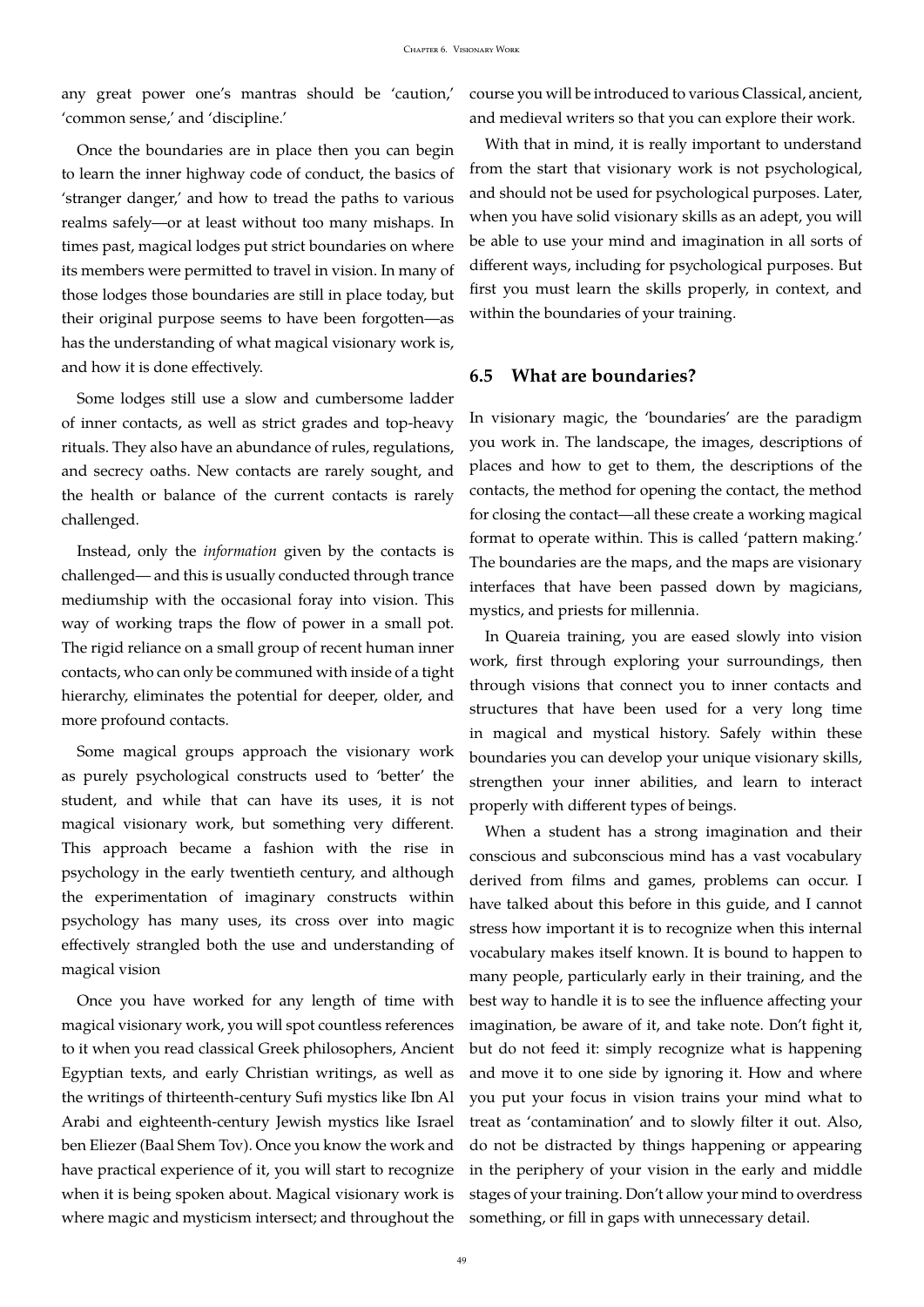any great power one's mantras should be 'caution,' 'common sense,' and 'discipline.'

Once the boundaries are in place then you can begin to learn the inner highway code of conduct, the basics of 'stranger danger,' and how to tread the paths to various realms safely—or at least without too many mishaps. In times past, magical lodges put strict boundaries on where its members were permitted to travel in vision. In many of those lodges those boundaries are still in place today, but their original purpose seems to have been forgotten—as has the understanding of what magical visionary work is, and how it is done effectively.

Some lodges still use a slow and cumbersome ladder of inner contacts, as well as strict grades and top-heavy rituals. They also have an abundance of rules, regulations, and secrecy oaths. New contacts are rarely sought, and the health or balance of the current contacts is rarely challenged.

Instead, only the *information* given by the contacts is challenged— and this is usually conducted through trance mediumship with the occasional foray into vision. This way of working traps the flow of power in a small pot. The rigid reliance on a small group of recent human inner contacts, who can only be communed with inside of a tight hierarchy, eliminates the potential for deeper, older, and more profound contacts.

Some magical groups approach the visionary work as purely psychological constructs used to 'better' the student, and while that can have its uses, it is not magical visionary work, but something very different. This approach became a fashion with the rise in psychology in the early twentieth century, and although the experimentation of imaginary constructs within psychology has many uses, its cross over into magic effectively strangled both the use and understanding of magical vision

Once you have worked for any length of time with magical visionary work, you will spot countless references to it when you read classical Greek philosophers, Ancient Egyptian texts, and early Christian writings, as well as the writings of thirteenth-century Sufi mystics like Ibn Al Arabi and eighteenth-century Jewish mystics like Israel ben Eliezer (Baal Shem Tov). Once you know the work and have practical experience of it, you will start to recognize when it is being spoken about. Magical visionary work is where magic and mysticism intersect; and throughout the course you will be introduced to various Classical, ancient, and medieval writers so that you can explore their work.

With that in mind, it is really important to understand from the start that visionary work is not psychological, and should not be used for psychological purposes. Later, when you have solid visionary skills as an adept, you will be able to use your mind and imagination in all sorts of different ways, including for psychological purposes. But first you must learn the skills properly, in context, and within the boundaries of your training.

## 6.5 What are boundaries?

In visionary magic, the 'boundaries' are the paradigm you work in. The landscape, the images, descriptions of places and how to get to them, the descriptions of the contacts, the method for opening the contact, the method for closing the contact—all these create a working magical format to operate within. This is called 'pattern making.' The boundaries are the maps, and the maps are visionary interfaces that have been passed down by magicians, mystics, and priests for millennia.

In Quareia training, you are eased slowly into vision work, first through exploring your surroundings, then through visions that connect you to inner contacts and structures that have been used for a very long time in magical and mystical history. Safely within these boundaries you can develop your unique visionary skills, strengthen your inner abilities, and learn to interact properly with different types of beings.

When a student has a strong imagination and their conscious and subconscious mind has a vast vocabulary derived from films and games, problems can occur. I have talked about this before in this guide, and I cannot stress how important it is to recognize when this internal vocabulary makes itself known. It is bound to happen to many people, particularly early in their training, and the best way to handle it is to see the influence affecting your imagination, be aware of it, and take note. Don't fight it, but do not feed it: simply recognize what is happening and move it to one side by ignoring it. How and where you put your focus in vision trains your mind what to treat as 'contamination' and to slowly filter it out. Also, do not be distracted by things happening or appearing in the periphery of your vision in the early and middle stages of your training. Don't allow your mind to overdress something, or fill in gaps with unnecessary detail.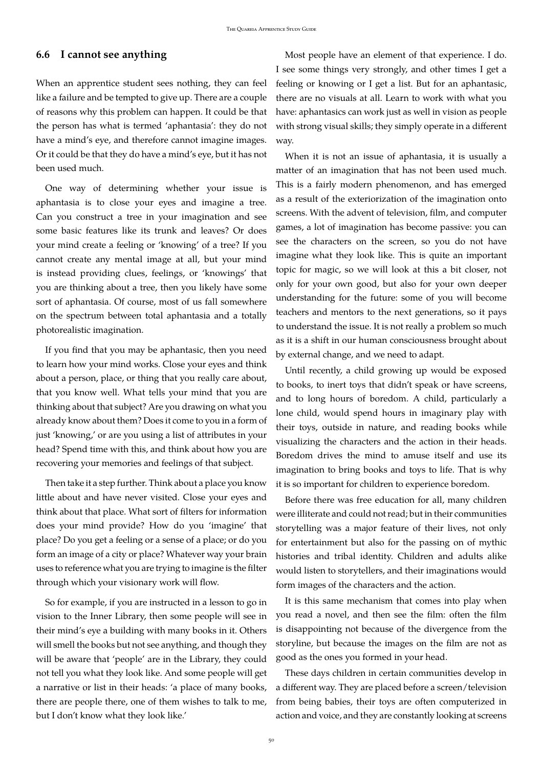## 6.6 I cannot see anything

When an apprentice student sees nothing, they can feel like a failure and be tempted to give up. There are a couple of reasons why this problem can happen. It could be that the person has what is termed 'aphantasia': they do not have a mind's eye, and therefore cannot imagine images. Or it could be that they do have a mind's eye, but it has not been used much.

One way of determining whether your issue is aphantasia is to close your eyes and imagine a tree. Can you construct a tree in your imagination and see some basic features like its trunk and leaves? Or does your mind create a feeling or 'knowing' of a tree? If you cannot create any mental image at all, but your mind is instead providing clues, feelings, or 'knowings' that you are thinking about a tree, then you likely have some sort of aphantasia. Of course, most of us fall somewhere on the spectrum between total aphantasia and a totally photorealistic imagination.

If you find that you may be aphantasic, then you need to learn how your mind works. Close your eyes and think about a person, place, or thing that you really care about, that you know well. What tells your mind that you are thinking about that subject? Are you drawing on what you already know about them? Does it come to you in a form of just 'knowing,' or are you using a list of attributes in your head? Spend time with this, and think about how you are recovering your memories and feelings of that subject.

Then take it a step further. Think about a place you know little about and have never visited. Close your eyes and think about that place. What sort of filters for information does your mind provide? How do you 'imagine' that place? Do you get a feeling or a sense of a place; or do you form an image of a city or place? Whatever way your brain uses to reference what you are trying to imagine is the filter through which your visionary work will flow.

So for example, if you are instructed in a lesson to go in vision to the Inner Library, then some people will see in their mind's eye a building with many books in it. Others will smell the books but not see anything, and though they will be aware that 'people' are in the Library, they could not tell you what they look like. And some people will get a narrative or list in their heads: 'a place of many books, there are people there, one of them wishes to talk to me, but I don't know what they look like.'

Most people have an element of that experience. I do. I see some things very strongly, and other times I get a feeling or knowing or I get a list. But for an aphantasic, there are no visuals at all. Learn to work with what you have: aphantasics can work just as well in vision as people with strong visual skills; they simply operate in a different way.

When it is not an issue of aphantasia, it is usually a matter of an imagination that has not been used much. This is a fairly modern phenomenon, and has emerged as a result of the exteriorization of the imagination onto screens. With the advent of television, film, and computer games, a lot of imagination has become passive: you can see the characters on the screen, so you do not have imagine what they look like. This is quite an important topic for magic, so we will look at this a bit closer, not only for your own good, but also for your own deeper understanding for the future: some of you will become teachers and mentors to the next generations, so it pays to understand the issue. It is not really a problem so much as it is a shift in our human consciousness brought about by external change, and we need to adapt.

Until recently, a child growing up would be exposed to books, to inert toys that didn't speak or have screens, and to long hours of boredom. A child, particularly a lone child, would spend hours in imaginary play with their toys, outside in nature, and reading books while visualizing the characters and the action in their heads. Boredom drives the mind to amuse itself and use its imagination to bring books and toys to life. That is why it is so important for children to experience boredom.

Before there was free education for all, many children were illiterate and could not read; but in their communities storytelling was a major feature of their lives, not only for entertainment but also for the passing on of mythic histories and tribal identity. Children and adults alike would listen to storytellers, and their imaginations would form images of the characters and the action.

It is this same mechanism that comes into play when you read a novel, and then see the film: often the film is disappointing not because of the divergence from the storyline, but because the images on the film are not as good as the ones you formed in your head.

These days children in certain communities develop in a different way. They are placed before a screen/television from being babies, their toys are often computerized in action and voice, and they are constantly looking at screens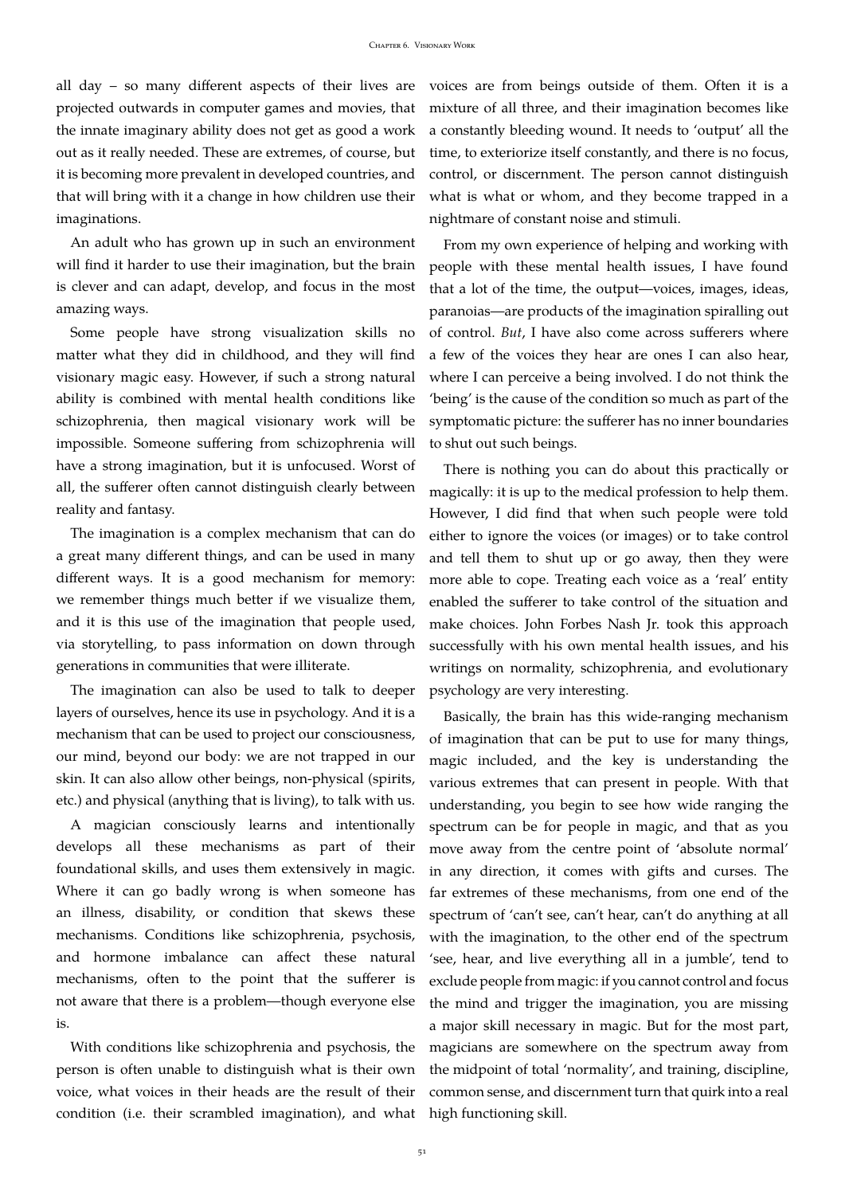all day – so many different aspects of their lives are projected outwards in computer games and movies, that the innate imaginary ability does not get as good a work out as it really needed. These are extremes, of course, but it is becoming more prevalent in developed countries, and that will bring with it a change in how children use their imaginations.

An adult who has grown up in such an environment will find it harder to use their imagination, but the brain is clever and can adapt, develop, and focus in the most amazing ways.

Some people have strong visualization skills no matter what they did in childhood, and they will find visionary magic easy. However, if such a strong natural ability is combined with mental health conditions like schizophrenia, then magical visionary work will be impossible. Someone suffering from schizophrenia will have a strong imagination, but it is unfocused. Worst of all, the sufferer often cannot distinguish clearly between reality and fantasy.

The imagination is a complex mechanism that can do a great many different things, and can be used in many different ways. It is a good mechanism for memory: we remember things much better if we visualize them, and it is this use of the imagination that people used, via storytelling, to pass information on down through generations in communities that were illiterate.

The imagination can also be used to talk to deeper layers of ourselves, hence its use in psychology. And it is a mechanism that can be used to project our consciousness, our mind, beyond our body: we are not trapped in our skin. It can also allow other beings, non-physical (spirits, etc.) and physical (anything that is living), to talk with us.

A magician consciously learns and intentionally develops all these mechanisms as part of their foundational skills, and uses them extensively in magic. Where it can go badly wrong is when someone has an illness, disability, or condition that skews these mechanisms. Conditions like schizophrenia, psychosis, and hormone imbalance can affect these natural mechanisms, often to the point that the sufferer is not aware that there is a problem—though everyone else is.

With conditions like schizophrenia and psychosis, the person is often unable to distinguish what is their own voice, what voices in their heads are the result of their condition (i.e. their scrambled imagination), and what voices are from beings outside of them. Often it is a mixture of all three, and their imagination becomes like a constantly bleeding wound. It needs to 'output' all the time, to exteriorize itself constantly, and there is no focus, control, or discernment. The person cannot distinguish what is what or whom, and they become trapped in a nightmare of constant noise and stimuli.

From my own experience of helping and working with people with these mental health issues, I have found that a lot of the time, the output—voices, images, ideas, paranoias—are products of the imagination spiralling out of control. *But*, I have also come across sufferers where a few of the voices they hear are ones I can also hear, where I can perceive a being involved. I do not think the 'being' is the cause of the condition so much as part of the symptomatic picture: the sufferer has no inner boundaries to shut out such beings.

There is nothing you can do about this practically or magically: it is up to the medical profession to help them. However, I did find that when such people were told either to ignore the voices (or images) or to take control and tell them to shut up or go away, then they were more able to cope. Treating each voice as a 'real' entity enabled the sufferer to take control of the situation and make choices. John Forbes Nash Jr. took this approach successfully with his own mental health issues, and his writings on normality, schizophrenia, and evolutionary psychology are very interesting.

Basically, the brain has this wide-ranging mechanism of imagination that can be put to use for many things, magic included, and the key is understanding the various extremes that can present in people. With that understanding, you begin to see how wide ranging the spectrum can be for people in magic, and that as you move away from the centre point of 'absolute normal' in any direction, it comes with gifts and curses. The far extremes of these mechanisms, from one end of the spectrum of 'can't see, can't hear, can't do anything at all with the imagination, to the other end of the spectrum 'see, hear, and live everything all in a jumble', tend to exclude people from magic: if you cannot control and focus the mind and trigger the imagination, you are missing a major skill necessary in magic. But for the most part, magicians are somewhere on the spectrum away from the midpoint of total 'normality', and training, discipline, common sense, and discernment turn that quirk into a real high functioning skill.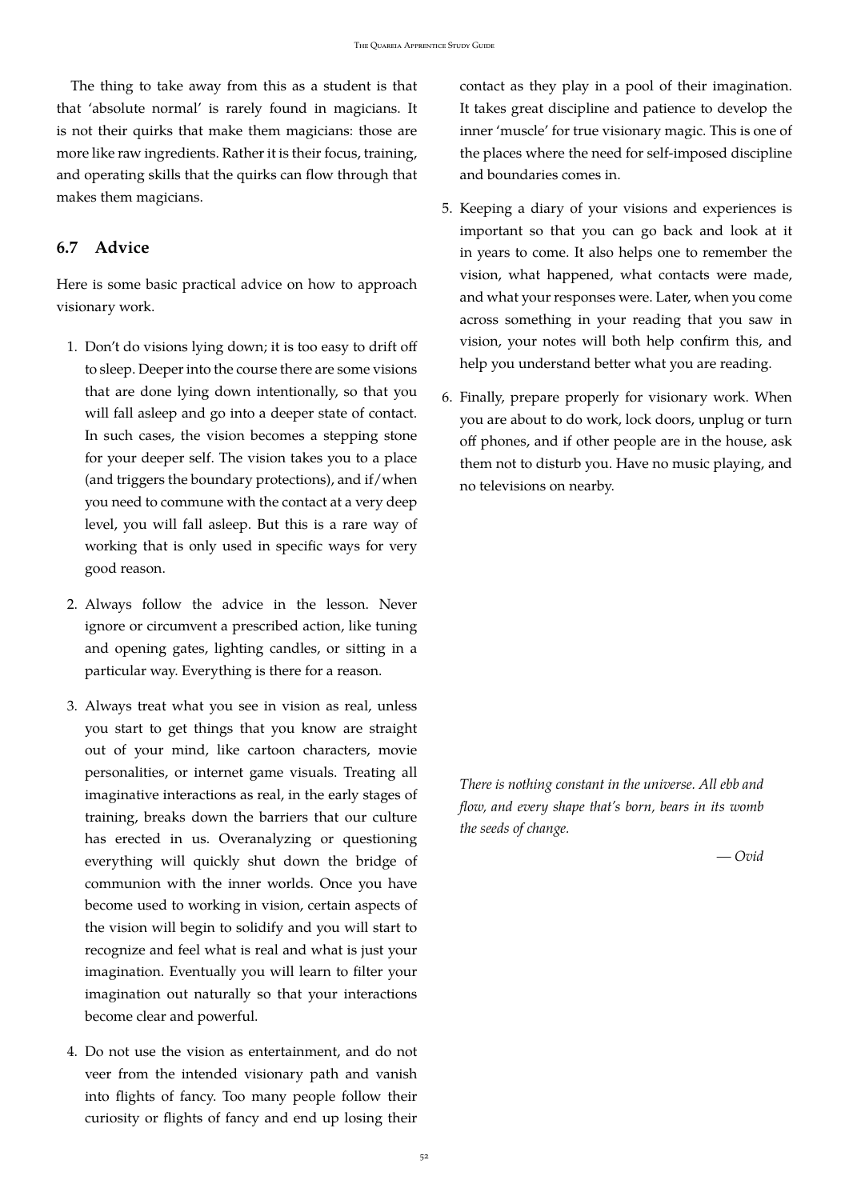The thing to take away from this as a student is that that 'absolute normal' is rarely found in magicians. It is not their quirks that make them magicians: those are more like raw ingredients. Rather it is their focus, training, and operating skills that the quirks can flow through that makes them magicians.

## 6.7 Advice

Here is some basic practical advice on how to approach visionary work.

1. Don't do visions lying down; it is too easy to drift off to sleep. Deeper into the course there are some visions that are done lying down intentionally, so that you will fall asleep and go into a deeper state of contact. In such cases, the vision becomes a stepping stone for your deeper self. The vision takes you to a place (and triggers the boundary protections), and if/when you need to commune with the contact at a very deep level, you will fall asleep. But this is a rare way of working that is only used in specific ways for very good reason.

2. Always follow the advice in the lesson. Never ignore or circumvent a prescribed action, like tuning and opening gates, lighting candles, or sitting in a particular way. Everything is there for a reason.

3. Always treat what you see in vision as real, unless you start to get things that you know are straight out of your mind, like cartoon characters, movie personalities, or internet game visuals. Treating all imaginative interactions as real, in the early stages of training, breaks down the barriers that our culture has erected in us. Overanalyzing or questioning everything will quickly shut down the bridge of communion with the inner worlds. Once you have become used to working in vision, certain aspects of the vision will begin to solidify and you will start to recognize and feel what is real and what is just your imagination. Eventually you will learn to filter your imagination out naturally so that your interactions become clear and powerful.

4. Do not use the vision as entertainment, and do not veer from the intended visionary path and vanish into flights of fancy. Too many people follow their curiosity or flights of fancy and end up losing their contact as they play in a pool of their imagination. It takes great discipline and patience to develop the inner 'muscle' for true visionary magic. This is one of the places where the need for self-imposed discipline and boundaries comes in.

5. Keeping a diary of your visions and experiences is important so that you can go back and look at it in years to come. It also helps one to remember the vision, what happened, what contacts were made, and what your responses were. Later, when you come across something in your reading that you saw in vision, your notes will both help confirm this, and help you understand better what you are reading.

6. Finally, prepare properly for visionary work. When you are about to do work, lock doors, unplug or turn off phones, and if other people are in the house, ask them not to disturb you. Have no music playing, and no televisions on nearby.

*There is nothing constant in the universe. All ebb and flow, and every shape that's born, bears in its womb the seeds of change.*

— *Ovid*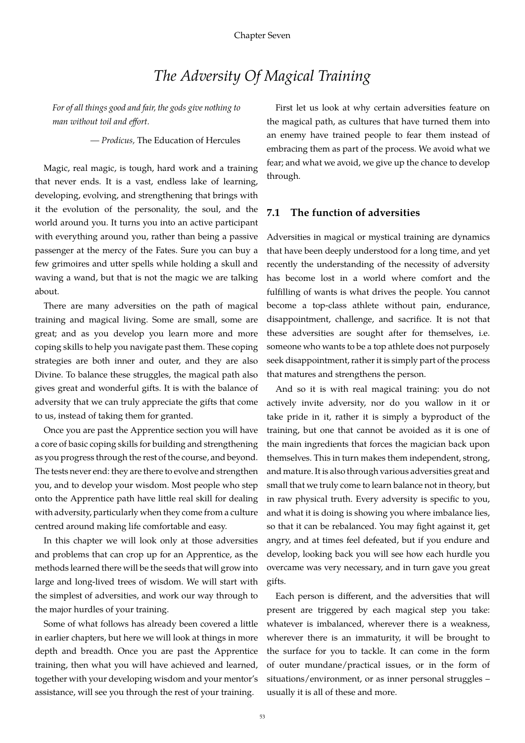Chapter Seven

# *The Adversity Of Magical Training*

> *For of all things good and fair, the gods give nothing to man without toil and effort.*
>
> — *Prodicus,* The Education of Hercules

Magic, real magic, is tough, hard work and a training that never ends. It is a vast, endless lake of learning, developing, evolving, and strengthening that brings with it the evolution of the personality, the soul, and the world around you. It turns you into an active participant with everything around you, rather than being a passive passenger at the mercy of the Fates. Sure you can buy a few grimoires and utter spells while holding a skull and waving a wand, but that is not the magic we are talking about.

There are many adversities on the path of magical training and magical living. Some are small, some are great; and as you develop you learn more and more coping skills to help you navigate past them. These coping strategies are both inner and outer, and they are also Divine. To balance these struggles, the magical path also gives great and wonderful gifts. It is with the balance of adversity that we can truly appreciate the gifts that come to us, instead of taking them for granted.

Once you are past the Apprentice section you will have a core of basic coping skills for building and strengthening as you progress through the rest of the course, and beyond. The tests never end: they are there to evolve and strengthen you, and to develop your wisdom. Most people who step onto the Apprentice path have little real skill for dealing with adversity, particularly when they come from a culture centred around making life comfortable and easy.

In this chapter we will look only at those adversities and problems that can crop up for an Apprentice, as the methods learned there will be the seeds that will grow into large and long-lived trees of wisdom. We will start with the simplest of adversities, and work our way through to the major hurdles of your training.

Some of what follows has already been covered a little in earlier chapters, but here we will look at things in more depth and breadth. Once you are past the Apprentice training, then what you will have achieved and learned, together with your developing wisdom and your mentor's assistance, will see you through the rest of your training.

First let us look at why certain adversities feature on the magical path, as cultures that have turned them into an enemy have trained people to fear them instead of embracing them as part of the process. We avoid what we fear; and what we avoid, we give up the chance to develop through.

## 7.1 The function of adversities

Adversities in magical or mystical training are dynamics that have been deeply understood for a long time, and yet recently the understanding of the necessity of adversity has become lost in a world where comfort and the fulfilling of wants is what drives the people. You cannot become a top-class athlete without pain, endurance, disappointment, challenge, and sacrifice. It is not that these adversities are sought after for themselves, i.e. someone who wants to be a top athlete does not purposely seek disappointment, rather it is simply part of the process that matures and strengthens the person.

And so it is with real magical training: you do not actively invite adversity, nor do you wallow in it or take pride in it, rather it is simply a byproduct of the training, but one that cannot be avoided as it is one of the main ingredients that forces the magician back upon themselves. This in turn makes them independent, strong, and mature. It is also through various adversities great and small that we truly come to learn balance not in theory, but in raw physical truth. Every adversity is specific to you, and what it is doing is showing you where imbalance lies, so that it can be rebalanced. You may fight against it, get angry, and at times feel defeated, but if you endure and develop, looking back you will see how each hurdle you overcame was very necessary, and in turn gave you great gifts.

Each person is different, and the adversities that will present are triggered by each magical step you take: whatever is imbalanced, wherever there is a weakness, wherever there is an immaturity, it will be brought to the surface for you to tackle. It can come in the form of outer mundane/practical issues, or in the form of situations/environment, or as inner personal struggles – usually it is all of these and more.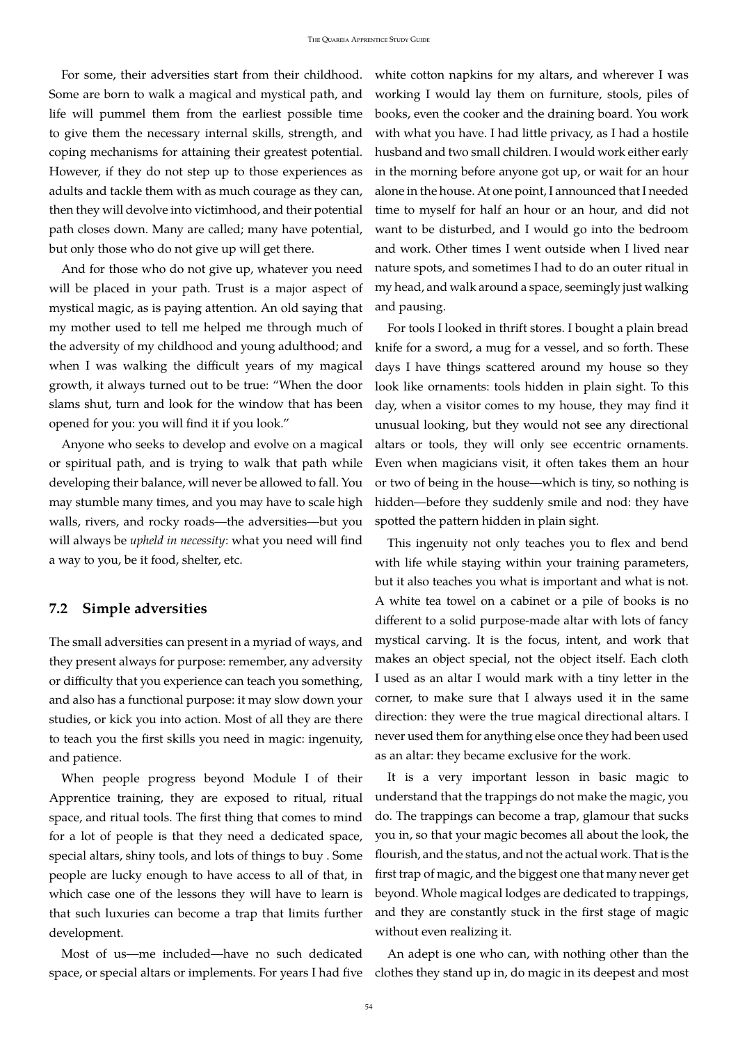For some, their adversities start from their childhood. Some are born to walk a magical and mystical path, and life will pummel them from the earliest possible time to give them the necessary internal skills, strength, and coping mechanisms for attaining their greatest potential. However, if they do not step up to those experiences as adults and tackle them with as much courage as they can, then they will devolve into victimhood, and their potential path closes down. Many are called; many have potential, but only those who do not give up will get there.

And for those who do not give up, whatever you need will be placed in your path. Trust is a major aspect of mystical magic, as is paying attention. An old saying that my mother used to tell me helped me through much of the adversity of my childhood and young adulthood; and when I was walking the difficult years of my magical growth, it always turned out to be true: "When the door slams shut, turn and look for the window that has been opened for you: you will find it if you look."

Anyone who seeks to develop and evolve on a magical or spiritual path, and is trying to walk that path while developing their balance, will never be allowed to fall. You may stumble many times, and you may have to scale high walls, rivers, and rocky roads—the adversities—but you will always be *upheld in necessity*: what you need will find a way to you, be it food, shelter, etc.

## 7.2 Simple adversities

The small adversities can present in a myriad of ways, and they present always for purpose: remember, any adversity or difficulty that you experience can teach you something, and also has a functional purpose: it may slow down your studies, or kick you into action. Most of all they are there to teach you the first skills you need in magic: ingenuity, and patience.

When people progress beyond Module I of their Apprentice training, they are exposed to ritual, ritual space, and ritual tools. The first thing that comes to mind for a lot of people is that they need a dedicated space, special altars, shiny tools, and lots of things to buy . Some people are lucky enough to have access to all of that, in which case one of the lessons they will have to learn is that such luxuries can become a trap that limits further development.

Most of us—me included—have no such dedicated space, or special altars or implements. For years I had five white cotton napkins for my altars, and wherever I was working I would lay them on furniture, stools, piles of books, even the cooker and the draining board. You work with what you have. I had little privacy, as I had a hostile husband and two small children. I would work either early in the morning before anyone got up, or wait for an hour alone in the house. At one point, I announced that I needed time to myself for half an hour or an hour, and did not want to be disturbed, and I would go into the bedroom and work. Other times I went outside when I lived near nature spots, and sometimes I had to do an outer ritual in my head, and walk around a space, seemingly just walking and pausing.

For tools I looked in thrift stores. I bought a plain bread knife for a sword, a mug for a vessel, and so forth. These days I have things scattered around my house so they look like ornaments: tools hidden in plain sight. To this day, when a visitor comes to my house, they may find it unusual looking, but they would not see any directional altars or tools, they will only see eccentric ornaments. Even when magicians visit, it often takes them an hour or two of being in the house—which is tiny, so nothing is hidden—before they suddenly smile and nod: they have spotted the pattern hidden in plain sight.

This ingenuity not only teaches you to flex and bend with life while staying within your training parameters, but it also teaches you what is important and what is not. A white tea towel on a cabinet or a pile of books is no different to a solid purpose-made altar with lots of fancy mystical carving. It is the focus, intent, and work that makes an object special, not the object itself. Each cloth I used as an altar I would mark with a tiny letter in the corner, to make sure that I always used it in the same direction: they were the true magical directional altars. I never used them for anything else once they had been used as an altar: they became exclusive for the work.

It is a very important lesson in basic magic to understand that the trappings do not make the magic, you do. The trappings can become a trap, glamour that sucks you in, so that your magic becomes all about the look, the flourish, and the status, and not the actual work. That is the first trap of magic, and the biggest one that many never get beyond. Whole magical lodges are dedicated to trappings, and they are constantly stuck in the first stage of magic without even realizing it.

An adept is one who can, with nothing other than the clothes they stand up in, do magic in its deepest and most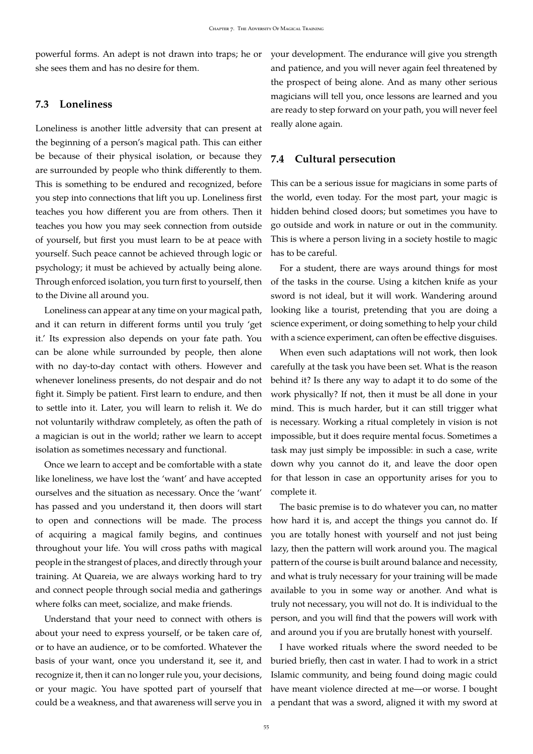powerful forms. An adept is not drawn into traps; he or she sees them and has no desire for them.

### 7.3 Loneliness

Loneliness is another little adversity that can present at the beginning of a person's magical path. This can either be because of their physical isolation, or because they are surrounded by people who think differently to them. This is something to be endured and recognized, before you step into connections that lift you up. Loneliness first teaches you how different you are from others. Then it teaches you how you may seek connection from outside of yourself, but first you must learn to be at peace with yourself. Such peace cannot be achieved through logic or psychology; it must be achieved by actually being alone. Through enforced isolation, you turn first to yourself, then to the Divine all around you.

Loneliness can appear at any time on your magical path, and it can return in different forms until you truly 'get it.' Its expression also depends on your fate path. You can be alone while surrounded by people, then alone with no day-to-day contact with others. However and whenever loneliness presents, do not despair and do not fight it. Simply be patient. First learn to endure, and then to settle into it. Later, you will learn to relish it. We do not voluntarily withdraw completely, as often the path of a magician is out in the world; rather we learn to accept isolation as sometimes necessary and functional.

Once we learn to accept and be comfortable with a state like loneliness, we have lost the 'want' and have accepted ourselves and the situation as necessary. Once the 'want' has passed and you understand it, then doors will start to open and connections will be made. The process of acquiring a magical family begins, and continues throughout your life. You will cross paths with magical people in the strangest of places, and directly through your training. At Quareia, we are always working hard to try and connect people through social media and gatherings where folks can meet, socialize, and make friends.

Understand that your need to connect with others is about your need to express yourself, or be taken care of, or to have an audience, or to be comforted. Whatever the basis of your want, once you understand it, see it, and recognize it, then it can no longer rule you, your decisions, or your magic. You have spotted part of yourself that could be a weakness, and that awareness will serve you in your development. The endurance will give you strength and patience, and you will never again feel threatened by the prospect of being alone. And as many other serious magicians will tell you, once lessons are learned and you are ready to step forward on your path, you will never feel really alone again.

### 7.4 Cultural persecution

This can be a serious issue for magicians in some parts of the world, even today. For the most part, your magic is hidden behind closed doors; but sometimes you have to go outside and work in nature or out in the community. This is where a person living in a society hostile to magic has to be careful.

For a student, there are ways around things for most of the tasks in the course. Using a kitchen knife as your sword is not ideal, but it will work. Wandering around looking like a tourist, pretending that you are doing a science experiment, or doing something to help your child with a science experiment, can often be effective disguises.

When even such adaptations will not work, then look carefully at the task you have been set. What is the reason behind it? Is there any way to adapt it to do some of the work physically? If not, then it must be all done in your mind. This is much harder, but it can still trigger what is necessary. Working a ritual completely in vision is not impossible, but it does require mental focus. Sometimes a task may just simply be impossible: in such a case, write down why you cannot do it, and leave the door open for that lesson in case an opportunity arises for you to complete it.

The basic premise is to do whatever you can, no matter how hard it is, and accept the things you cannot do. If you are totally honest with yourself and not just being lazy, then the pattern will work around you. The magical pattern of the course is built around balance and necessity, and what is truly necessary for your training will be made available to you in some way or another. And what is truly not necessary, you will not do. It is individual to the person, and you will find that the powers will work with and around you if you are brutally honest with yourself.

I have worked rituals where the sword needed to be buried briefly, then cast in water. I had to work in a strict Islamic community, and being found doing magic could have meant violence directed at me—or worse. I bought a pendant that was a sword, aligned it with my sword at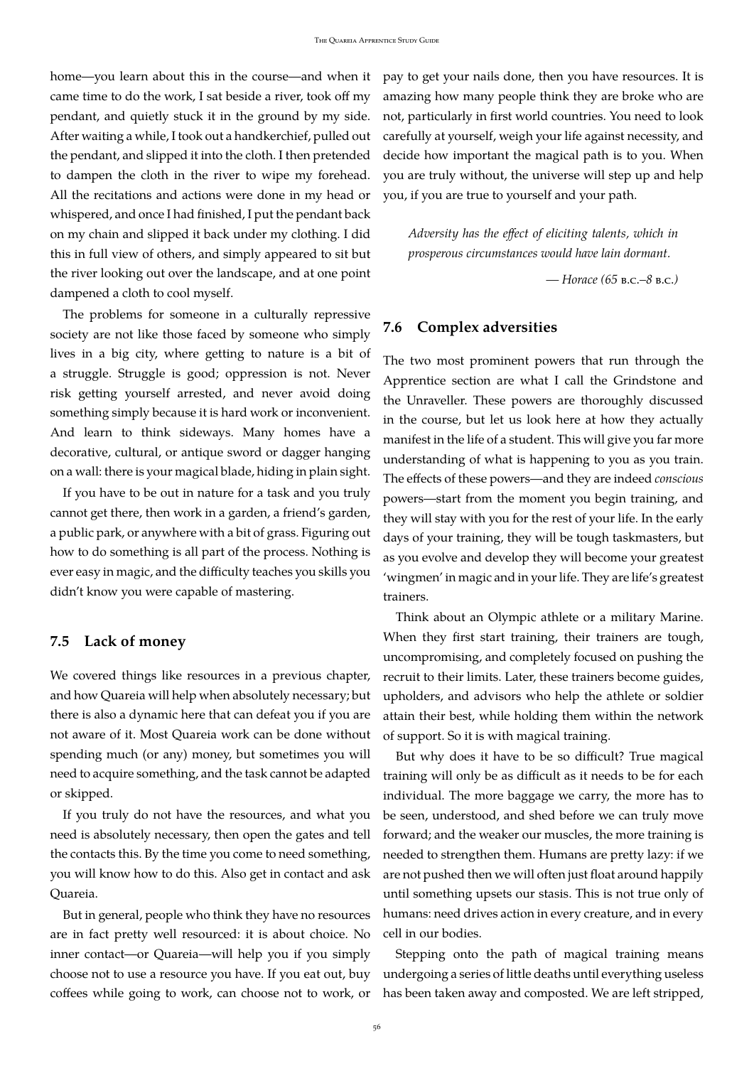home—you learn about this in the course—and when it came time to do the work, I sat beside a river, took off my pendant, and quietly stuck it in the ground by my side. After waiting a while, I took out a handkerchief, pulled out the pendant, and slipped it into the cloth. I then pretended to dampen the cloth in the river to wipe my forehead. All the recitations and actions were done in my head or whispered, and once I had finished, I put the pendant back on my chain and slipped it back under my clothing. I did this in full view of others, and simply appeared to sit but the river looking out over the landscape, and at one point dampened a cloth to cool myself.

The problems for someone in a culturally repressive society are not like those faced by someone who simply lives in a big city, where getting to nature is a bit of a struggle. Struggle is good; oppression is not. Never risk getting yourself arrested, and never avoid doing something simply because it is hard work or inconvenient. And learn to think sideways. Many homes have a decorative, cultural, or antique sword or dagger hanging on a wall: there is your magical blade, hiding in plain sight.

If you have to be out in nature for a task and you truly cannot get there, then work in a garden, a friend's garden, a public park, or anywhere with a bit of grass. Figuring out how to do something is all part of the process. Nothing is ever easy in magic, and the difficulty teaches you skills you didn't know you were capable of mastering.

## 7.5 Lack of money

We covered things like resources in a previous chapter, and how Quareia will help when absolutely necessary; but there is also a dynamic here that can defeat you if you are not aware of it. Most Quareia work can be done without spending much (or any) money, but sometimes you will need to acquire something, and the task cannot be adapted or skipped.

If you truly do not have the resources, and what you need is absolutely necessary, then open the gates and tell the contacts this. By the time you come to need something, you will know how to do this. Also get in contact and ask Quareia.

But in general, people who think they have no resources are in fact pretty well resourced: it is about choice. No inner contact—or Quareia—will help you if you simply choose not to use a resource you have. If you eat out, buy coffees while going to work, can choose not to work, or pay to get your nails done, then you have resources. It is amazing how many people think they are broke who are not, particularly in first world countries. You need to look carefully at yourself, weigh your life against necessity, and decide how important the magical path is to you. When you are truly without, the universe will step up and help you, if you are true to yourself and your path.

> *Adversity has the effect of eliciting talents, which in prosperous circumstances would have lain dormant.*
>
> *— Horace (65 B.C.–8 B.C.)*

## 7.6 Complex adversities

The two most prominent powers that run through the Apprentice section are what I call the Grindstone and the Unraveller. These powers are thoroughly discussed in the course, but let us look here at how they actually manifest in the life of a student. This will give you far more understanding of what is happening to you as you train. The effects of these powers—and they are indeed *conscious* powers—start from the moment you begin training, and they will stay with you for the rest of your life. In the early days of your training, they will be tough taskmasters, but as you evolve and develop they will become your greatest 'wingmen' in magic and in your life. They are life's greatest trainers.

Think about an Olympic athlete or a military Marine. When they first start training, their trainers are tough, uncompromising, and completely focused on pushing the recruit to their limits. Later, these trainers become guides, upholders, and advisors who help the athlete or soldier attain their best, while holding them within the network of support. So it is with magical training.

But why does it have to be so difficult? True magical training will only be as difficult as it needs to be for each individual. The more baggage we carry, the more has to be seen, understood, and shed before we can truly move forward; and the weaker our muscles, the more training is needed to strengthen them. Humans are pretty lazy: if we are not pushed then we will often just float around happily until something upsets our stasis. This is not true only of humans: need drives action in every creature, and in every cell in our bodies.

Stepping onto the path of magical training means undergoing a series of little deaths until everything useless has been taken away and composted. We are left stripped,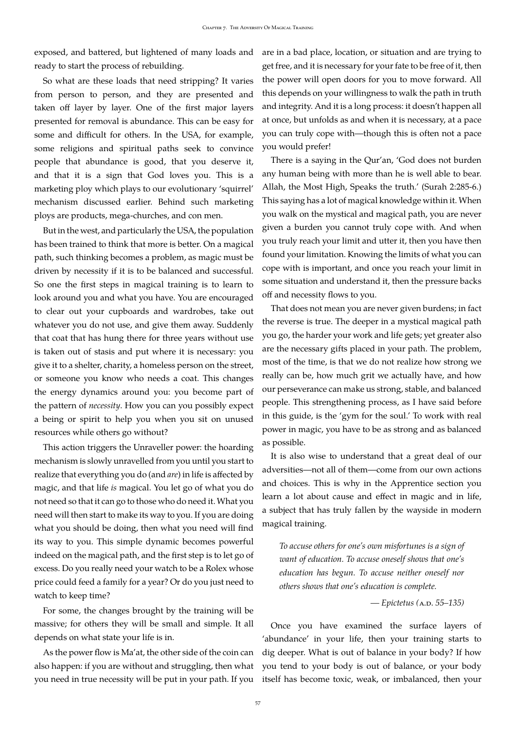exposed, and battered, but lightened of many loads and ready to start the process of rebuilding.

So what are these loads that need stripping? It varies from person to person, and they are presented and taken off layer by layer. One of the first major layers presented for removal is abundance. This can be easy for some and difficult for others. In the USA, for example, some religions and spiritual paths seek to convince people that abundance is good, that you deserve it, and that it is a sign that God loves you. This is a marketing ploy which plays to our evolutionary 'squirrel' mechanism discussed earlier. Behind such marketing ploys are products, mega-churches, and con men.

But in the west, and particularly the USA, the population has been trained to think that more is better. On a magical path, such thinking becomes a problem, as magic must be driven by necessity if it is to be balanced and successful. So one the first steps in magical training is to learn to look around you and what you have. You are encouraged to clear out your cupboards and wardrobes, take out whatever you do not use, and give them away. Suddenly that coat that has hung there for three years without use is taken out of stasis and put where it is necessary: you give it to a shelter, charity, a homeless person on the street, or someone you know who needs a coat. This changes the energy dynamics around you: you become part of the pattern of *necessity*. How you can you possibly expect a being or spirit to help you when you sit on unused resources while others go without?

This action triggers the Unraveller power: the hoarding mechanism is slowly unravelled from you until you start to realize that everything you do (and *are*) in life is affected by magic, and that life *is* magical. You let go of what you do not need so that it can go to those who do need it. What you need will then start to make its way to you. If you are doing what you should be doing, then what you need will find its way to you. This simple dynamic becomes powerful indeed on the magical path, and the first step is to let go of excess. Do you really need your watch to be a Rolex whose price could feed a family for a year? Or do you just need to watch to keep time?

For some, the changes brought by the training will be massive; for others they will be small and simple. It all depends on what state your life is in.

As the power flow is Ma'at, the other side of the coin can also happen: if you are without and struggling, then what you need in true necessity will be put in your path. If you are in a bad place, location, or situation and are trying to get free, and it is necessary for your fate to be free of it, then the power will open doors for you to move forward. All this depends on your willingness to walk the path in truth and integrity. And it is a long process: it doesn't happen all at once, but unfolds as and when it is necessary, at a pace you can truly cope with—though this is often not a pace you would prefer!

There is a saying in the Qur'an, 'God does not burden any human being with more than he is well able to bear. Allah, the Most High, Speaks the truth.' (Surah 2:285-6.) This saying has a lot of magical knowledge within it. When you walk on the mystical and magical path, you are never given a burden you cannot truly cope with. And when you truly reach your limit and utter it, then you have then found your limitation. Knowing the limits of what you can cope with is important, and once you reach your limit in some situation and understand it, then the pressure backs off and necessity flows to you.

That does not mean you are never given burdens; in fact the reverse is true. The deeper in a mystical magical path you go, the harder your work and life gets; yet greater also are the necessary gifts placed in your path. The problem, most of the time, is that we do not realize how strong we really can be, how much grit we actually have, and how our perseverance can make us strong, stable, and balanced people. This strengthening process, as I have said before in this guide, is the 'gym for the soul.' To work with real power in magic, you have to be as strong and as balanced as possible.

It is also wise to understand that a great deal of our adversities—not all of them—come from our own actions and choices. This is why in the Apprentice section you learn a lot about cause and effect in magic and in life, a subject that has truly fallen by the wayside in modern magical training.

> *To accuse others for one's own misfortunes is a sign of want of education. To accuse oneself shows that one's education has begun. To accuse neither oneself nor others shows that one's education is complete.*
>
> — *Epictetus (A.D. 55–135)*

Once you have examined the surface layers of 'abundance' in your life, then your training starts to dig deeper. What is out of balance in your body? If how you tend to your body is out of balance, or your body itself has become toxic, weak, or imbalanced, then your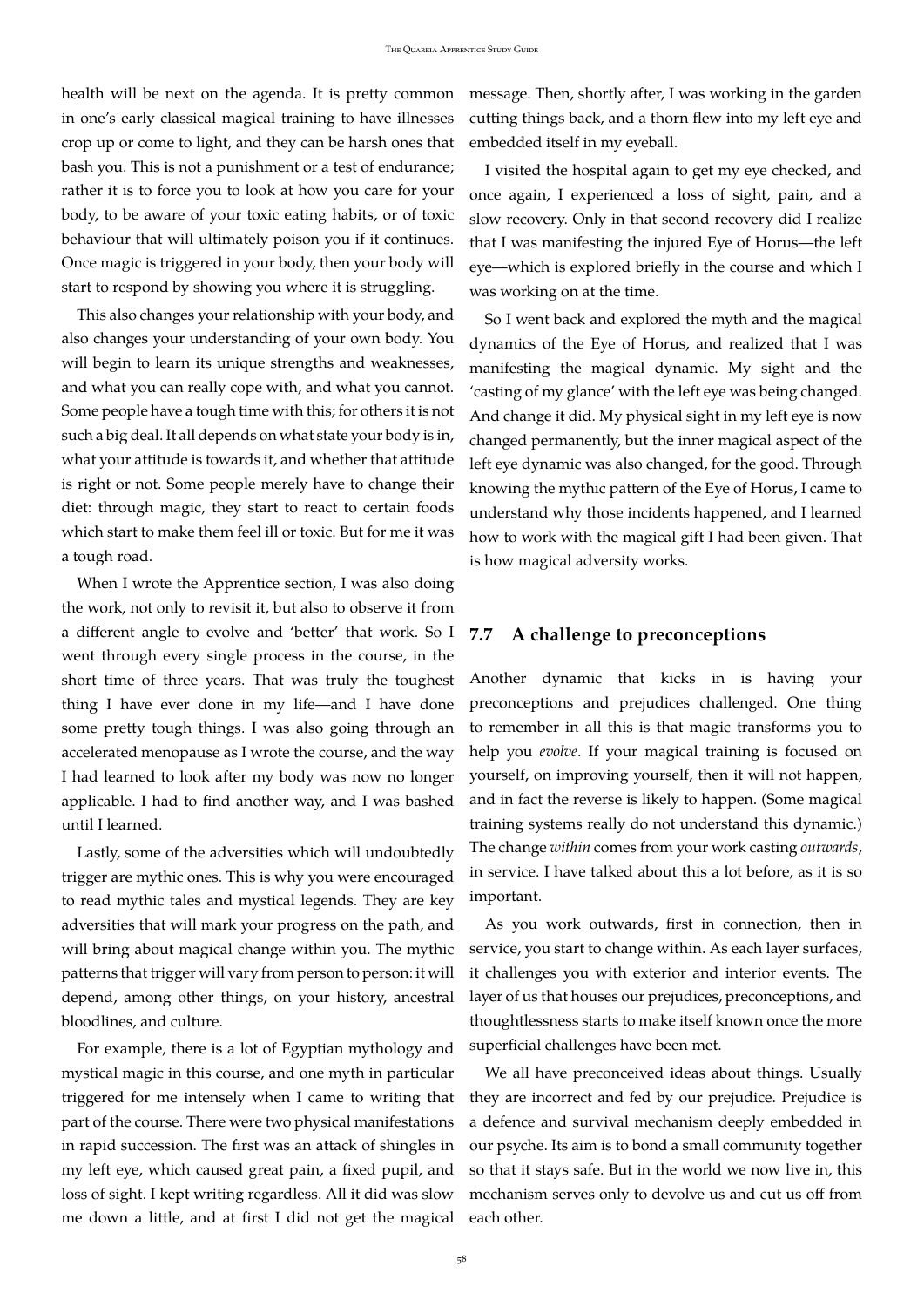health will be next on the agenda. It is pretty common in one's early classical magical training to have illnesses crop up or come to light, and they can be harsh ones that bash you. This is not a punishment or a test of endurance; rather it is to force you to look at how you care for your body, to be aware of your toxic eating habits, or of toxic behaviour that will ultimately poison you if it continues. Once magic is triggered in your body, then your body will start to respond by showing you where it is struggling.

This also changes your relationship with your body, and also changes your understanding of your own body. You will begin to learn its unique strengths and weaknesses, and what you can really cope with, and what you cannot. Some people have a tough time with this; for others it is not such a big deal. It all depends on what state your body is in, what your attitude is towards it, and whether that attitude is right or not. Some people merely have to change their diet: through magic, they start to react to certain foods which start to make them feel ill or toxic. But for me it was a tough road.

When I wrote the Apprentice section, I was also doing the work, not only to revisit it, but also to observe it from a different angle to evolve and 'better' that work. So I went through every single process in the course, in the short time of three years. That was truly the toughest thing I have ever done in my life—and I have done some pretty tough things. I was also going through an accelerated menopause as I wrote the course, and the way I had learned to look after my body was now no longer applicable. I had to find another way, and I was bashed until I learned.

Lastly, some of the adversities which will undoubtedly trigger are mythic ones. This is why you were encouraged to read mythic tales and mystical legends. They are key adversities that will mark your progress on the path, and will bring about magical change within you. The mythic patterns that trigger will vary from person to person: it will depend, among other things, on your history, ancestral bloodlines, and culture.

For example, there is a lot of Egyptian mythology and mystical magic in this course, and one myth in particular triggered for me intensely when I came to writing that part of the course. There were two physical manifestations in rapid succession. The first was an attack of shingles in my left eye, which caused great pain, a fixed pupil, and loss of sight. I kept writing regardless. All it did was slow me down a little, and at first I did not get the magical message. Then, shortly after, I was working in the garden cutting things back, and a thorn flew into my left eye and embedded itself in my eyeball.

I visited the hospital again to get my eye checked, and once again, I experienced a loss of sight, pain, and a slow recovery. Only in that second recovery did I realize that I was manifesting the injured Eye of Horus—the left eye—which is explored briefly in the course and which I was working on at the time.

So I went back and explored the myth and the magical dynamics of the Eye of Horus, and realized that I was manifesting the magical dynamic. My sight and the 'casting of my glance' with the left eye was being changed. And change it did. My physical sight in my left eye is now changed permanently, but the inner magical aspect of the left eye dynamic was also changed, for the good. Through knowing the mythic pattern of the Eye of Horus, I came to understand why those incidents happened, and I learned how to work with the magical gift I had been given. That is how magical adversity works.

## 7.7 A challenge to preconceptions

Another dynamic that kicks in is having your preconceptions and prejudices challenged. One thing to remember in all this is that magic transforms you to help you *evolve*. If your magical training is focused on yourself, on improving yourself, then it will not happen, and in fact the reverse is likely to happen. (Some magical training systems really do not understand this dynamic.) The change *within* comes from your work casting *outwards*, in service. I have talked about this a lot before, as it is so important.

As you work outwards, first in connection, then in service, you start to change within. As each layer surfaces, it challenges you with exterior and interior events. The layer of us that houses our prejudices, preconceptions, and thoughtlessness starts to make itself known once the more superficial challenges have been met.

We all have preconceived ideas about things. Usually they are incorrect and fed by our prejudice. Prejudice is a defence and survival mechanism deeply embedded in our psyche. Its aim is to bond a small community together so that it stays safe. But in the world we now live in, this mechanism serves only to devolve us and cut us off from each other.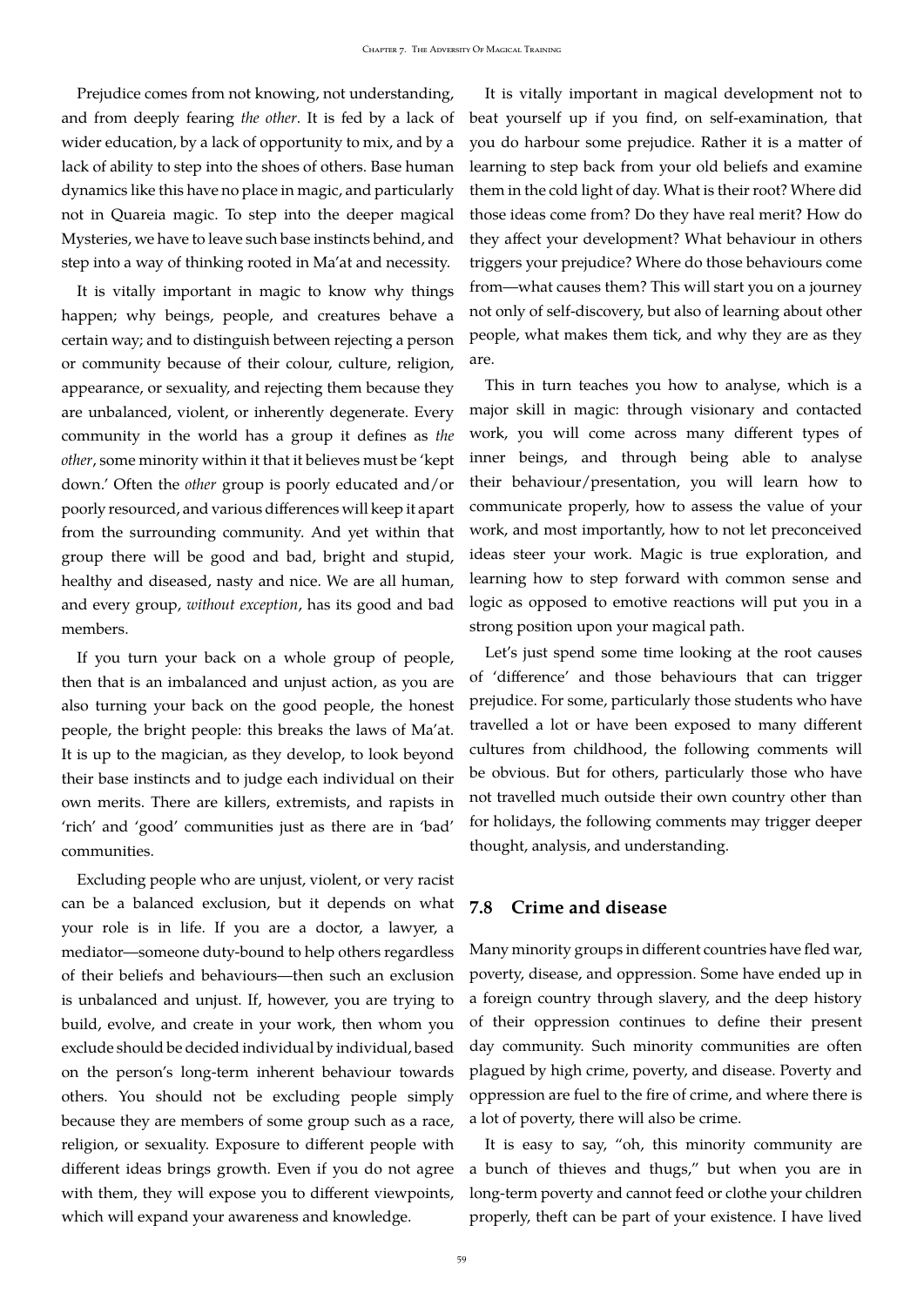Prejudice comes from not knowing, not understanding, and from deeply fearing *the other*. It is fed by a lack of wider education, by a lack of opportunity to mix, and by a lack of ability to step into the shoes of others. Base human dynamics like this have no place in magic, and particularly not in Quareia magic. To step into the deeper magical Mysteries, we have to leave such base instincts behind, and step into a way of thinking rooted in Ma'at and necessity.

It is vitally important in magic to know why things happen; why beings, people, and creatures behave a certain way; and to distinguish between rejecting a person or community because of their colour, culture, religion, appearance, or sexuality, and rejecting them because they are unbalanced, violent, or inherently degenerate. Every community in the world has a group it defines as *the other*, some minority within it that it believes must be 'kept down.' Often the *other* group is poorly educated and/or poorly resourced, and various differences will keep it apart from the surrounding community. And yet within that group there will be good and bad, bright and stupid, healthy and diseased, nasty and nice. We are all human, and every group, *without exception*, has its good and bad members.

If you turn your back on a whole group of people, then that is an imbalanced and unjust action, as you are also turning your back on the good people, the honest people, the bright people: this breaks the laws of Ma'at. It is up to the magician, as they develop, to look beyond their base instincts and to judge each individual on their own merits. There are killers, extremists, and rapists in 'rich' and 'good' communities just as there are in 'bad' communities.

Excluding people who are unjust, violent, or very racist can be a balanced exclusion, but it depends on what your role is in life. If you are a doctor, a lawyer, a mediator—someone duty-bound to help others regardless of their beliefs and behaviours—then such an exclusion is unbalanced and unjust. If, however, you are trying to build, evolve, and create in your work, then whom you exclude should be decided individual by individual, based on the person's long-term inherent behaviour towards others. You should not be excluding people simply because they are members of some group such as a race, religion, or sexuality. Exposure to different people with different ideas brings growth. Even if you do not agree with them, they will expose you to different viewpoints, which will expand your awareness and knowledge.

It is vitally important in magical development not to beat yourself up if you find, on self-examination, that you do harbour some prejudice. Rather it is a matter of learning to step back from your old beliefs and examine them in the cold light of day. What is their root? Where did those ideas come from? Do they have real merit? How do they affect your development? What behaviour in others triggers your prejudice? Where do those behaviours come from—what causes them? This will start you on a journey not only of self-discovery, but also of learning about other people, what makes them tick, and why they are as they are.

This in turn teaches you how to analyse, which is a major skill in magic: through visionary and contacted work, you will come across many different types of inner beings, and through being able to analyse their behaviour/presentation, you will learn how to communicate properly, how to assess the value of your work, and most importantly, how to not let preconceived ideas steer your work. Magic is true exploration, and learning how to step forward with common sense and logic as opposed to emotive reactions will put you in a strong position upon your magical path.

Let's just spend some time looking at the root causes of 'difference' and those behaviours that can trigger prejudice. For some, particularly those students who have travelled a lot or have been exposed to many different cultures from childhood, the following comments will be obvious. But for others, particularly those who have not travelled much outside their own country other than for holidays, the following comments may trigger deeper thought, analysis, and understanding.

## 7.8 Crime and disease

Many minority groups in different countries have fled war, poverty, disease, and oppression. Some have ended up in a foreign country through slavery, and the deep history of their oppression continues to define their present day community. Such minority communities are often plagued by high crime, poverty, and disease. Poverty and oppression are fuel to the fire of crime, and where there is a lot of poverty, there will also be crime.

It is easy to say, "oh, this minority community are a bunch of thieves and thugs," but when you are in long-term poverty and cannot feed or clothe your children properly, theft can be part of your existence. I have lived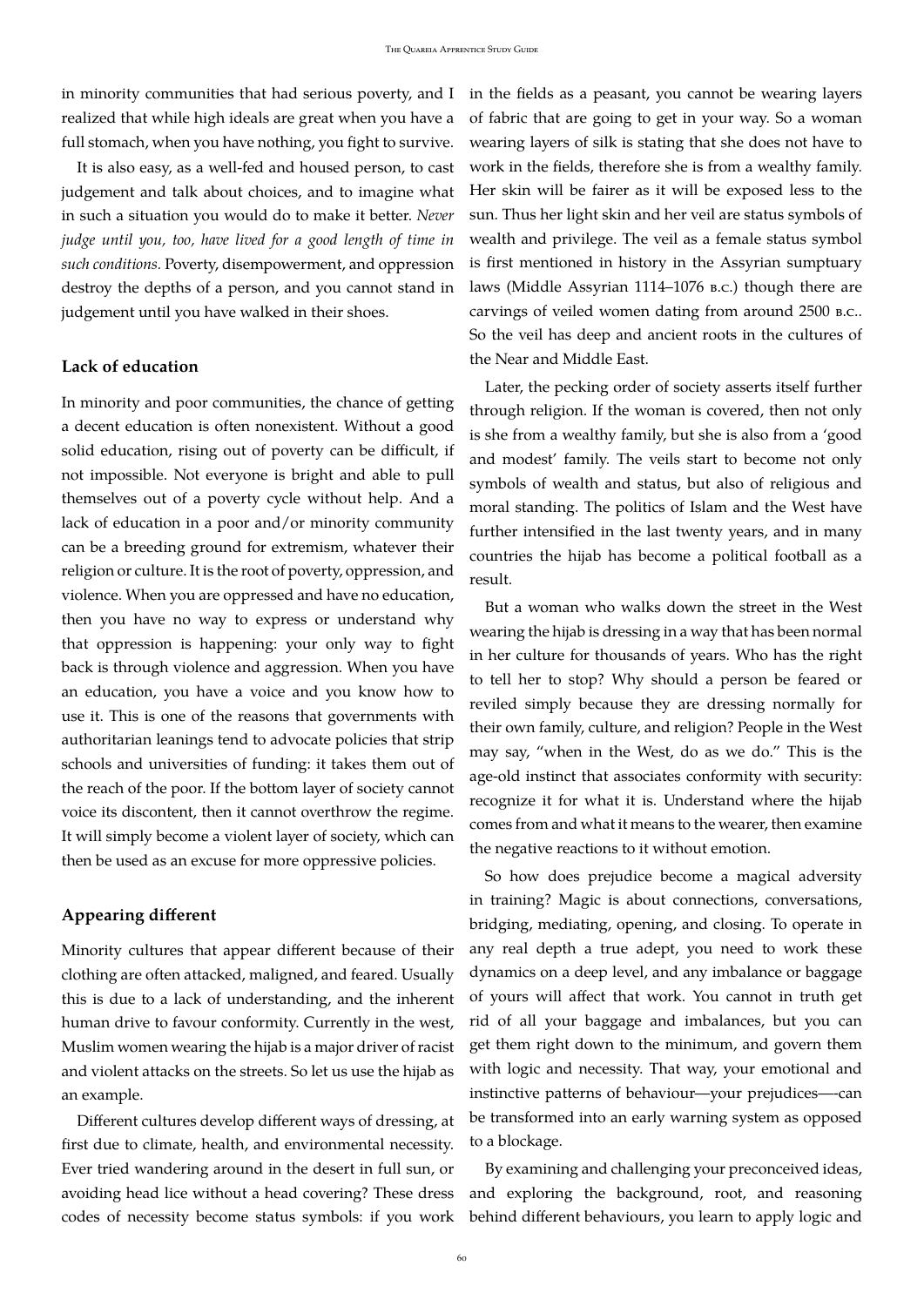in minority communities that had serious poverty, and I realized that while high ideals are great when you have a full stomach, when you have nothing, you fight to survive.

It is also easy, as a well-fed and housed person, to cast judgement and talk about choices, and to imagine what in such a situation you would do to make it better. *Never judge until you, too, have lived for a good length of time in such conditions.* Poverty, disempowerment, and oppression destroy the depths of a person, and you cannot stand in judgement until you have walked in their shoes.

### Lack of education

In minority and poor communities, the chance of getting a decent education is often nonexistent. Without a good solid education, rising out of poverty can be difficult, if not impossible. Not everyone is bright and able to pull themselves out of a poverty cycle without help. And a lack of education in a poor and/or minority community can be a breeding ground for extremism, whatever their religion or culture. It is the root of poverty, oppression, and violence. When you are oppressed and have no education, then you have no way to express or understand why that oppression is happening: your only way to fight back is through violence and aggression. When you have an education, you have a voice and you know how to use it. This is one of the reasons that governments with authoritarian leanings tend to advocate policies that strip schools and universities of funding: it takes them out of the reach of the poor. If the bottom layer of society cannot voice its discontent, then it cannot overthrow the regime. It will simply become a violent layer of society, which can then be used as an excuse for more oppressive policies.

### Appearing different

Minority cultures that appear different because of their clothing are often attacked, maligned, and feared. Usually this is due to a lack of understanding, and the inherent human drive to favour conformity. Currently in the west, Muslim women wearing the hijab is a major driver of racist and violent attacks on the streets. So let us use the hijab as an example.

Different cultures develop different ways of dressing, at first due to climate, health, and environmental necessity. Ever tried wandering around in the desert in full sun, or avoiding head lice without a head covering? These dress codes of necessity become status symbols: if you work in the fields as a peasant, you cannot be wearing layers of fabric that are going to get in your way. So a woman wearing layers of silk is stating that she does not have to work in the fields, therefore she is from a wealthy family. Her skin will be fairer as it will be exposed less to the sun. Thus her light skin and her veil are status symbols of wealth and privilege. The veil as a female status symbol is first mentioned in history in the Assyrian sumptuary laws (Middle Assyrian 1114–1076 B.C.) though there are carvings of veiled women dating from around 2500 B.C.. So the veil has deep and ancient roots in the cultures of the Near and Middle East.

Later, the pecking order of society asserts itself further through religion. If the woman is covered, then not only is she from a wealthy family, but she is also from a 'good and modest' family. The veils start to become not only symbols of wealth and status, but also of religious and moral standing. The politics of Islam and the West have further intensified in the last twenty years, and in many countries the hijab has become a political football as a result.

But a woman who walks down the street in the West wearing the hijab is dressing in a way that has been normal in her culture for thousands of years. Who has the right to tell her to stop? Why should a person be feared or reviled simply because they are dressing normally for their own family, culture, and religion? People in the West may say, "when in the West, do as we do." This is the age-old instinct that associates conformity with security: recognize it for what it is. Understand where the hijab comes from and what it means to the wearer, then examine the negative reactions to it without emotion.

So how does prejudice become a magical adversity in training? Magic is about connections, conversations, bridging, mediating, opening, and closing. To operate in any real depth a true adept, you need to work these dynamics on a deep level, and any imbalance or baggage of yours will affect that work. You cannot in truth get rid of all your baggage and imbalances, but you can get them right down to the minimum, and govern them with logic and necessity. That way, your emotional and instinctive patterns of behaviour—your prejudices—-can be transformed into an early warning system as opposed to a blockage.

By examining and challenging your preconceived ideas, and exploring the background, root, and reasoning behind different behaviours, you learn to apply logic and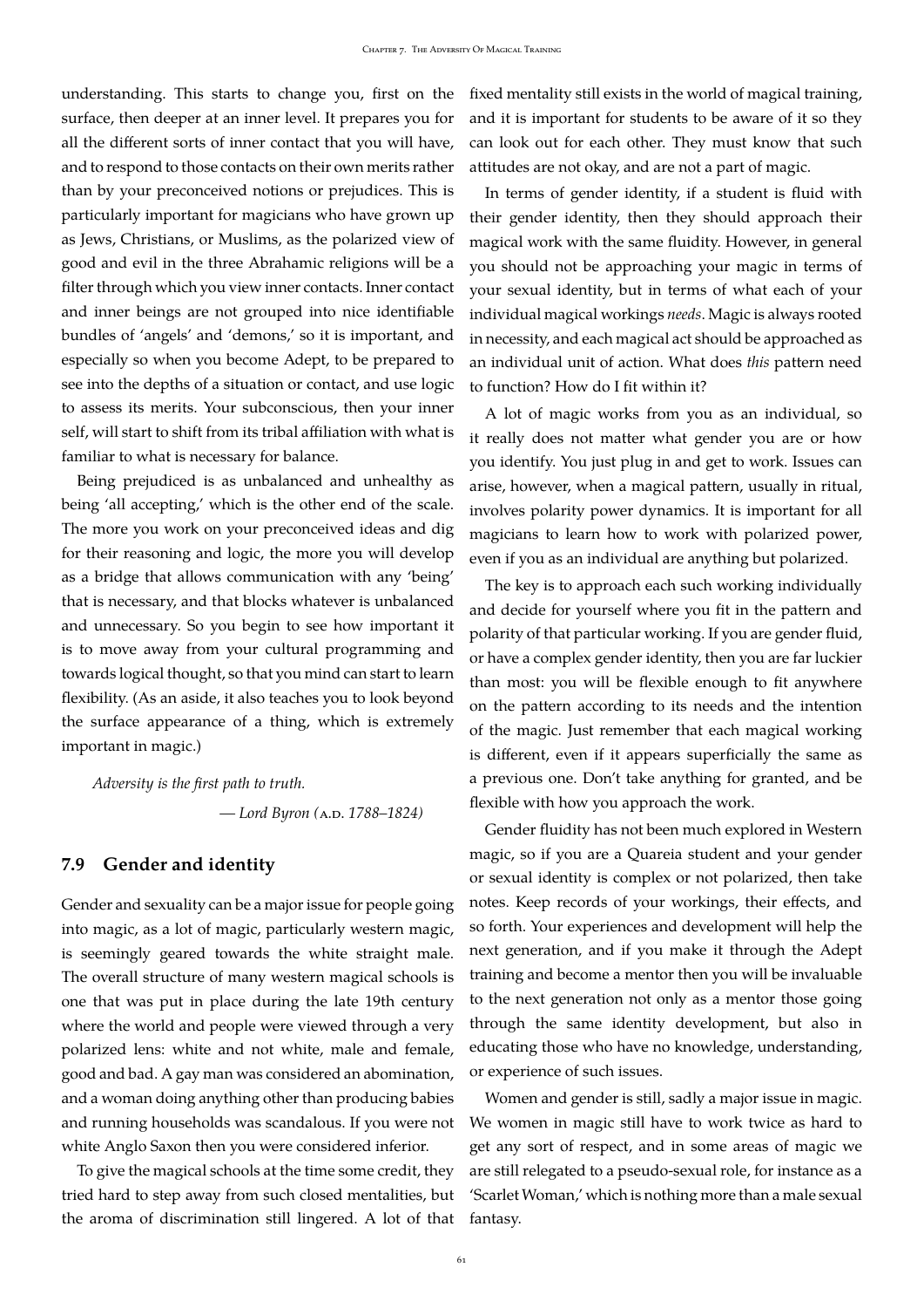understanding. This starts to change you, first on the surface, then deeper at an inner level. It prepares you for all the different sorts of inner contact that you will have, and to respond to those contacts on their own merits rather than by your preconceived notions or prejudices. This is particularly important for magicians who have grown up as Jews, Christians, or Muslims, as the polarized view of good and evil in the three Abrahamic religions will be a filter through which you view inner contacts. Inner contact and inner beings are not grouped into nice identifiable bundles of 'angels' and 'demons,' so it is important, and especially so when you become Adept, to be prepared to see into the depths of a situation or contact, and use logic to assess its merits. Your subconscious, then your inner self, will start to shift from its tribal affiliation with what is familiar to what is necessary for balance.

Being prejudiced is as unbalanced and unhealthy as being 'all accepting,' which is the other end of the scale. The more you work on your preconceived ideas and dig for their reasoning and logic, the more you will develop as a bridge that allows communication with any 'being' that is necessary, and that blocks whatever is unbalanced and unnecessary. So you begin to see how important it is to move away from your cultural programming and towards logical thought, so that you mind can start to learn flexibility. (As an aside, it also teaches you to look beyond the surface appearance of a thing, which is extremely important in magic.)

> *Adversity is the first path to truth.*
>
> — *Lord Byron (A.D. 1788–1824)*

## 7.9 Gender and identity

Gender and sexuality can be a major issue for people going into magic, as a lot of magic, particularly western magic, is seemingly geared towards the white straight male. The overall structure of many western magical schools is one that was put in place during the late 19th century where the world and people were viewed through a very polarized lens: white and not white, male and female, good and bad. A gay man was considered an abomination, and a woman doing anything other than producing babies and running households was scandalous. If you were not white Anglo Saxon then you were considered inferior.

To give the magical schools at the time some credit, they tried hard to step away from such closed mentalities, but the aroma of discrimination still lingered. A lot of that fixed mentality still exists in the world of magical training, and it is important for students to be aware of it so they can look out for each other. They must know that such attitudes are not okay, and are not a part of magic.

In terms of gender identity, if a student is fluid with their gender identity, then they should approach their magical work with the same fluidity. However, in general you should not be approaching your magic in terms of your sexual identity, but in terms of what each of your individual magical workings *needs*. Magic is always rooted in necessity, and each magical act should be approached as an individual unit of action. What does *this* pattern need to function? How do I fit within it?

A lot of magic works from you as an individual, so it really does not matter what gender you are or how you identify. You just plug in and get to work. Issues can arise, however, when a magical pattern, usually in ritual, involves polarity power dynamics. It is important for all magicians to learn how to work with polarized power, even if you as an individual are anything but polarized.

The key is to approach each such working individually and decide for yourself where you fit in the pattern and polarity of that particular working. If you are gender fluid, or have a complex gender identity, then you are far luckier than most: you will be flexible enough to fit anywhere on the pattern according to its needs and the intention of the magic. Just remember that each magical working is different, even if it appears superficially the same as a previous one. Don't take anything for granted, and be flexible with how you approach the work.

Gender fluidity has not been much explored in Western magic, so if you are a Quareia student and your gender or sexual identity is complex or not polarized, then take notes. Keep records of your workings, their effects, and so forth. Your experiences and development will help the next generation, and if you make it through the Adept training and become a mentor then you will be invaluable to the next generation not only as a mentor those going through the same identity development, but also in educating those who have no knowledge, understanding, or experience of such issues.

Women and gender is still, sadly a major issue in magic. We women in magic still have to work twice as hard to get any sort of respect, and in some areas of magic we are still relegated to a pseudo-sexual role, for instance as a 'Scarlet Woman,' which is nothing more than a male sexual fantasy.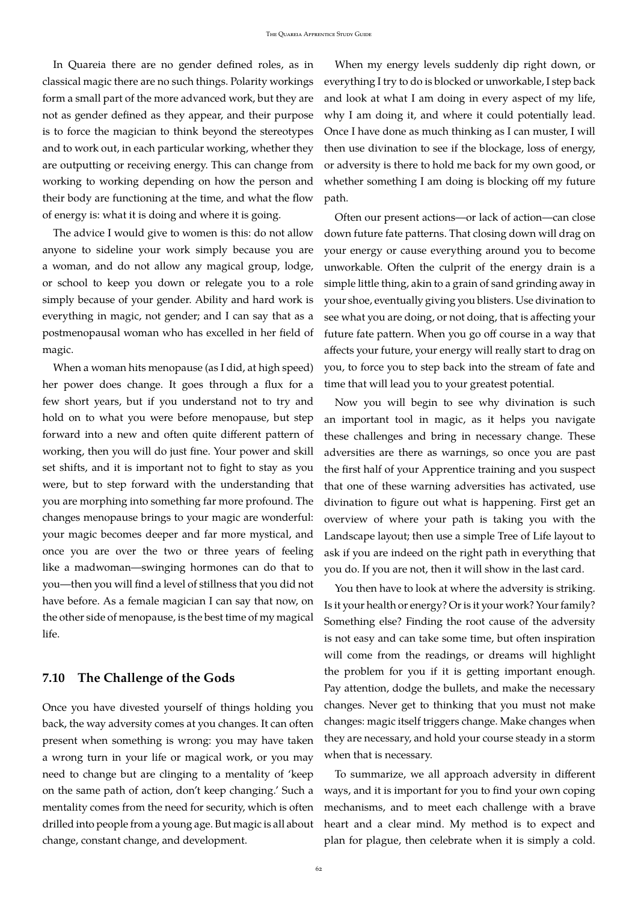In Quareia there are no gender defined roles, as in classical magic there are no such things. Polarity workings form a small part of the more advanced work, but they are not as gender defined as they appear, and their purpose is to force the magician to think beyond the stereotypes and to work out, in each particular working, whether they are outputting or receiving energy. This can change from working to working depending on how the person and their body are functioning at the time, and what the flow of energy is: what it is doing and where it is going.

The advice I would give to women is this: do not allow anyone to sideline your work simply because you are a woman, and do not allow any magical group, lodge, or school to keep you down or relegate you to a role simply because of your gender. Ability and hard work is everything in magic, not gender; and I can say that as a postmenopausal woman who has excelled in her field of magic.

When a woman hits menopause (as I did, at high speed) her power does change. It goes through a flux for a few short years, but if you understand not to try and hold on to what you were before menopause, but step forward into a new and often quite different pattern of working, then you will do just fine. Your power and skill set shifts, and it is important not to fight to stay as you were, but to step forward with the understanding that you are morphing into something far more profound. The changes menopause brings to your magic are wonderful: your magic becomes deeper and far more mystical, and once you are over the two or three years of feeling like a madwoman—swinging hormones can do that to you—then you will find a level of stillness that you did not have before. As a female magician I can say that now, on the other side of menopause, is the best time of my magical life.

## 7.10 The Challenge of the Gods

Once you have divested yourself of things holding you back, the way adversity comes at you changes. It can often present when something is wrong: you may have taken a wrong turn in your life or magical work, or you may need to change but are clinging to a mentality of 'keep on the same path of action, don't keep changing.' Such a mentality comes from the need for security, which is often drilled into people from a young age. But magic is all about change, constant change, and development.

When my energy levels suddenly dip right down, or everything I try to do is blocked or unworkable, I step back and look at what I am doing in every aspect of my life, why I am doing it, and where it could potentially lead. Once I have done as much thinking as I can muster, I will then use divination to see if the blockage, loss of energy, or adversity is there to hold me back for my own good, or whether something I am doing is blocking off my future path.

Often our present actions—or lack of action—can close down future fate patterns. That closing down will drag on your energy or cause everything around you to become unworkable. Often the culprit of the energy drain is a simple little thing, akin to a grain of sand grinding away in your shoe, eventually giving you blisters. Use divination to see what you are doing, or not doing, that is affecting your future fate pattern. When you go off course in a way that affects your future, your energy will really start to drag on you, to force you to step back into the stream of fate and time that will lead you to your greatest potential.

Now you will begin to see why divination is such an important tool in magic, as it helps you navigate these challenges and bring in necessary change. These adversities are there as warnings, so once you are past the first half of your Apprentice training and you suspect that one of these warning adversities has activated, use divination to figure out what is happening. First get an overview of where your path is taking you with the Landscape layout; then use a simple Tree of Life layout to ask if you are indeed on the right path in everything that you do. If you are not, then it will show in the last card.

You then have to look at where the adversity is striking. Is it your health or energy? Or is it your work? Your family? Something else? Finding the root cause of the adversity is not easy and can take some time, but often inspiration will come from the readings, or dreams will highlight the problem for you if it is getting important enough. Pay attention, dodge the bullets, and make the necessary changes. Never get to thinking that you must not make changes: magic itself triggers change. Make changes when they are necessary, and hold your course steady in a storm when that is necessary.

To summarize, we all approach adversity in different ways, and it is important for you to find your own coping mechanisms, and to meet each challenge with a brave heart and a clear mind. My method is to expect and plan for plague, then celebrate when it is simply a cold.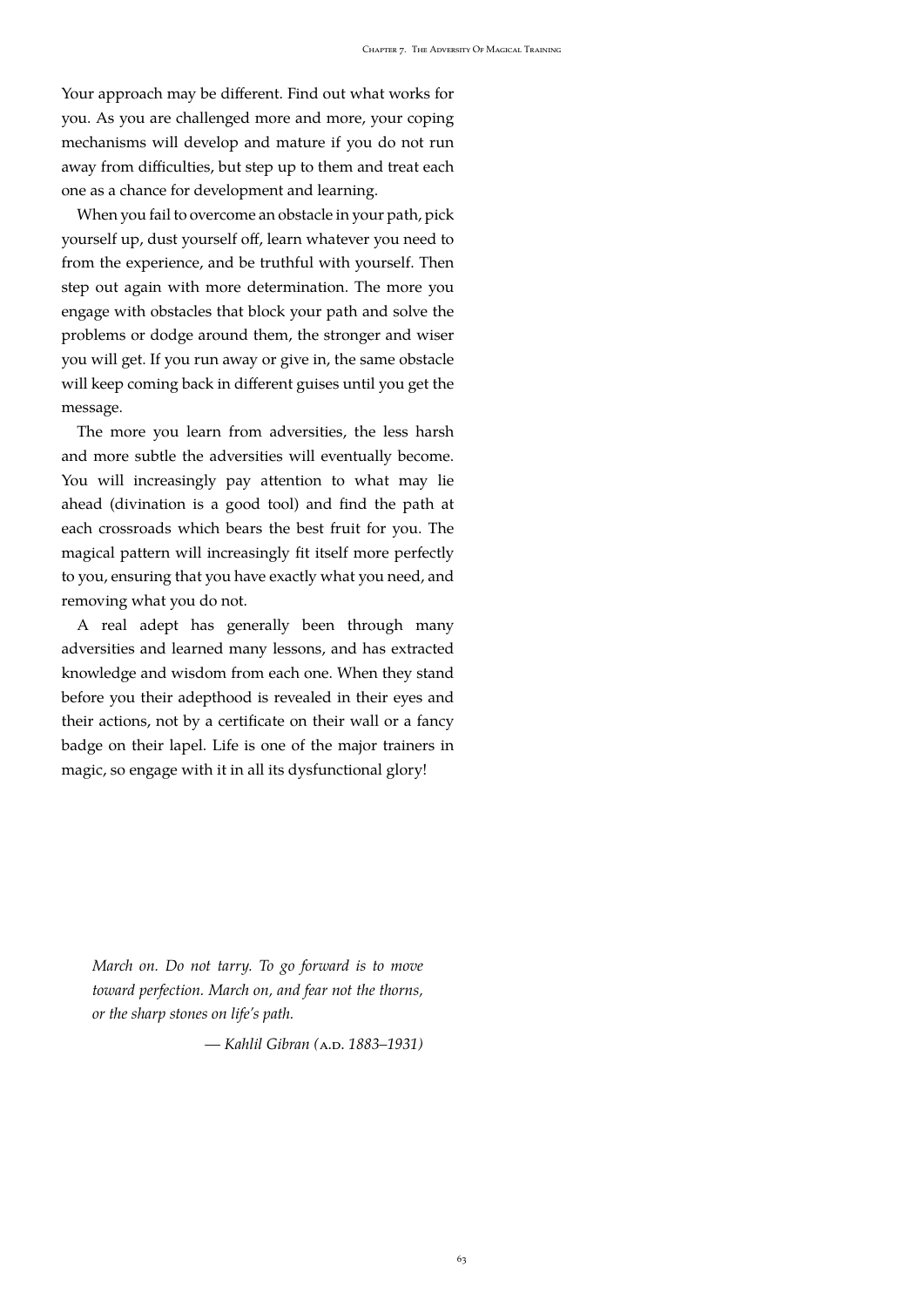Your approach may be different. Find out what works for you. As you are challenged more and more, your coping mechanisms will develop and mature if you do not run away from difficulties, but step up to them and treat each one as a chance for development and learning.

When you fail to overcome an obstacle in your path, pick yourself up, dust yourself off, learn whatever you need to from the experience, and be truthful with yourself. Then step out again with more determination. The more you engage with obstacles that block your path and solve the problems or dodge around them, the stronger and wiser you will get. If you run away or give in, the same obstacle will keep coming back in different guises until you get the message.

The more you learn from adversities, the less harsh and more subtle the adversities will eventually become. You will increasingly pay attention to what may lie ahead (divination is a good tool) and find the path at each crossroads which bears the best fruit for you. The magical pattern will increasingly fit itself more perfectly to you, ensuring that you have exactly what you need, and removing what you do not.

A real adept has generally been through many adversities and learned many lessons, and has extracted knowledge and wisdom from each one. When they stand before you their adepthood is revealed in their eyes and their actions, not by a certificate on their wall or a fancy badge on their lapel. Life is one of the major trainers in magic, so engage with it in all its dysfunctional glory!

> *March on. Do not tarry. To go forward is to move toward perfection. March on, and fear not the thorns, or the sharp stones on life's path.*
>
> — *Kahlil Gibran (A.D. 1883–1931)*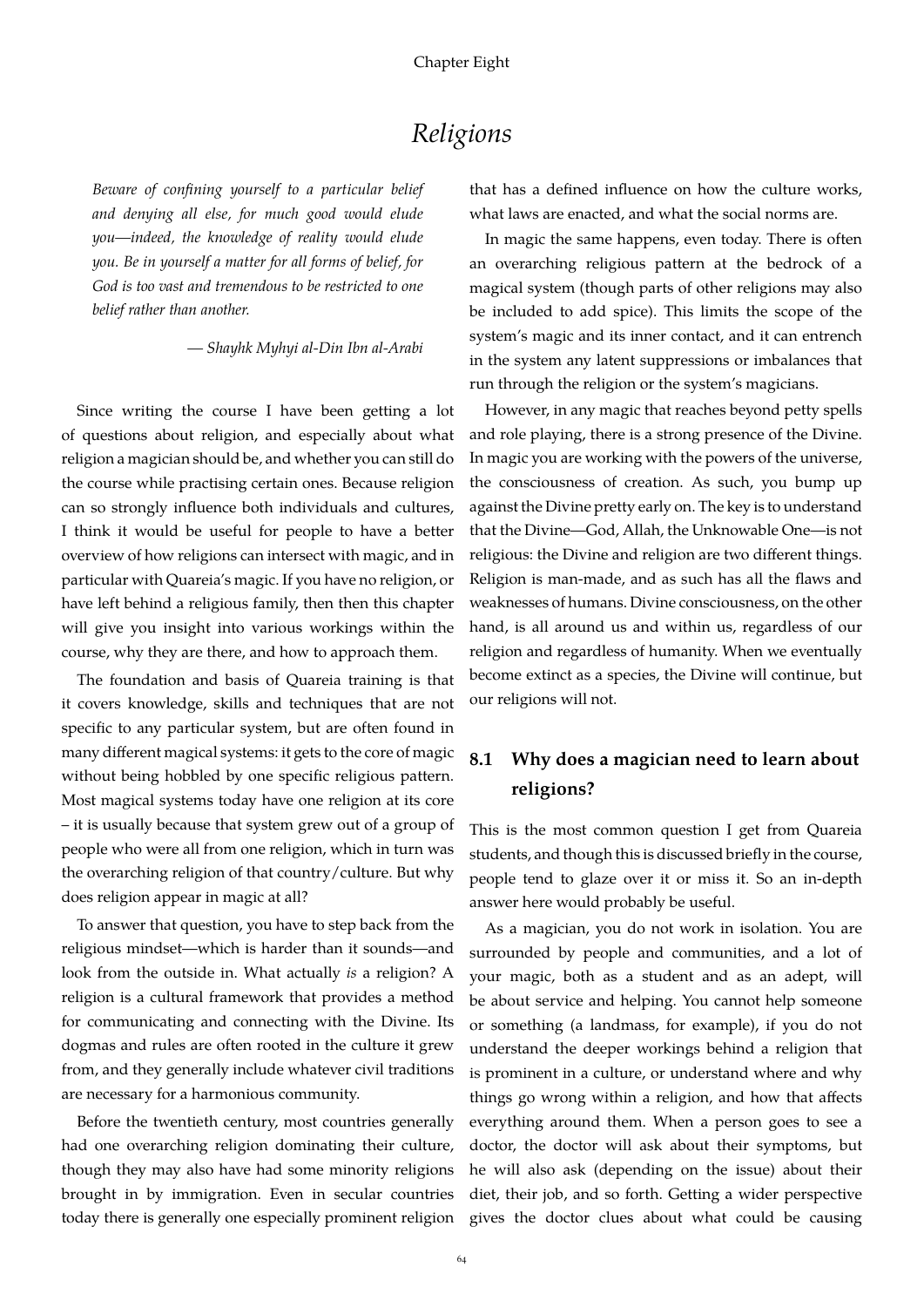Chapter Eight

# *Religions*

> *Beware of confining yourself to a particular belief and denying all else, for much good would elude you—indeed, the knowledge of reality would elude you. Be in yourself a matter for all forms of belief, for God is too vast and tremendous to be restricted to one belief rather than another.*
>
> — *Shayhk Myhyi al-Din Ibn al-Arabi*

Since writing the course I have been getting a lot of questions about religion, and especially about what religion a magician should be, and whether you can still do the course while practising certain ones. Because religion can so strongly influence both individuals and cultures, I think it would be useful for people to have a better overview of how religions can intersect with magic, and in particular with Quareia's magic. If you have no religion, or have left behind a religious family, then then this chapter will give you insight into various workings within the course, why they are there, and how to approach them.

The foundation and basis of Quareia training is that it covers knowledge, skills and techniques that are not specific to any particular system, but are often found in many different magical systems: it gets to the core of magic without being hobbled by one specific religious pattern. Most magical systems today have one religion at its core – it is usually because that system grew out of a group of people who were all from one religion, which in turn was the overarching religion of that country/culture. But why does religion appear in magic at all?

To answer that question, you have to step back from the religious mindset—which is harder than it sounds—and look from the outside in. What actually *is* a religion? A religion is a cultural framework that provides a method for communicating and connecting with the Divine. Its dogmas and rules are often rooted in the culture it grew from, and they generally include whatever civil traditions are necessary for a harmonious community.

Before the twentieth century, most countries generally had one overarching religion dominating their culture, though they may also have had some minority religions brought in by immigration. Even in secular countries today there is generally one especially prominent religion that has a defined influence on how the culture works, what laws are enacted, and what the social norms are.

In magic the same happens, even today. There is often an overarching religious pattern at the bedrock of a magical system (though parts of other religions may also be included to add spice). This limits the scope of the system's magic and its inner contact, and it can entrench in the system any latent suppressions or imbalances that run through the religion or the system's magicians.

However, in any magic that reaches beyond petty spells and role playing, there is a strong presence of the Divine. In magic you are working with the powers of the universe, the consciousness of creation. As such, you bump up against the Divine pretty early on. The key is to understand that the Divine—God, Allah, the Unknowable One—is not religious: the Divine and religion are two different things. Religion is man-made, and as such has all the flaws and weaknesses of humans. Divine consciousness, on the other hand, is all around us and within us, regardless of our religion and regardless of humanity. When we eventually become extinct as a species, the Divine will continue, but our religions will not.

## 8.1 Why does a magician need to learn about religions?

This is the most common question I get from Quareia students, and though this is discussed briefly in the course, people tend to glaze over it or miss it. So an in-depth answer here would probably be useful.

As a magician, you do not work in isolation. You are surrounded by people and communities, and a lot of your magic, both as a student and as an adept, will be about service and helping. You cannot help someone or something (a landmass, for example), if you do not understand the deeper workings behind a religion that is prominent in a culture, or understand where and why things go wrong within a religion, and how that affects everything around them. When a person goes to see a doctor, the doctor will ask about their symptoms, but he will also ask (depending on the issue) about their diet, their job, and so forth. Getting a wider perspective gives the doctor clues about what could be causing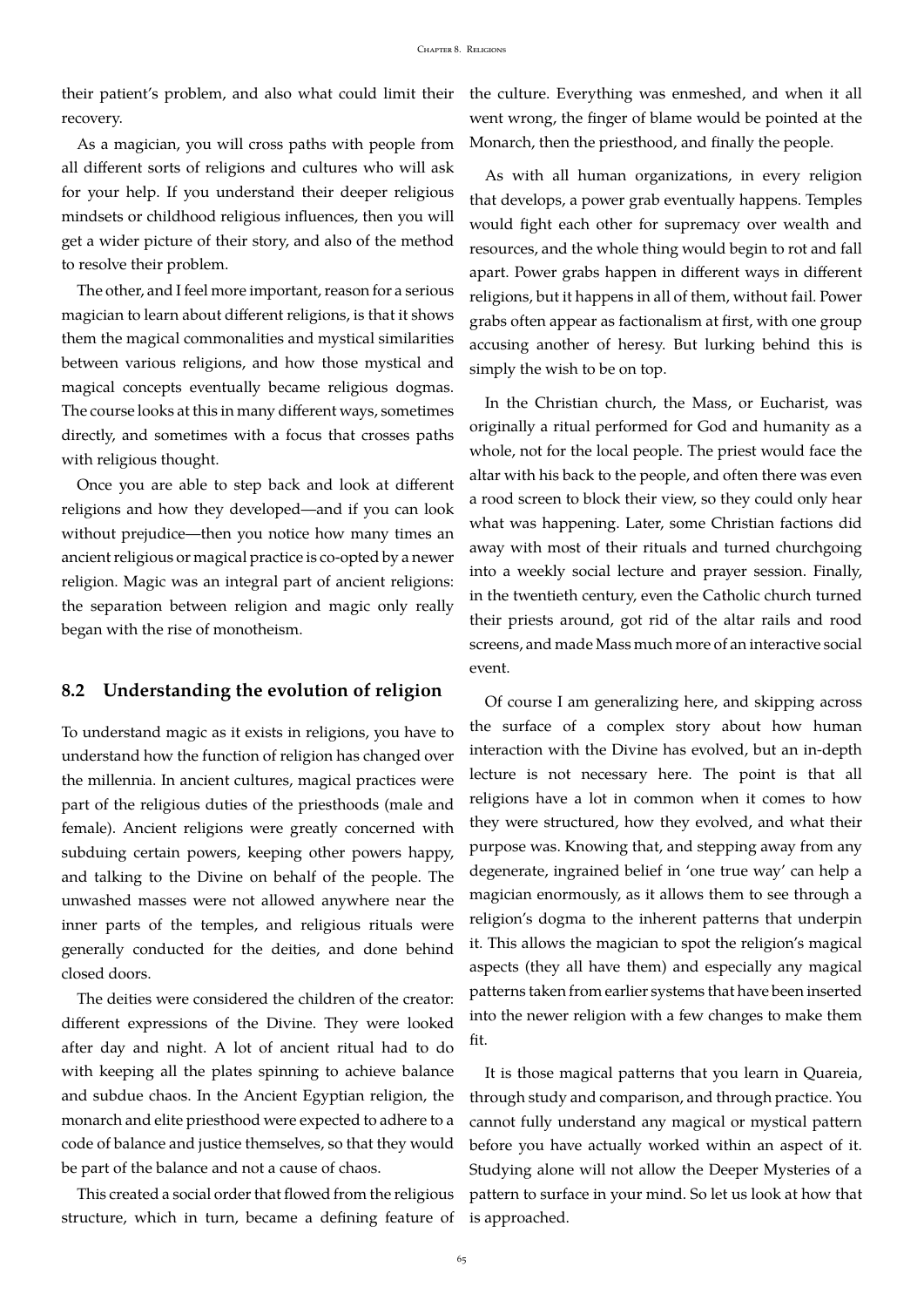their patient's problem, and also what could limit their recovery.

As a magician, you will cross paths with people from all different sorts of religions and cultures who will ask for your help. If you understand their deeper religious mindsets or childhood religious influences, then you will get a wider picture of their story, and also of the method to resolve their problem.

The other, and I feel more important, reason for a serious magician to learn about different religions, is that it shows them the magical commonalities and mystical similarities between various religions, and how those mystical and magical concepts eventually became religious dogmas. The course looks at this in many different ways, sometimes directly, and sometimes with a focus that crosses paths with religious thought.

Once you are able to step back and look at different religions and how they developed—and if you can look without prejudice—then you notice how many times an ancient religious or magical practice is co-opted by a newer religion. Magic was an integral part of ancient religions: the separation between religion and magic only really began with the rise of monotheism.

## 8.2 Understanding the evolution of religion

To understand magic as it exists in religions, you have to understand how the function of religion has changed over the millennia. In ancient cultures, magical practices were part of the religious duties of the priesthoods (male and female). Ancient religions were greatly concerned with subduing certain powers, keeping other powers happy, and talking to the Divine on behalf of the people. The unwashed masses were not allowed anywhere near the inner parts of the temples, and religious rituals were generally conducted for the deities, and done behind closed doors.

The deities were considered the children of the creator: different expressions of the Divine. They were looked after day and night. A lot of ancient ritual had to do with keeping all the plates spinning to achieve balance and subdue chaos. In the Ancient Egyptian religion, the monarch and elite priesthood were expected to adhere to a code of balance and justice themselves, so that they would be part of the balance and not a cause of chaos.

This created a social order that flowed from the religious structure, which in turn, became a defining feature of the culture. Everything was enmeshed, and when it all went wrong, the finger of blame would be pointed at the Monarch, then the priesthood, and finally the people.

As with all human organizations, in every religion that develops, a power grab eventually happens. Temples would fight each other for supremacy over wealth and resources, and the whole thing would begin to rot and fall apart. Power grabs happen in different ways in different religions, but it happens in all of them, without fail. Power grabs often appear as factionalism at first, with one group accusing another of heresy. But lurking behind this is simply the wish to be on top.

In the Christian church, the Mass, or Eucharist, was originally a ritual performed for God and humanity as a whole, not for the local people. The priest would face the altar with his back to the people, and often there was even a rood screen to block their view, so they could only hear what was happening. Later, some Christian factions did away with most of their rituals and turned churchgoing into a weekly social lecture and prayer session. Finally, in the twentieth century, even the Catholic church turned their priests around, got rid of the altar rails and rood screens, and made Mass much more of an interactive social event.

Of course I am generalizing here, and skipping across the surface of a complex story about how human interaction with the Divine has evolved, but an in-depth lecture is not necessary here. The point is that all religions have a lot in common when it comes to how they were structured, how they evolved, and what their purpose was. Knowing that, and stepping away from any degenerate, ingrained belief in 'one true way' can help a magician enormously, as it allows them to see through a religion's dogma to the inherent patterns that underpin it. This allows the magician to spot the religion's magical aspects (they all have them) and especially any magical patterns taken from earlier systems that have been inserted into the newer religion with a few changes to make them fit.

It is those magical patterns that you learn in Quareia, through study and comparison, and through practice. You cannot fully understand any magical or mystical pattern before you have actually worked within an aspect of it. Studying alone will not allow the Deeper Mysteries of a pattern to surface in your mind. So let us look at how that is approached.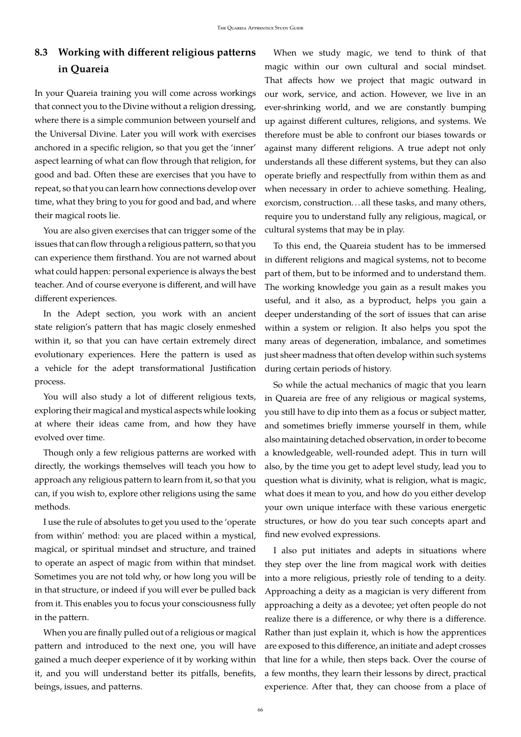## 8.3 Working with different religious patterns in Quareia

In your Quareia training you will come across workings that connect you to the Divine without a religion dressing, where there is a simple communion between yourself and the Universal Divine. Later you will work with exercises anchored in a specific religion, so that you get the 'inner' aspect learning of what can flow through that religion, for good and bad. Often these are exercises that you have to repeat, so that you can learn how connections develop over time, what they bring to you for good and bad, and where their magical roots lie.

You are also given exercises that can trigger some of the issues that can flow through a religious pattern, so that you can experience them firsthand. You are not warned about what could happen: personal experience is always the best teacher. And of course everyone is different, and will have different experiences.

In the Adept section, you work with an ancient state religion's pattern that has magic closely enmeshed within it, so that you can have certain extremely direct evolutionary experiences. Here the pattern is used as a vehicle for the adept transformational Justification process.

You will also study a lot of different religious texts, exploring their magical and mystical aspects while looking at where their ideas came from, and how they have evolved over time.

Though only a few religious patterns are worked with directly, the workings themselves will teach you how to approach any religious pattern to learn from it, so that you can, if you wish to, explore other religions using the same methods.

I use the rule of absolutes to get you used to the 'operate from within' method: you are placed within a mystical, magical, or spiritual mindset and structure, and trained to operate an aspect of magic from within that mindset. Sometimes you are not told why, or how long you will be in that structure, or indeed if you will ever be pulled back from it. This enables you to focus your consciousness fully in the pattern.

When you are finally pulled out of a religious or magical pattern and introduced to the next one, you will have gained a much deeper experience of it by working within it, and you will understand better its pitfalls, benefits, beings, issues, and patterns.

When we study magic, we tend to think of that magic within our own cultural and social mindset. That affects how we project that magic outward in our work, service, and action. However, we live in an ever-shrinking world, and we are constantly bumping up against different cultures, religions, and systems. We therefore must be able to confront our biases towards or against many different religions. A true adept not only understands all these different systems, but they can also operate briefly and respectfully from within them as and when necessary in order to achieve something. Healing, exorcism, construction... all these tasks, and many others, require you to understand fully any religious, magical, or cultural systems that may be in play.

To this end, the Quareia student has to be immersed in different religions and magical systems, not to become part of them, but to be informed and to understand them. The working knowledge you gain as a result makes you useful, and it also, as a byproduct, helps you gain a deeper understanding of the sort of issues that can arise within a system or religion. It also helps you spot the many areas of degeneration, imbalance, and sometimes just sheer madness that often develop within such systems during certain periods of history.

So while the actual mechanics of magic that you learn in Quareia are free of any religious or magical systems, you still have to dip into them as a focus or subject matter, and sometimes briefly immerse yourself in them, while also maintaining detached observation, in order to become a knowledgeable, well-rounded adept. This in turn will also, by the time you get to adept level study, lead you to question what is divinity, what is religion, what is magic, what does it mean to you, and how do you either develop your own unique interface with these various energetic structures, or how do you tear such concepts apart and find new evolved expressions.

I also put initiates and adepts in situations where they step over the line from magical work with deities into a more religious, priestly role of tending to a deity. Approaching a deity as a magician is very different from approaching a deity as a devotee; yet often people do not realize there is a difference, or why there is a difference. Rather than just explain it, which is how the apprentices are exposed to this difference, an initiate and adept crosses that line for a while, then steps back. Over the course of a few months, they learn their lessons by direct, practical experience. After that, they can choose from a place of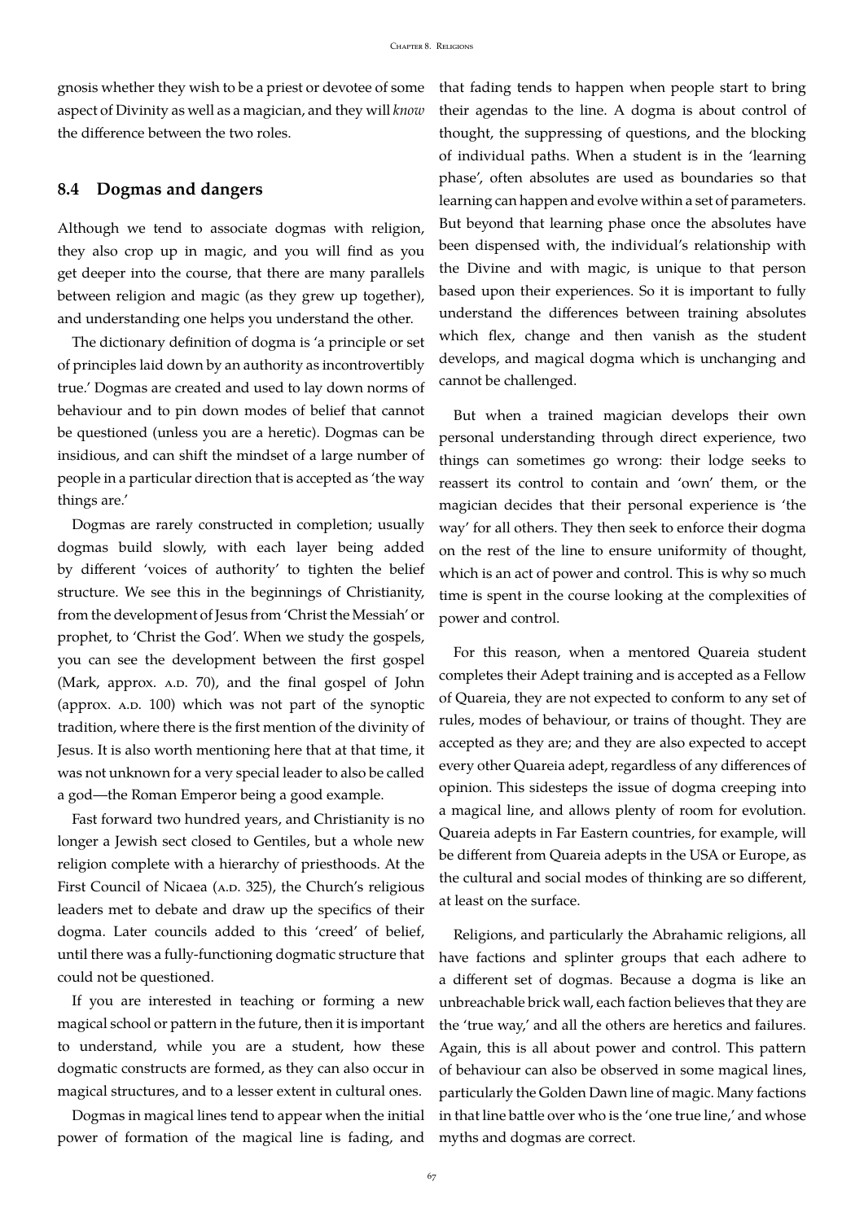gnosis whether they wish to be a priest or devotee of some aspect of Divinity as well as a magician, and they will *know* the difference between the two roles.

## 8.4 Dogmas and dangers

Although we tend to associate dogmas with religion, they also crop up in magic, and you will find as you get deeper into the course, that there are many parallels between religion and magic (as they grew up together), and understanding one helps you understand the other.

The dictionary definition of dogma is 'a principle or set of principles laid down by an authority as incontrovertibly true.' Dogmas are created and used to lay down norms of behaviour and to pin down modes of belief that cannot be questioned (unless you are a heretic). Dogmas can be insidious, and can shift the mindset of a large number of people in a particular direction that is accepted as 'the way things are.'

Dogmas are rarely constructed in completion; usually dogmas build slowly, with each layer being added by different 'voices of authority' to tighten the belief structure. We see this in the beginnings of Christianity, from the development of Jesus from 'Christ the Messiah' or prophet, to 'Christ the God'. When we study the gospels, you can see the development between the first gospel (Mark, approx. A.D. 70), and the final gospel of John (approx. A.D. 100) which was not part of the synoptic tradition, where there is the first mention of the divinity of Jesus. It is also worth mentioning here that at that time, it was not unknown for a very special leader to also be called a god—the Roman Emperor being a good example.

Fast forward two hundred years, and Christianity is no longer a Jewish sect closed to Gentiles, but a whole new religion complete with a hierarchy of priesthoods. At the First Council of Nicaea (A.D. 325), the Church's religious leaders met to debate and draw up the specifics of their dogma. Later councils added to this 'creed' of belief, until there was a fully-functioning dogmatic structure that could not be questioned.

If you are interested in teaching or forming a new magical school or pattern in the future, then it is important to understand, while you are a student, how these dogmatic constructs are formed, as they can also occur in magical structures, and to a lesser extent in cultural ones.

Dogmas in magical lines tend to appear when the initial power of formation of the magical line is fading, and that fading tends to happen when people start to bring their agendas to the line. A dogma is about control of thought, the suppressing of questions, and the blocking of individual paths. When a student is in the 'learning phase', often absolutes are used as boundaries so that learning can happen and evolve within a set of parameters. But beyond that learning phase once the absolutes have been dispensed with, the individual's relationship with the Divine and with magic, is unique to that person based upon their experiences. So it is important to fully understand the differences between training absolutes which flex, change and then vanish as the student develops, and magical dogma which is unchanging and cannot be challenged.

But when a trained magician develops their own personal understanding through direct experience, two things can sometimes go wrong: their lodge seeks to reassert its control to contain and 'own' them, or the magician decides that their personal experience is 'the way' for all others. They then seek to enforce their dogma on the rest of the line to ensure uniformity of thought, which is an act of power and control. This is why so much time is spent in the course looking at the complexities of power and control.

For this reason, when a mentored Quareia student completes their Adept training and is accepted as a Fellow of Quareia, they are not expected to conform to any set of rules, modes of behaviour, or trains of thought. They are accepted as they are; and they are also expected to accept every other Quareia adept, regardless of any differences of opinion. This sidesteps the issue of dogma creeping into a magical line, and allows plenty of room for evolution. Quareia adepts in Far Eastern countries, for example, will be different from Quareia adepts in the USA or Europe, as the cultural and social modes of thinking are so different, at least on the surface.

Religions, and particularly the Abrahamic religions, all have factions and splinter groups that each adhere to a different set of dogmas. Because a dogma is like an unbreachable brick wall, each faction believes that they are the 'true way,' and all the others are heretics and failures. Again, this is all about power and control. This pattern of behaviour can also be observed in some magical lines, particularly the Golden Dawn line of magic. Many factions in that line battle over who is the 'one true line,' and whose myths and dogmas are correct.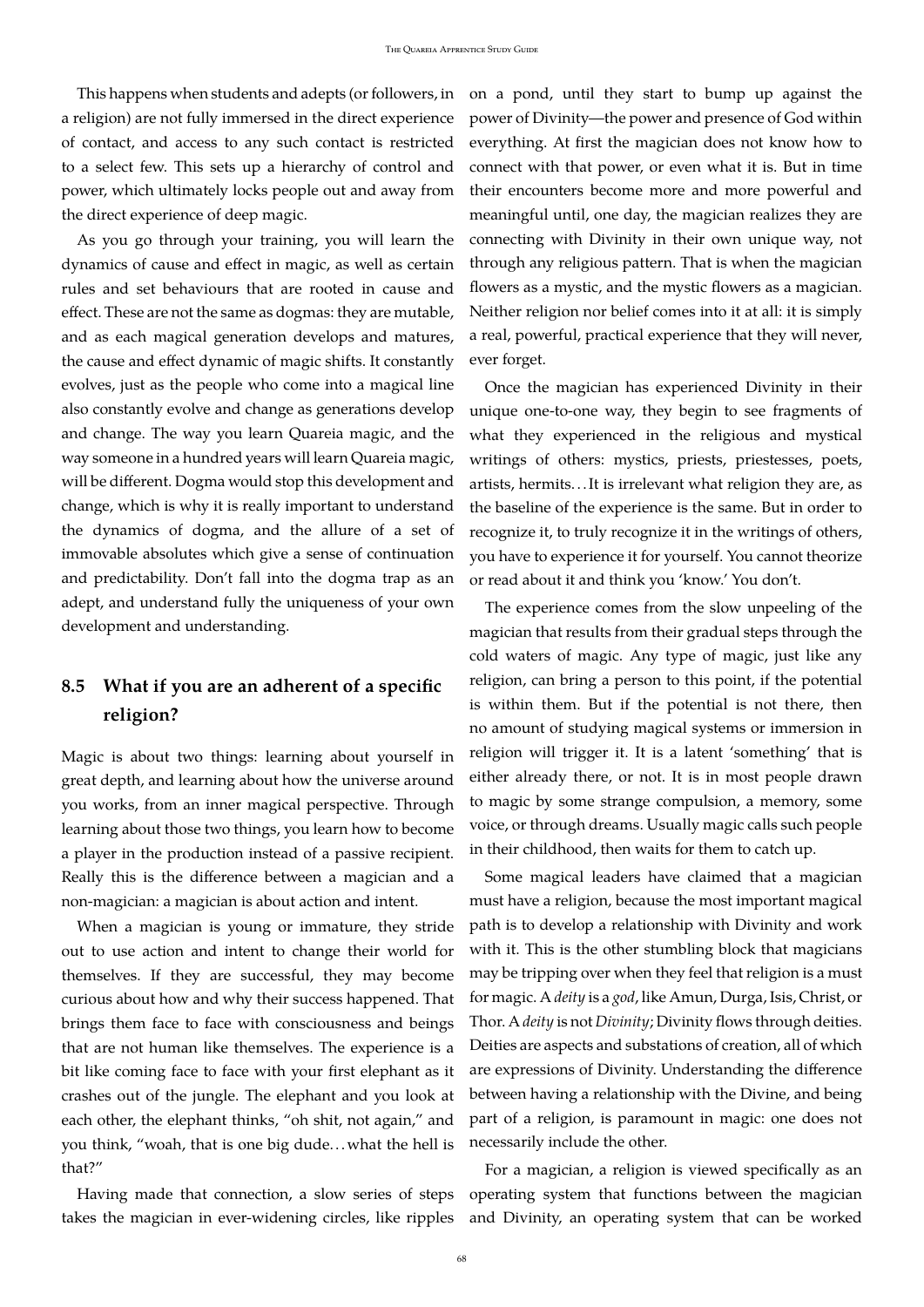This happens when students and adepts (or followers, in a religion) are not fully immersed in the direct experience of contact, and access to any such contact is restricted to a select few. This sets up a hierarchy of control and power, which ultimately locks people out and away from the direct experience of deep magic.

As you go through your training, you will learn the dynamics of cause and effect in magic, as well as certain rules and set behaviours that are rooted in cause and effect. These are not the same as dogmas: they are mutable, and as each magical generation develops and matures, the cause and effect dynamic of magic shifts. It constantly evolves, just as the people who come into a magical line also constantly evolve and change as generations develop and change. The way you learn Quareia magic, and the way someone in a hundred years will learn Quareia magic, will be different. Dogma would stop this development and change, which is why it is really important to understand the dynamics of dogma, and the allure of a set of immovable absolutes which give a sense of continuation and predictability. Don't fall into the dogma trap as an adept, and understand fully the uniqueness of your own development and understanding.

## 8.5 What if you are an adherent of a specific religion?

Magic is about two things: learning about yourself in great depth, and learning about how the universe around you works, from an inner magical perspective. Through learning about those two things, you learn how to become a player in the production instead of a passive recipient. Really this is the difference between a magician and a non-magician: a magician is about action and intent.

When a magician is young or immature, they stride out to use action and intent to change their world for themselves. If they are successful, they may become curious about how and why their success happened. That brings them face to face with consciousness and beings that are not human like themselves. The experience is a bit like coming face to face with your first elephant as it crashes out of the jungle. The elephant and you look at each other, the elephant thinks, "oh shit, not again," and you think, "woah, that is one big dude... what the hell is that?"

Having made that connection, a slow series of steps takes the magician in ever-widening circles, like ripples on a pond, until they start to bump up against the power of Divinity—the power and presence of God within everything. At first the magician does not know how to connect with that power, or even what it is. But in time their encounters become more and more powerful and meaningful until, one day, the magician realizes they are connecting with Divinity in their own unique way, not through any religious pattern. That is when the magician flowers as a mystic, and the mystic flowers as a magician. Neither religion nor belief comes into it at all: it is simply a real, powerful, practical experience that they will never, ever forget.

Once the magician has experienced Divinity in their unique one-to-one way, they begin to see fragments of what they experienced in the religious and mystical writings of others: mystics, priests, priestesses, poets, artists, hermits... It is irrelevant what religion they are, as the baseline of the experience is the same. But in order to recognize it, to truly recognize it in the writings of others, you have to experience it for yourself. You cannot theorize or read about it and think you 'know.' You don't.

The experience comes from the slow unpeeling of the magician that results from their gradual steps through the cold waters of magic. Any type of magic, just like any religion, can bring a person to this point, if the potential is within them. But if the potential is not there, then no amount of studying magical systems or immersion in religion will trigger it. It is a latent 'something' that is either already there, or not. It is in most people drawn to magic by some strange compulsion, a memory, some voice, or through dreams. Usually magic calls such people in their childhood, then waits for them to catch up.

Some magical leaders have claimed that a magician must have a religion, because the most important magical path is to develop a relationship with Divinity and work with it. This is the other stumbling block that magicians may be tripping over when they feel that religion is a must for magic. A *deity* is a *god*, like Amun, Durga, Isis, Christ, or Thor. A *deity* is not *Divinity*; Divinity flows through deities. Deities are aspects and substations of creation, all of which are expressions of Divinity. Understanding the difference between having a relationship with the Divine, and being part of a religion, is paramount in magic: one does not necessarily include the other.

For a magician, a religion is viewed specifically as an operating system that functions between the magician and Divinity, an operating system that can be worked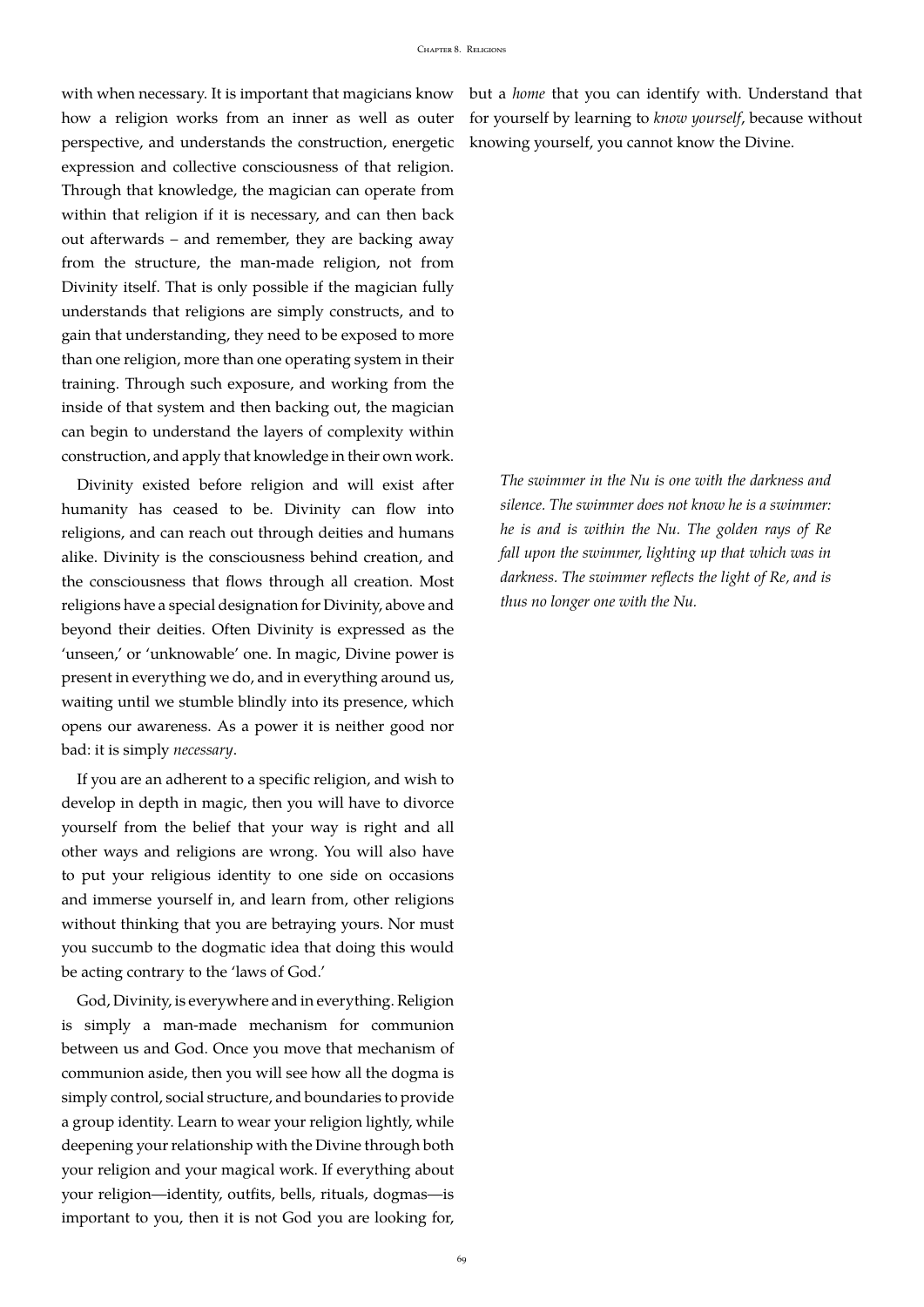with when necessary. It is important that magicians know how a religion works from an inner as well as outer perspective, and understands the construction, energetic expression and collective consciousness of that religion. Through that knowledge, the magician can operate from within that religion if it is necessary, and can then back out afterwards – and remember, they are backing away from the structure, the man-made religion, not from Divinity itself. That is only possible if the magician fully understands that religions are simply constructs, and to gain that understanding, they need to be exposed to more than one religion, more than one operating system in their training. Through such exposure, and working from the inside of that system and then backing out, the magician can begin to understand the layers of complexity within construction, and apply that knowledge in their own work.

Divinity existed before religion and will exist after humanity has ceased to be. Divinity can flow into religions, and can reach out through deities and humans alike. Divinity is the consciousness behind creation, and the consciousness that flows through all creation. Most religions have a special designation for Divinity, above and beyond their deities. Often Divinity is expressed as the 'unseen,' or 'unknowable' one. In magic, Divine power is present in everything we do, and in everything around us, waiting until we stumble blindly into its presence, which opens our awareness. As a power it is neither good nor bad: it is simply *necessary*.

If you are an adherent to a specific religion, and wish to develop in depth in magic, then you will have to divorce yourself from the belief that your way is right and all other ways and religions are wrong. You will also have to put your religious identity to one side on occasions and immerse yourself in, and learn from, other religions without thinking that you are betraying yours. Nor must you succumb to the dogmatic idea that doing this would be acting contrary to the 'laws of God.'

God, Divinity, is everywhere and in everything. Religion is simply a man-made mechanism for communion between us and God. Once you move that mechanism of communion aside, then you will see how all the dogma is simply control, social structure, and boundaries to provide a group identity. Learn to wear your religion lightly, while deepening your relationship with the Divine through both your religion and your magical work. If everything about your religion—identity, outfits, bells, rituals, dogmas—is important to you, then it is not God you are looking for, but a *home* that you can identify with. Understand that for yourself by learning to *know yourself*, because without knowing yourself, you cannot know the Divine.

*The swimmer in the Nu is one with the darkness and silence. The swimmer does not know he is a swimmer: he is and is within the Nu. The golden rays of Re fall upon the swimmer, lighting up that which was in darkness. The swimmer reflects the light of Re, and is thus no longer one with the Nu.*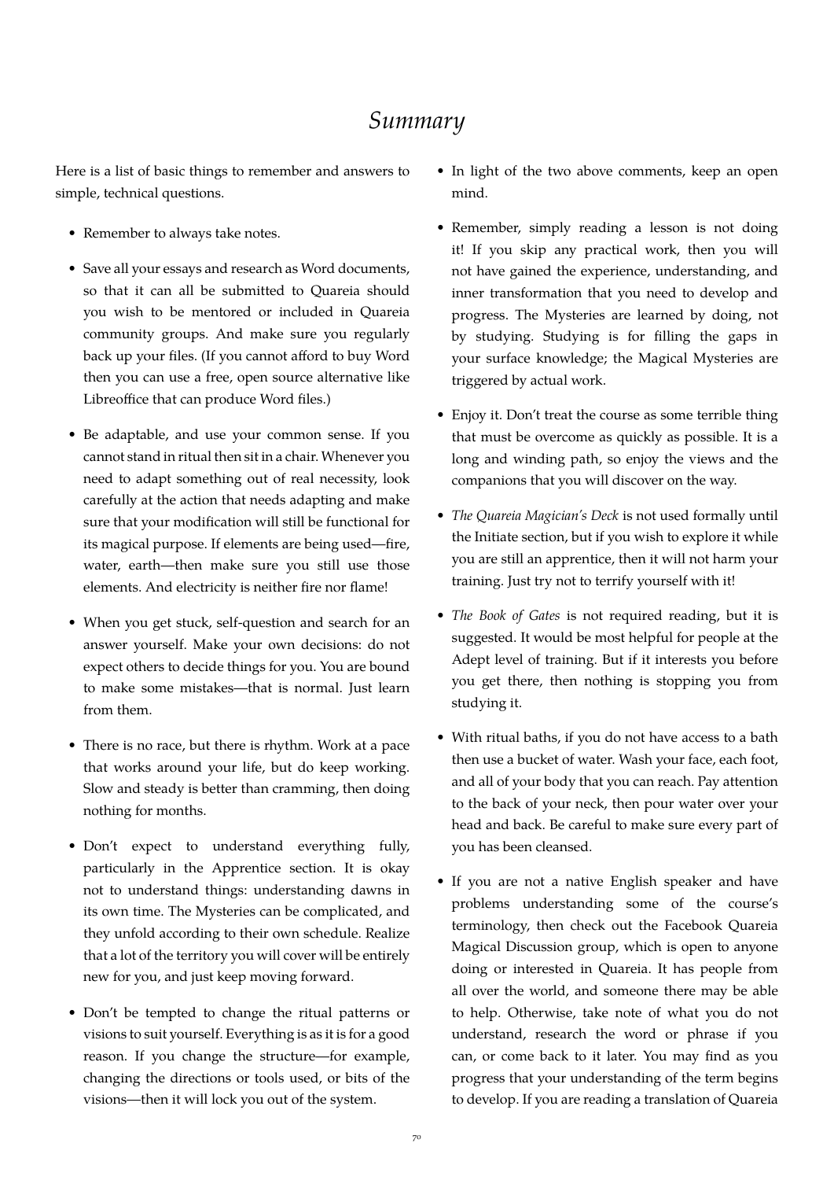# *Summary*

Here is a list of basic things to remember and answers to simple, technical questions.

- Remember to always take notes.
- Save all your essays and research as Word documents, so that it can all be submitted to Quareia should you wish to be mentored or included in Quareia community groups. And make sure you regularly back up your files. (If you cannot afford to buy Word then you can use a free, open source alternative like Libreoffice that can produce Word files.)
- Be adaptable, and use your common sense. If you cannot stand in ritual then sit in a chair. Whenever you need to adapt something out of real necessity, look carefully at the action that needs adapting and make sure that your modification will still be functional for its magical purpose. If elements are being used—fire, water, earth—then make sure you still use those elements. And electricity is neither fire nor flame!
- When you get stuck, self-question and search for an answer yourself. Make your own decisions: do not expect others to decide things for you. You are bound to make some mistakes—that is normal. Just learn from them.
- There is no race, but there is rhythm. Work at a pace that works around your life, but do keep working. Slow and steady is better than cramming, then doing nothing for months.
- Don't expect to understand everything fully, particularly in the Apprentice section. It is okay not to understand things: understanding dawns in its own time. The Mysteries can be complicated, and they unfold according to their own schedule. Realize that a lot of the territory you will cover will be entirely new for you, and just keep moving forward.
- Don't be tempted to change the ritual patterns or visions to suit yourself. Everything is as it is for a good reason. If you change the structure—for example, changing the directions or tools used, or bits of the visions—then it will lock you out of the system.
- In light of the two above comments, keep an open mind.
- Remember, simply reading a lesson is not doing it! If you skip any practical work, then you will not have gained the experience, understanding, and inner transformation that you need to develop and progress. The Mysteries are learned by doing, not by studying. Studying is for filling the gaps in your surface knowledge; the Magical Mysteries are triggered by actual work.
- Enjoy it. Don't treat the course as some terrible thing that must be overcome as quickly as possible. It is a long and winding path, so enjoy the views and the companions that you will discover on the way.
- *The Quareia Magician's Deck* is not used formally until the Initiate section, but if you wish to explore it while you are still an apprentice, then it will not harm your training. Just try not to terrify yourself with it!
- *The Book of Gates* is not required reading, but it is suggested. It would be most helpful for people at the Adept level of training. But if it interests you before you get there, then nothing is stopping you from studying it.
- With ritual baths, if you do not have access to a bath then use a bucket of water. Wash your face, each foot, and all of your body that you can reach. Pay attention to the back of your neck, then pour water over your head and back. Be careful to make sure every part of you has been cleansed.
- If you are not a native English speaker and have problems understanding some of the course's terminology, then check out the Facebook Quareia Magical Discussion group, which is open to anyone doing or interested in Quareia. It has people from all over the world, and someone there may be able to help. Otherwise, take note of what you do not understand, research the word or phrase if you can, or come back to it later. You may find as you progress that your understanding of the term begins to develop. If you are reading a translation of Quareia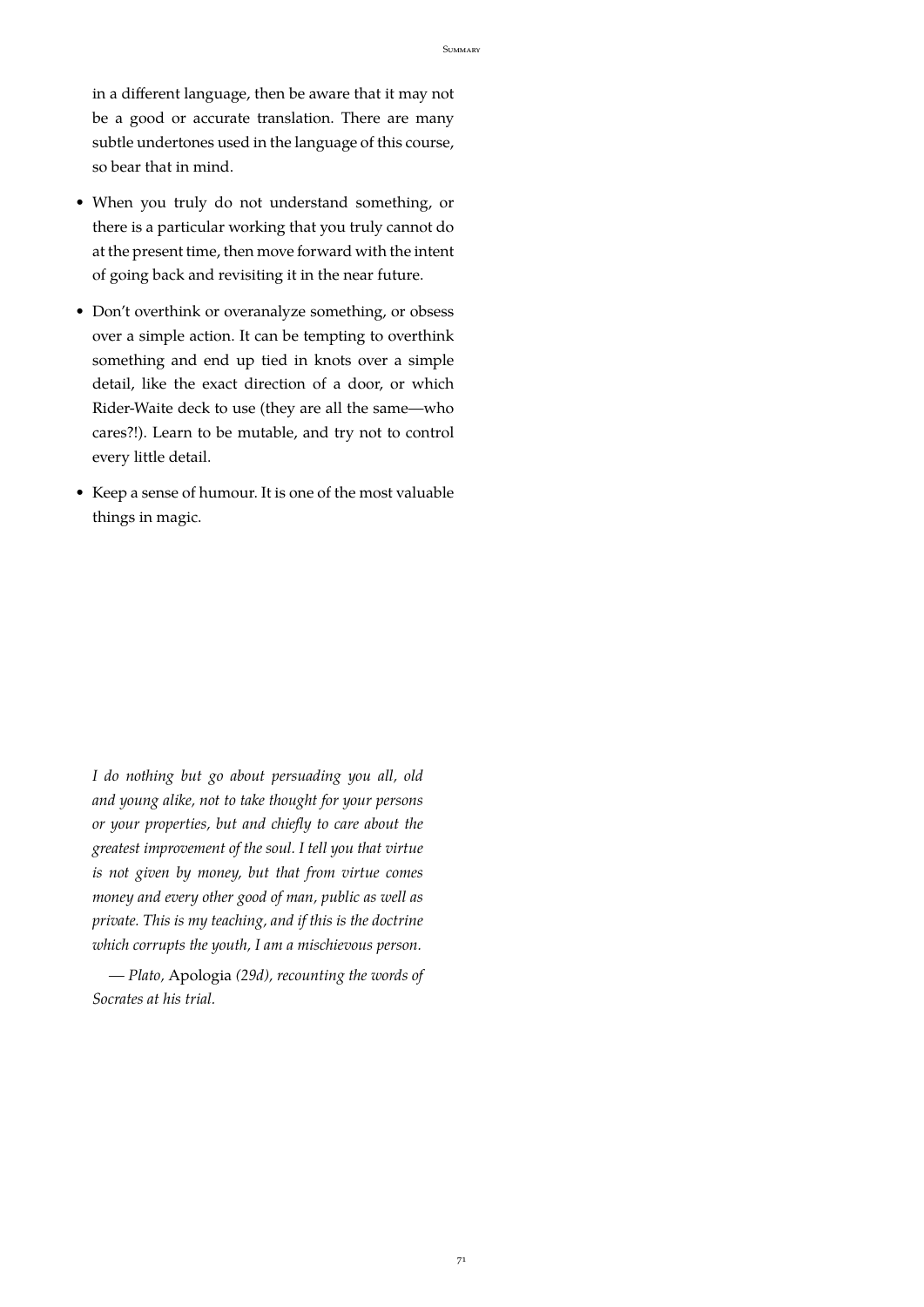in a different language, then be aware that it may not be a good or accurate translation. There are many subtle undertones used in the language of this course, so bear that in mind.

- When you truly do not understand something, or there is a particular working that you truly cannot do at the present time, then move forward with the intent of going back and revisiting it in the near future.
- Don't overthink or overanalyze something, or obsess over a simple action. It can be tempting to overthink something and end up tied in knots over a simple detail, like the exact direction of a door, or which Rider-Waite deck to use (they are all the same—who cares?!). Learn to be mutable, and try not to control every little detail.
- Keep a sense of humour. It is one of the most valuable things in magic.

*I do nothing but go about persuading you all, old and young alike, not to take thought for your persons or your properties, but and chiefly to care about the greatest improvement of the soul. I tell you that virtue is not given by money, but that from virtue comes money and every other good of man, public as well as private. This is my teaching, and if this is the doctrine which corrupts the youth, I am a mischievous person.*

— *Plato,* Apologia *(29d), recounting the words of Socrates at his trial.*